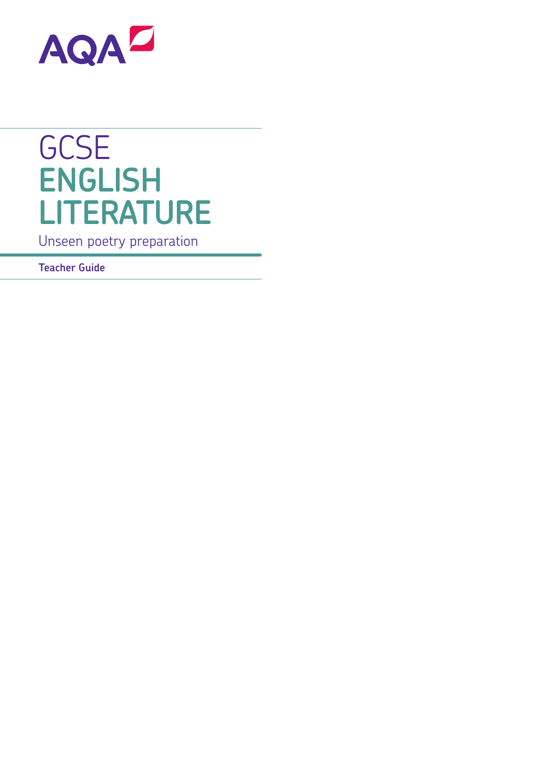AQA

# GCSE ENGLISH LITERATURE

Unseen poetry preparation

**Teacher Guide**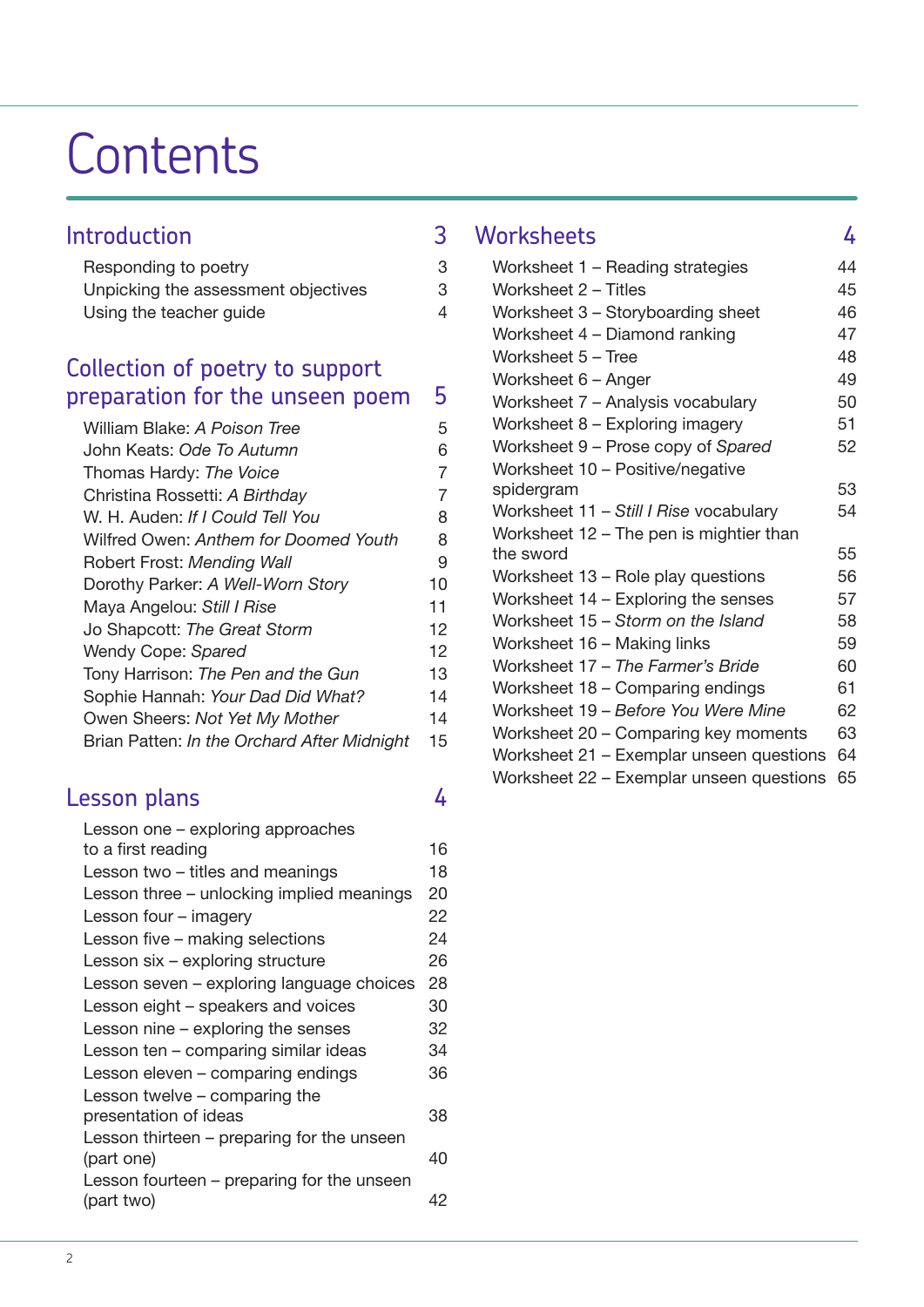# Contents

## Introduction 3

- Responding to poetry 3
- Unpicking the assessment objectives 3
- Using the teacher guide 4

## Collection of poetry to support preparation for the unseen poem 5

- William Blake: *A Poison Tree* 5
- John Keats: *Ode To Autumn* 6
- Thomas Hardy: *The Voice* 7
- Christina Rossetti: *A Birthday* 7
- W. H. Auden: *If I Could Tell You* 8
- Wilfred Owen: *Anthem for Doomed Youth* 8
- Robert Frost: *Mending Wall* 9
- Dorothy Parker: *A Well-Worn Story* 10
- Maya Angelou: *Still I Rise* 11
- Jo Shapcott: *The Great Storm* 12
- Wendy Cope: *Spared* 12
- Tony Harrison: *The Pen and the Gun* 13
- Sophie Hannah: *Your Dad Did What?* 14
- Owen Sheers: *Not Yet My Mother* 14
- Brian Patten: *In the Orchard After Midnight* 15

## Lesson plans 4

- Lesson one – exploring approaches to a first reading 16
- Lesson two – titles and meanings 18
- Lesson three – unlocking implied meanings 20
- Lesson four – imagery 22
- Lesson five – making selections 24
- Lesson six – exploring structure 26
- Lesson seven – exploring language choices 28
- Lesson eight – speakers and voices 30
- Lesson nine – exploring the senses 32
- Lesson ten – comparing similar ideas 34
- Lesson eleven – comparing endings 36
- Lesson twelve – comparing the presentation of ideas 38
- Lesson thirteen – preparing for the unseen (part one) 40
- Lesson fourteen – preparing for the unseen (part two) 42

## Worksheets 4

- Worksheet 1 – Reading strategies 44
- Worksheet 2 – Titles 45
- Worksheet 3 – Storyboarding sheet 46
- Worksheet 4 – Diamond ranking 47
- Worksheet 5 – Tree 48
- Worksheet 6 – Anger 49
- Worksheet 7 – Analysis vocabulary 50
- Worksheet 8 – Exploring imagery 51
- Worksheet 9 – Prose copy of *Spared* 52
- Worksheet 10 – Positive/negative spidergram 53
- Worksheet 11 – *Still I Rise* vocabulary 54
- Worksheet 12 – The pen is mightier than the sword 55
- Worksheet 13 – Role play questions 56
- Worksheet 14 – Exploring the senses 57
- Worksheet 15 – *Storm on the Island* 58
- Worksheet 16 – Making links 59
- Worksheet 17 – *The Farmer's Bride* 60
- Worksheet 18 – Comparing endings 61
- Worksheet 19 – *Before You Were Mine* 62
- Worksheet 20 – Comparing key moments 63
- Worksheet 21 – Exemplar unseen questions 64
- Worksheet 22 – Exemplar unseen questions 65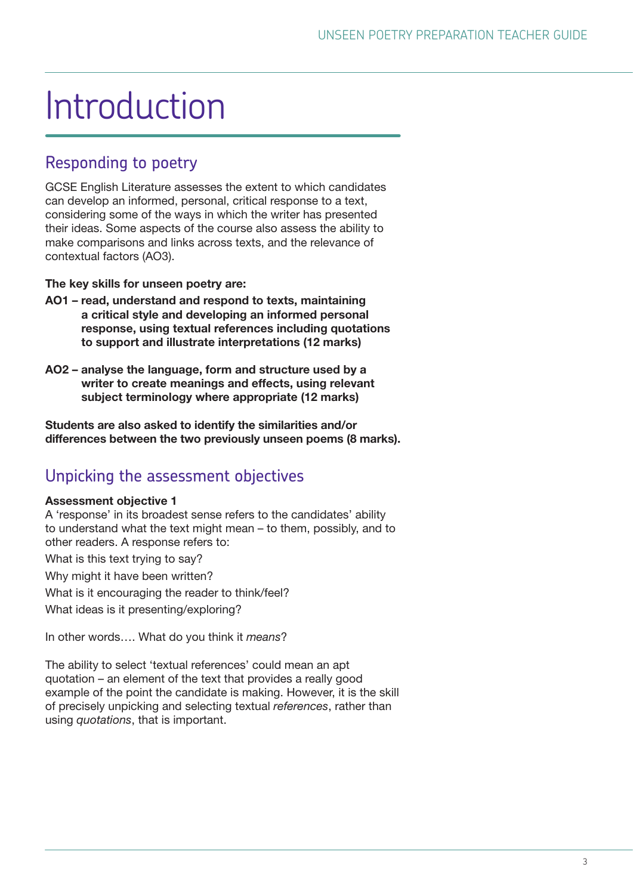# Introduction

## Responding to poetry

GCSE English Literature assesses the extent to which candidates can develop an informed, personal, critical response to a text, considering some of the ways in which the writer has presented their ideas. Some aspects of the course also assess the ability to make comparisons and links across texts, and the relevance of contextual factors (AO3).

**The key skills for unseen poetry are:**

**AO1 – read, understand and respond to texts, maintaining a critical style and developing an informed personal response, using textual references including quotations to support and illustrate interpretations (12 marks)**

**AO2 – analyse the language, form and structure used by a writer to create meanings and effects, using relevant subject terminology where appropriate (12 marks)**

**Students are also asked to identify the similarities and/or differences between the two previously unseen poems (8 marks).**

## Unpicking the assessment objectives

**Assessment objective 1**
A 'response' in its broadest sense refers to the candidates' ability to understand what the text might mean – to them, possibly, and to other readers. A response refers to:

What is this text trying to say?

Why might it have been written?

What is it encouraging the reader to think/feel?

What ideas is it presenting/exploring?

In other words…. What do you think it *means*?

The ability to select 'textual references' could mean an apt quotation – an element of the text that provides a really good example of the point the candidate is making. However, it is the skill of precisely unpicking and selecting textual *references*, rather than using *quotations*, that is important.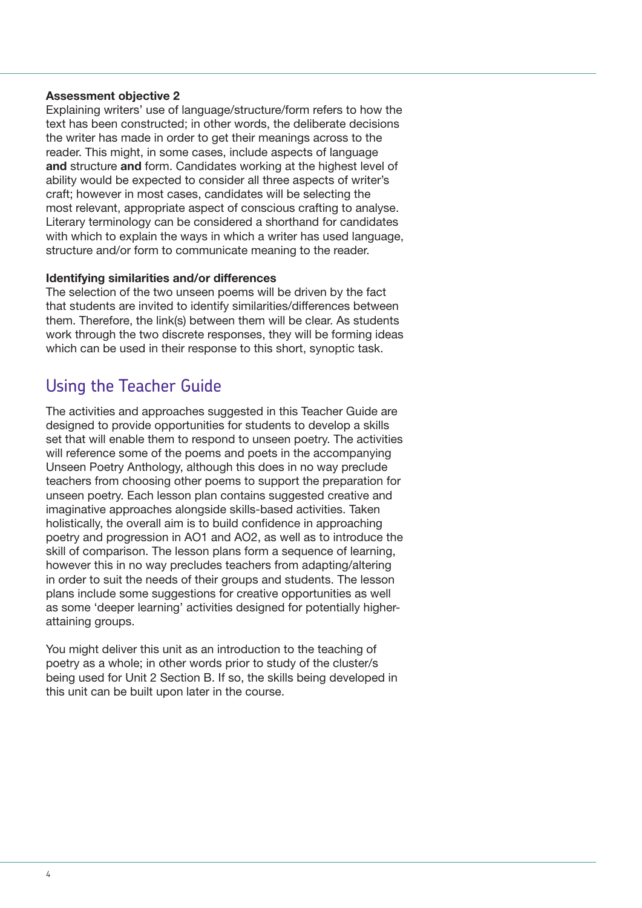**Assessment objective 2**

Explaining writers' use of language/structure/form refers to how the text has been constructed; in other words, the deliberate decisions the writer has made in order to get their meanings across to the reader. This might, in some cases, include aspects of language **and** structure **and** form. Candidates working at the highest level of ability would be expected to consider all three aspects of writer's craft; however in most cases, candidates will be selecting the most relevant, appropriate aspect of conscious crafting to analyse. Literary terminology can be considered a shorthand for candidates with which to explain the ways in which a writer has used language, structure and/or form to communicate meaning to the reader.

**Identifying similarities and/or differences**

The selection of the two unseen poems will be driven by the fact that students are invited to identify similarities/differences between them. Therefore, the link(s) between them will be clear. As students work through the two discrete responses, they will be forming ideas which can be used in their response to this short, synoptic task.

## Using the Teacher Guide

The activities and approaches suggested in this Teacher Guide are designed to provide opportunities for students to develop a skills set that will enable them to respond to unseen poetry. The activities will reference some of the poems and poets in the accompanying Unseen Poetry Anthology, although this does in no way preclude teachers from choosing other poems to support the preparation for unseen poetry. Each lesson plan contains suggested creative and imaginative approaches alongside skills-based activities. Taken holistically, the overall aim is to build confidence in approaching poetry and progression in AO1 and AO2, as well as to introduce the skill of comparison. The lesson plans form a sequence of learning, however this in no way precludes teachers from adapting/altering in order to suit the needs of their groups and students. The lesson plans include some suggestions for creative opportunities as well as some 'deeper learning' activities designed for potentially higher-attaining groups.

You might deliver this unit as an introduction to the teaching of poetry as a whole; in other words prior to study of the cluster/s being used for Unit 2 Section B. If so, the skills being developed in this unit can be built upon later in the course.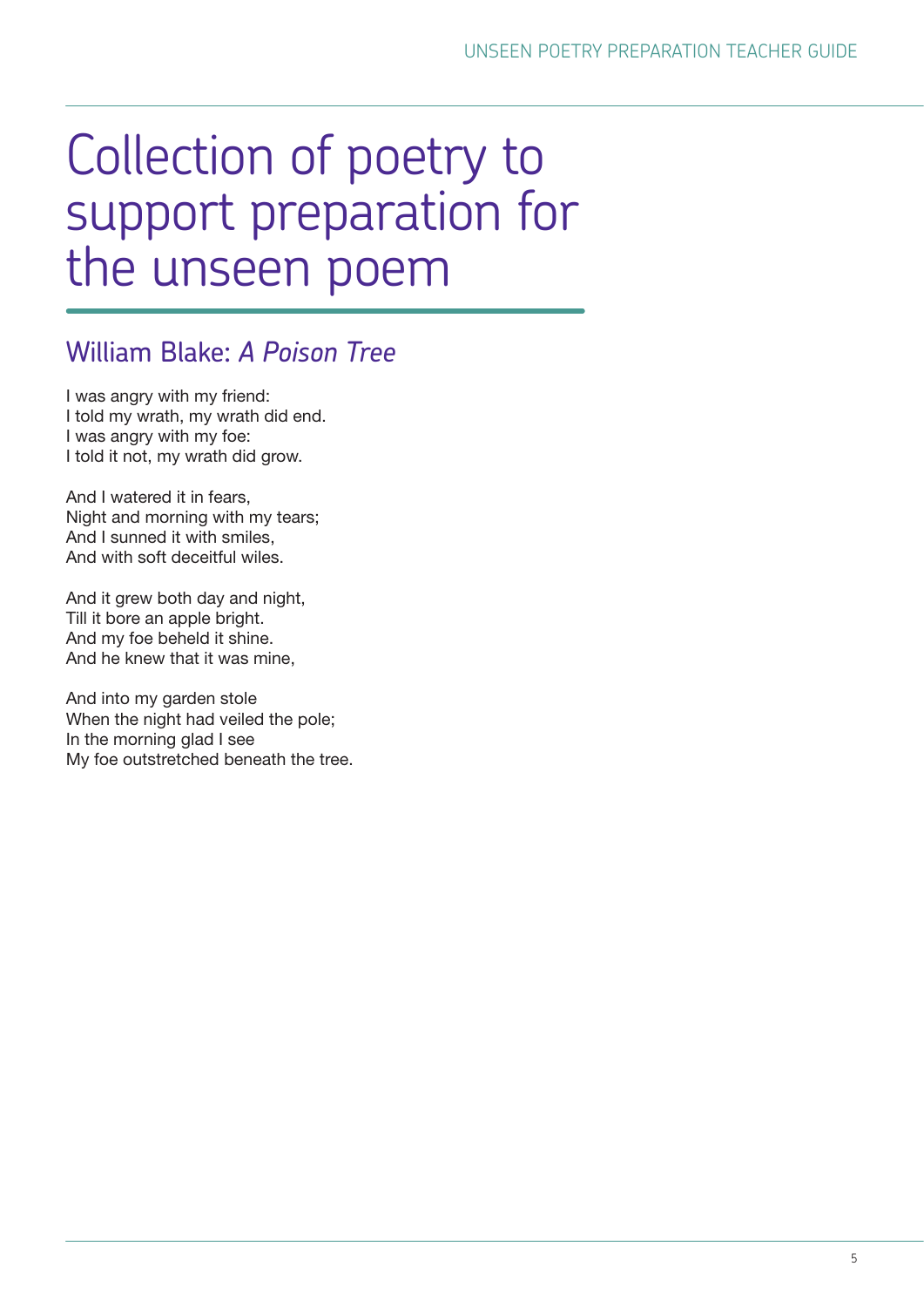# Collection of poetry to support preparation for the unseen poem

## William Blake: *A Poison Tree*

I was angry with my friend:  
I told my wrath, my wrath did end.  
I was angry with my foe:  
I told it not, my wrath did grow.

And I watered it in fears,  
Night and morning with my tears;  
And I sunned it with smiles,  
And with soft deceitful wiles.

And it grew both day and night,  
Till it bore an apple bright.  
And my foe beheld it shine.  
And he knew that it was mine,

And into my garden stole  
When the night had veiled the pole;  
In the morning glad I see  
My foe outstretched beneath the tree.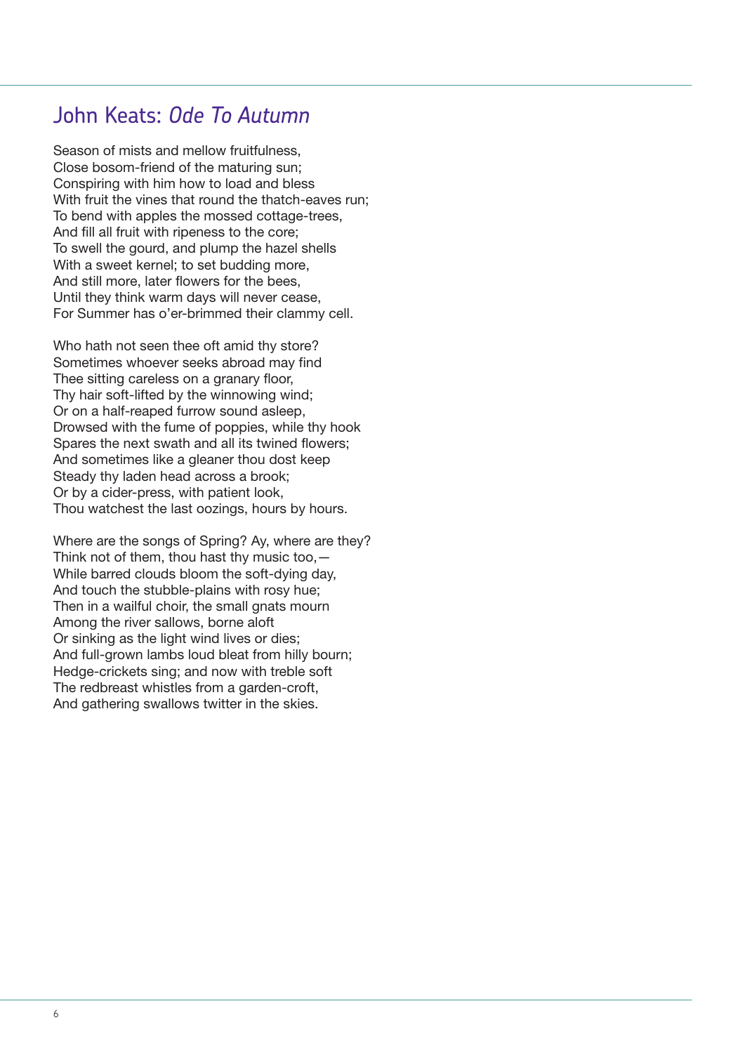## John Keats: *Ode To Autumn*

Season of mists and mellow fruitfulness,  
Close bosom-friend of the maturing sun;  
Conspiring with him how to load and bless  
With fruit the vines that round the thatch-eaves run;  
To bend with apples the mossed cottage-trees,  
And fill all fruit with ripeness to the core;  
To swell the gourd, and plump the hazel shells  
With a sweet kernel; to set budding more,  
And still more, later flowers for the bees,  
Until they think warm days will never cease,  
For Summer has o'er-brimmed their clammy cell.

Who hath not seen thee oft amid thy store?  
Sometimes whoever seeks abroad may find  
Thee sitting careless on a granary floor,  
Thy hair soft-lifted by the winnowing wind;  
Or on a half-reaped furrow sound asleep,  
Drowsed with the fume of poppies, while thy hook  
Spares the next swath and all its twined flowers;  
And sometimes like a gleaner thou dost keep  
Steady thy laden head across a brook;  
Or by a cider-press, with patient look,  
Thou watchest the last oozings, hours by hours.

Where are the songs of Spring? Ay, where are they?  
Think not of them, thou hast thy music too,—  
While barred clouds bloom the soft-dying day,  
And touch the stubble-plains with rosy hue;  
Then in a wailful choir, the small gnats mourn  
Among the river sallows, borne aloft  
Or sinking as the light wind lives or dies;  
And full-grown lambs loud bleat from hilly bourn;  
Hedge-crickets sing; and now with treble soft  
The redbreast whistles from a garden-croft,  
And gathering swallows twitter in the skies.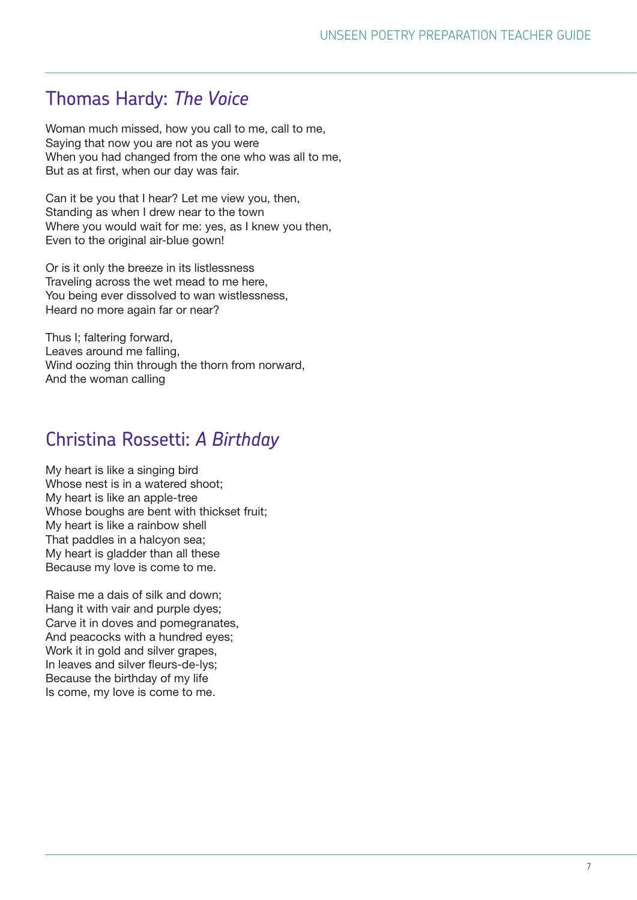## Thomas Hardy: *The Voice*

Woman much missed, how you call to me, call to me,
Saying that now you are not as you were
When you had changed from the one who was all to me,
But as at first, when our day was fair.

Can it be you that I hear? Let me view you, then,
Standing as when I drew near to the town
Where you would wait for me: yes, as I knew you then,
Even to the original air-blue gown!

Or is it only the breeze in its listlessness
Traveling across the wet mead to me here,
You being ever dissolved to wan wistlessness,
Heard no more again far or near?

Thus I; faltering forward,
Leaves around me falling,
Wind oozing thin through the thorn from norward,
And the woman calling

## Christina Rossetti: *A Birthday*

My heart is like a singing bird
Whose nest is in a watered shoot;
My heart is like an apple-tree
Whose boughs are bent with thickset fruit;
My heart is like a rainbow shell
That paddles in a halcyon sea;
My heart is gladder than all these
Because my love is come to me.

Raise me a dais of silk and down;
Hang it with vair and purple dyes;
Carve it in doves and pomegranates,
And peacocks with a hundred eyes;
Work it in gold and silver grapes,
In leaves and silver fleurs-de-lys;
Because the birthday of my life
Is come, my love is come to me.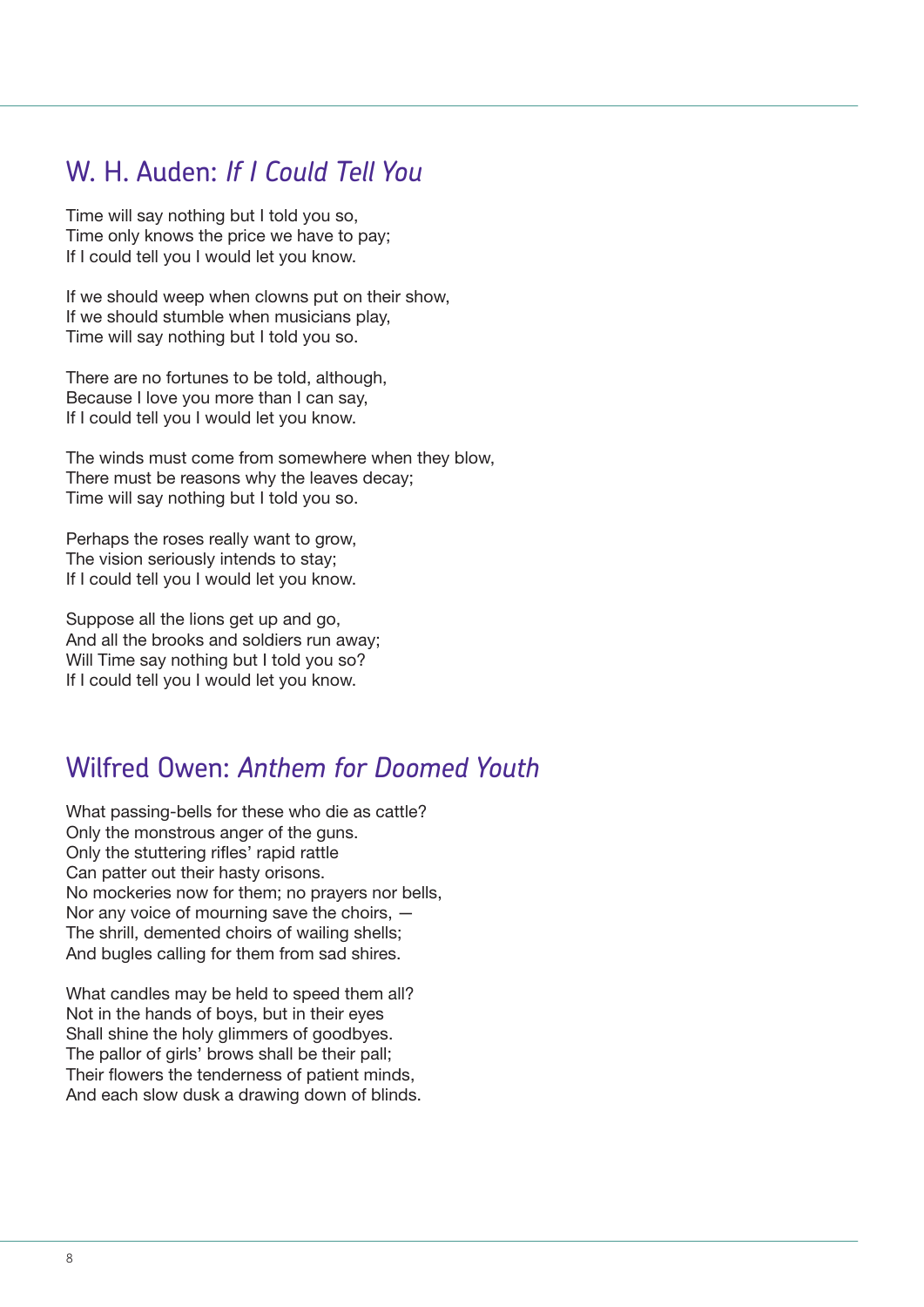## W. H. Auden: *If I Could Tell You*

Time will say nothing but I told you so,
Time only knows the price we have to pay;
If I could tell you I would let you know.

If we should weep when clowns put on their show,
If we should stumble when musicians play,
Time will say nothing but I told you so.

There are no fortunes to be told, although,
Because I love you more than I can say,
If I could tell you I would let you know.

The winds must come from somewhere when they blow,
There must be reasons why the leaves decay;
Time will say nothing but I told you so.

Perhaps the roses really want to grow,
The vision seriously intends to stay;
If I could tell you I would let you know.

Suppose all the lions get up and go,
And all the brooks and soldiers run away;
Will Time say nothing but I told you so?
If I could tell you I would let you know.

## Wilfred Owen: *Anthem for Doomed Youth*

What passing-bells for these who die as cattle?
Only the monstrous anger of the guns.
Only the stuttering rifles' rapid rattle
Can patter out their hasty orisons.
No mockeries now for them; no prayers nor bells,
Nor any voice of mourning save the choirs, —
The shrill, demented choirs of wailing shells;
And bugles calling for them from sad shires.

What candles may be held to speed them all?
Not in the hands of boys, but in their eyes
Shall shine the holy glimmers of goodbyes.
The pallor of girls' brows shall be their pall;
Their flowers the tenderness of patient minds,
And each slow dusk a drawing down of blinds.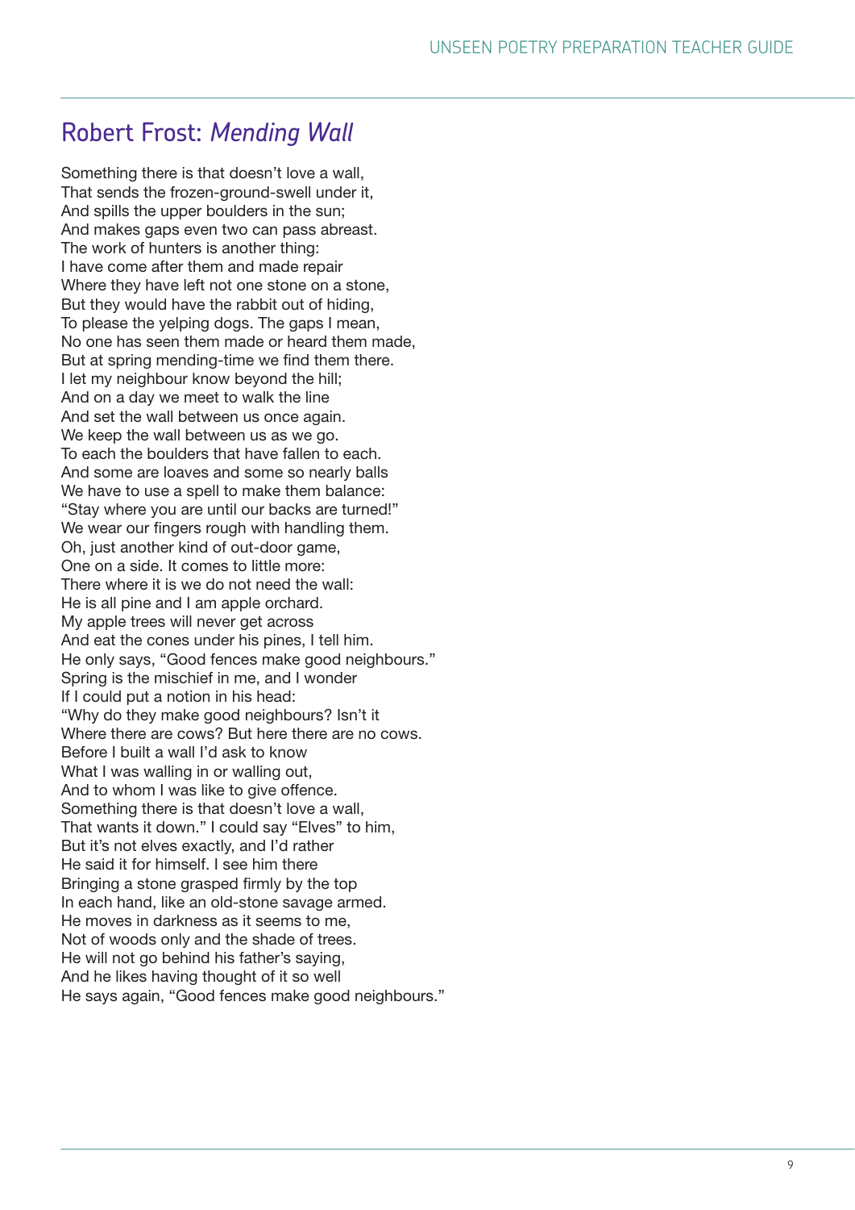# Robert Frost: *Mending Wall*

Something there is that doesn't love a wall,  
That sends the frozen-ground-swell under it,  
And spills the upper boulders in the sun;  
And makes gaps even two can pass abreast.  
The work of hunters is another thing:  
I have come after them and made repair  
Where they have left not one stone on a stone,  
But they would have the rabbit out of hiding,  
To please the yelping dogs. The gaps I mean,  
No one has seen them made or heard them made,  
But at spring mending-time we find them there.  
I let my neighbour know beyond the hill;  
And on a day we meet to walk the line  
And set the wall between us once again.  
We keep the wall between us as we go.  
To each the boulders that have fallen to each.  
And some are loaves and some so nearly balls  
We have to use a spell to make them balance:  
"Stay where you are until our backs are turned!"  
We wear our fingers rough with handling them.  
Oh, just another kind of out-door game,  
One on a side. It comes to little more:  
There where it is we do not need the wall:  
He is all pine and I am apple orchard.  
My apple trees will never get across  
And eat the cones under his pines, I tell him.  
He only says, "Good fences make good neighbours."  
Spring is the mischief in me, and I wonder  
If I could put a notion in his head:  
"Why do they make good neighbours? Isn't it  
Where there are cows? But here there are no cows.  
Before I built a wall I'd ask to know  
What I was walling in or walling out,  
And to whom I was like to give offence.  
Something there is that doesn't love a wall,  
That wants it down." I could say "Elves" to him,  
But it's not elves exactly, and I'd rather  
He said it for himself. I see him there  
Bringing a stone grasped firmly by the top  
In each hand, like an old-stone savage armed.  
He moves in darkness as it seems to me,  
Not of woods only and the shade of trees.  
He will not go behind his father's saying,  
And he likes having thought of it so well  
He says again, "Good fences make good neighbours."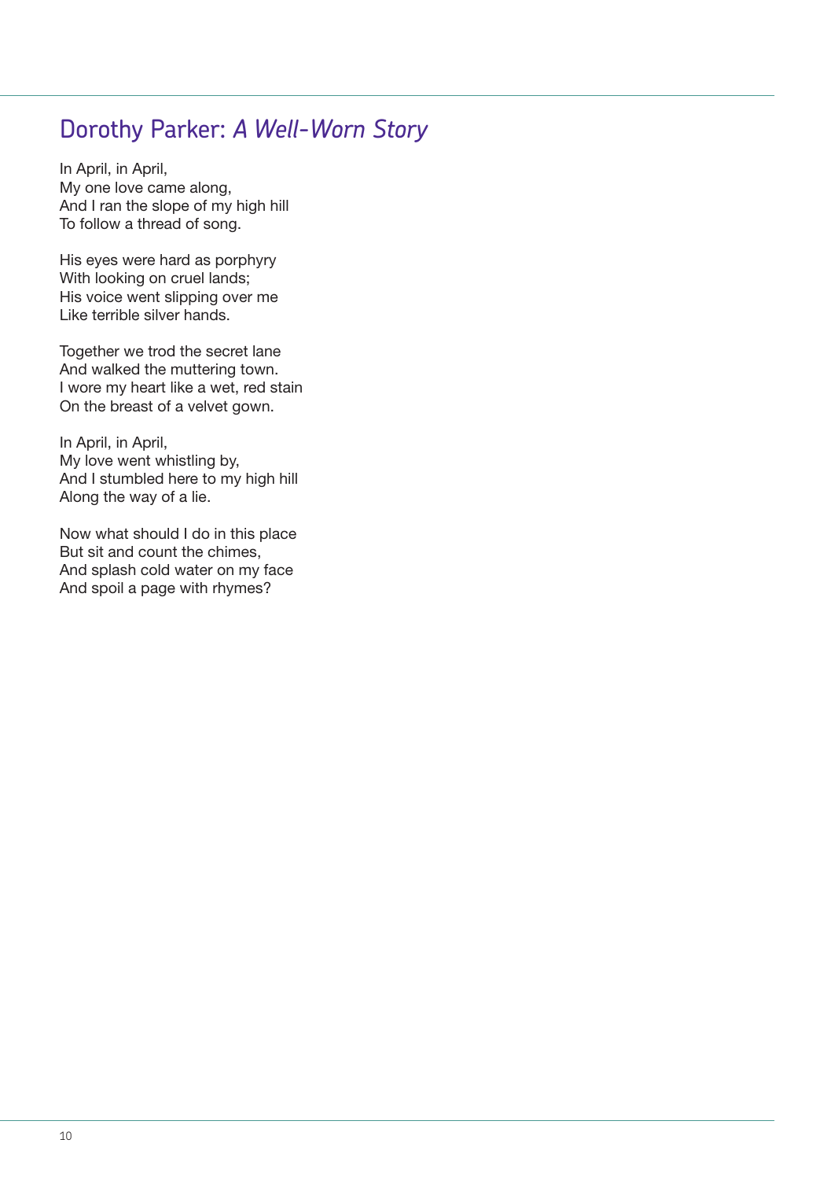## Dorothy Parker: *A Well-Worn Story*

In April, in April,  
My one love came along,  
And I ran the slope of my high hill  
To follow a thread of song.

His eyes were hard as porphyry  
With looking on cruel lands;  
His voice went slipping over me  
Like terrible silver hands.

Together we trod the secret lane  
And walked the muttering town.  
I wore my heart like a wet, red stain  
On the breast of a velvet gown.

In April, in April,  
My love went whistling by,  
And I stumbled here to my high hill  
Along the way of a lie.

Now what should I do in this place  
But sit and count the chimes,  
And splash cold water on my face  
And spoil a page with rhymes?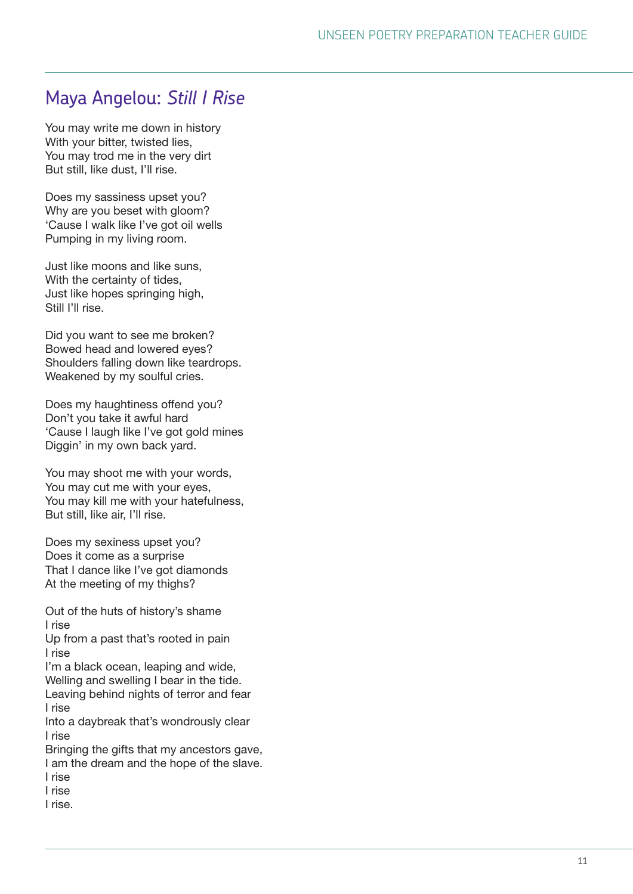## Maya Angelou: *Still I Rise*

You may write me down in history  
With your bitter, twisted lies,  
You may trod me in the very dirt  
But still, like dust, I'll rise.

Does my sassiness upset you?  
Why are you beset with gloom?  
'Cause I walk like I've got oil wells  
Pumping in my living room.

Just like moons and like suns,  
With the certainty of tides,  
Just like hopes springing high,  
Still I'll rise.

Did you want to see me broken?  
Bowed head and lowered eyes?  
Shoulders falling down like teardrops.  
Weakened by my soulful cries.

Does my haughtiness offend you?  
Don't you take it awful hard  
'Cause I laugh like I've got gold mines  
Diggin' in my own back yard.

You may shoot me with your words,  
You may cut me with your eyes,  
You may kill me with your hatefulness,  
But still, like air, I'll rise.

Does my sexiness upset you?  
Does it come as a surprise  
That I dance like I've got diamonds  
At the meeting of my thighs?

Out of the huts of history's shame  
I rise  
Up from a past that's rooted in pain  
I rise  
I'm a black ocean, leaping and wide,  
Welling and swelling I bear in the tide.  
Leaving behind nights of terror and fear  
I rise  
Into a daybreak that's wondrously clear  
I rise  
Bringing the gifts that my ancestors gave,  
I am the dream and the hope of the slave.  
I rise  
I rise  
I rise.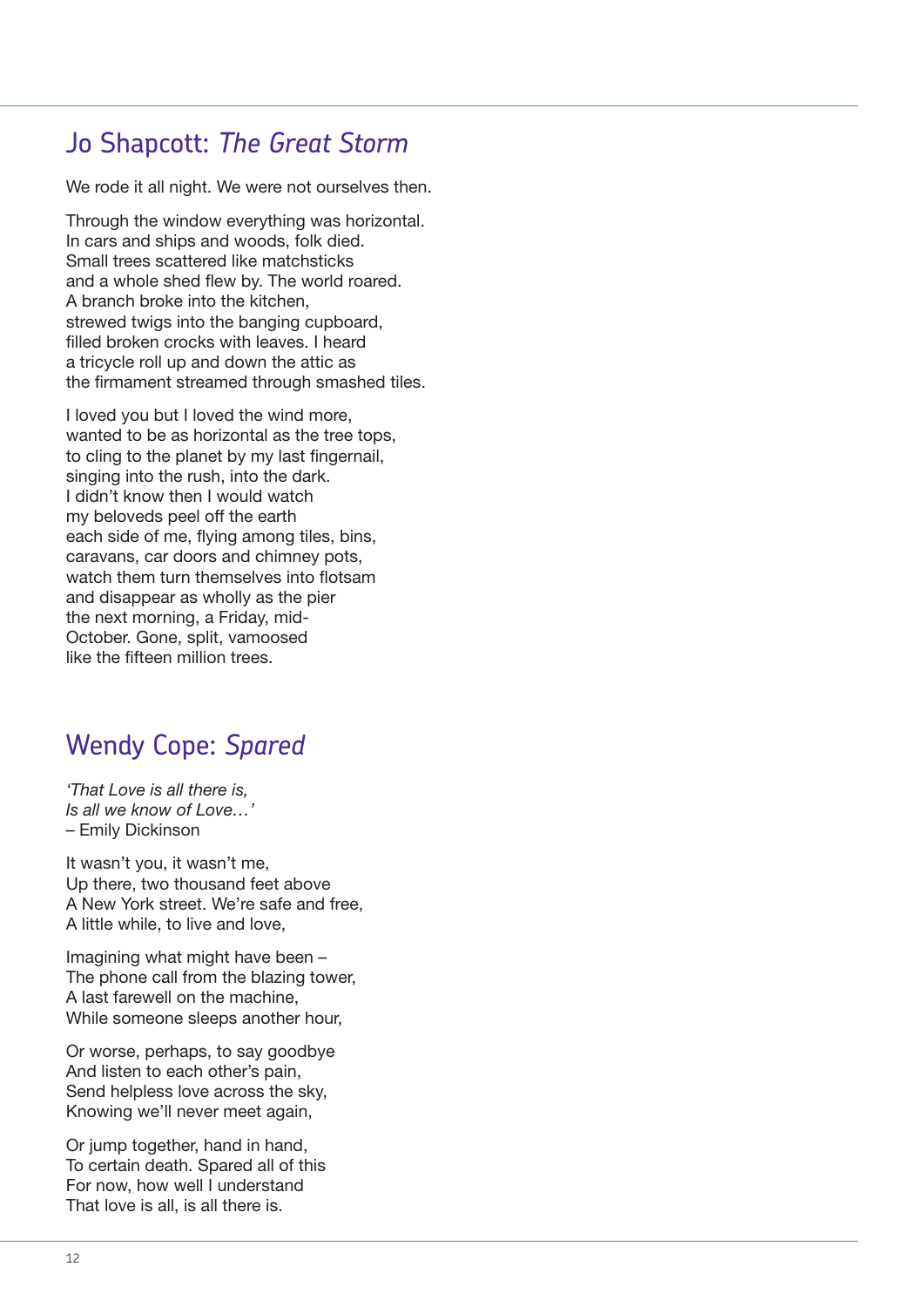## Jo Shapcott: *The Great Storm*

We rode it all night. We were not ourselves then.

Through the window everything was horizontal.  
In cars and ships and woods, folk died.  
Small trees scattered like matchsticks  
and a whole shed flew by. The world roared.  
A branch broke into the kitchen,  
strewed twigs into the banging cupboard,  
filled broken crocks with leaves. I heard  
a tricycle roll up and down the attic as  
the firmament streamed through smashed tiles.

I loved you but I loved the wind more,  
wanted to be as horizontal as the tree tops,  
to cling to the planet by my last fingernail,  
singing into the rush, into the dark.  
I didn't know then I would watch  
my beloveds peel off the earth  
each side of me, flying among tiles, bins,  
caravans, car doors and chimney pots,  
watch them turn themselves into flotsam  
and disappear as wholly as the pier  
the next morning, a Friday, mid-  
October. Gone, split, vamoosed  
like the fifteen million trees.

## Wendy Cope: *Spared*

*'That Love is all there is,*  
*Is all we know of Love…'*  
– Emily Dickinson

It wasn't you, it wasn't me,  
Up there, two thousand feet above  
A New York street. We're safe and free,  
A little while, to live and love,

Imagining what might have been –  
The phone call from the blazing tower,  
A last farewell on the machine,  
While someone sleeps another hour,

Or worse, perhaps, to say goodbye  
And listen to each other's pain,  
Send helpless love across the sky,  
Knowing we'll never meet again,

Or jump together, hand in hand,  
To certain death. Spared all of this  
For now, how well I understand  
That love is all, is all there is.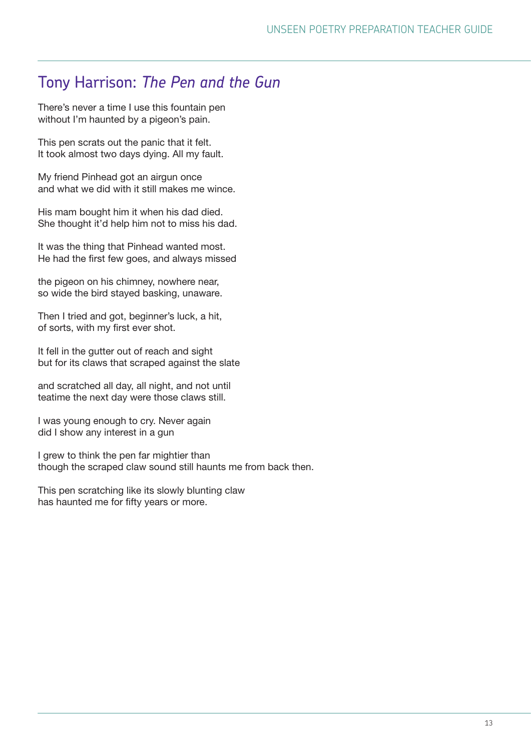## Tony Harrison: *The Pen and the Gun*

There's never a time I use this fountain pen  
without I'm haunted by a pigeon's pain.

This pen scrats out the panic that it felt.  
It took almost two days dying. All my fault.

My friend Pinhead got an airgun once  
and what we did with it still makes me wince.

His mam bought him it when his dad died.  
She thought it'd help him not to miss his dad.

It was the thing that Pinhead wanted most.  
He had the first few goes, and always missed

the pigeon on his chimney, nowhere near,  
so wide the bird stayed basking, unaware.

Then I tried and got, beginner's luck, a hit,  
of sorts, with my first ever shot.

It fell in the gutter out of reach and sight  
but for its claws that scraped against the slate

and scratched all day, all night, and not until  
teatime the next day were those claws still.

I was young enough to cry. Never again  
did I show any interest in a gun

I grew to think the pen far mightier than  
though the scraped claw sound still haunts me from back then.

This pen scratching like its slowly blunting claw  
has haunted me for fifty years or more.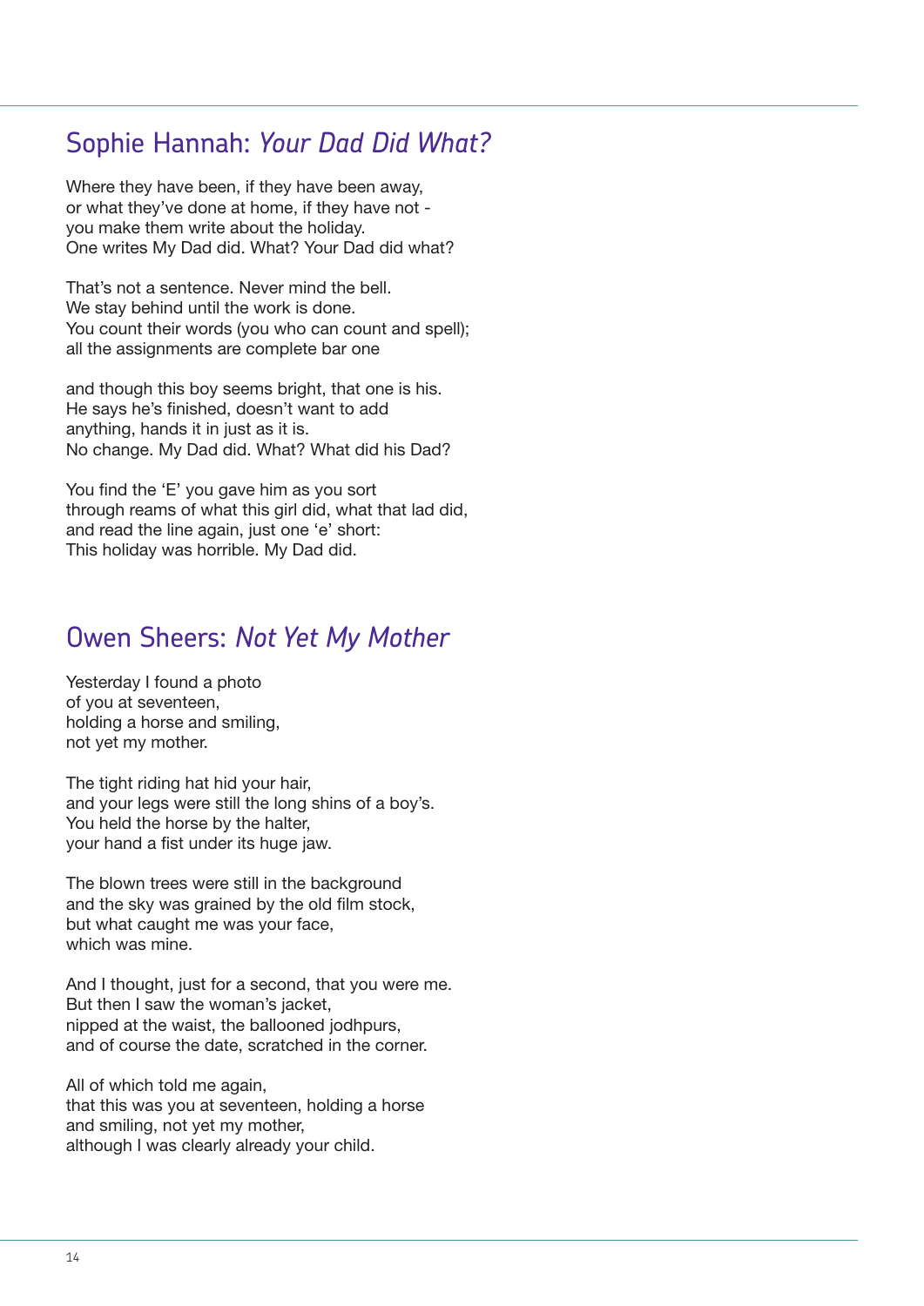## Sophie Hannah: *Your Dad Did What?*

Where they have been, if they have been away,  
or what they've done at home, if they have not -  
you make them write about the holiday.  
One writes My Dad did. What? Your Dad did what?

That's not a sentence. Never mind the bell.  
We stay behind until the work is done.  
You count their words (you who can count and spell);  
all the assignments are complete bar one

and though this boy seems bright, that one is his.  
He says he's finished, doesn't want to add  
anything, hands it in just as it is.  
No change. My Dad did. What? What did his Dad?

You find the 'E' you gave him as you sort  
through reams of what this girl did, what that lad did,  
and read the line again, just one 'e' short:  
This holiday was horrible. My Dad did.

## Owen Sheers: *Not Yet My Mother*

Yesterday I found a photo  
of you at seventeen,  
holding a horse and smiling,  
not yet my mother.

The tight riding hat hid your hair,  
and your legs were still the long shins of a boy's.  
You held the horse by the halter,  
your hand a fist under its huge jaw.

The blown trees were still in the background  
and the sky was grained by the old film stock,  
but what caught me was your face,  
which was mine.

And I thought, just for a second, that you were me.  
But then I saw the woman's jacket,  
nipped at the waist, the ballooned jodhpurs,  
and of course the date, scratched in the corner.

All of which told me again,  
that this was you at seventeen, holding a horse  
and smiling, not yet my mother,  
although I was clearly already your child.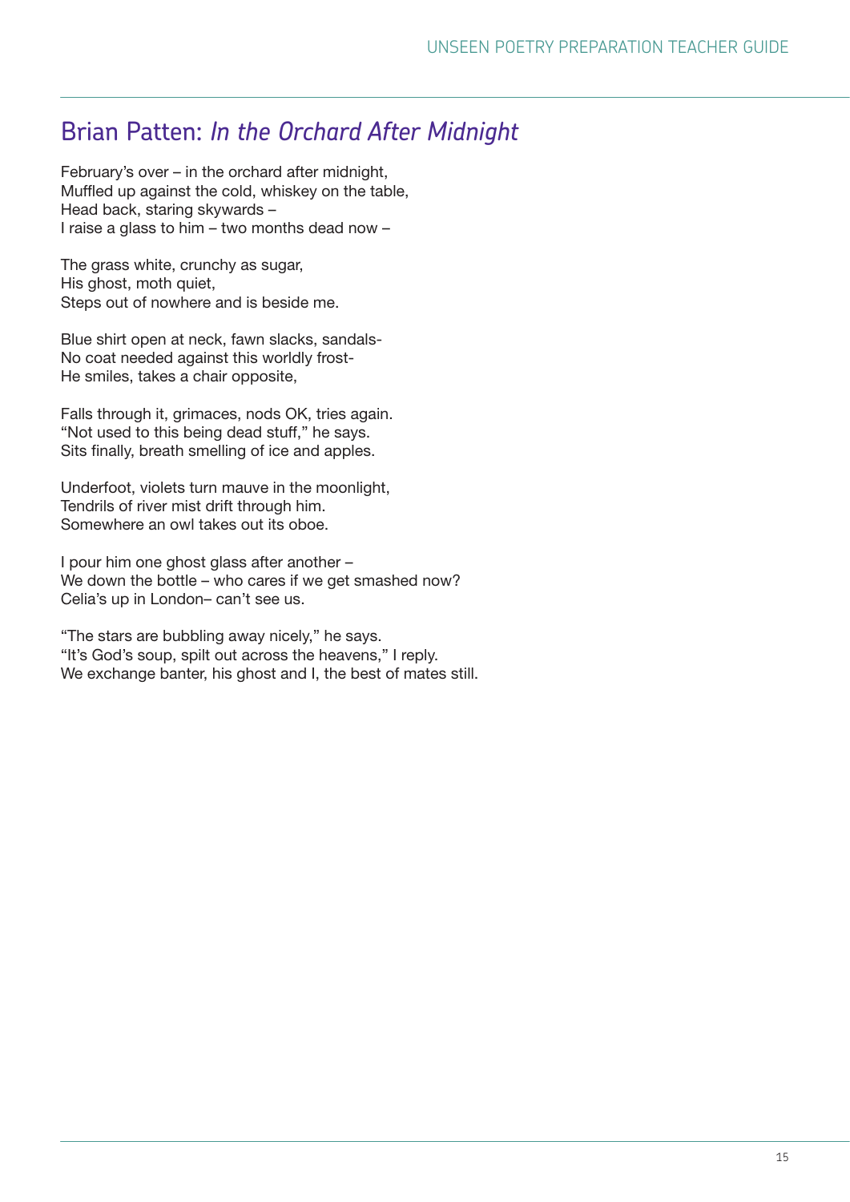## Brian Patten: *In the Orchard After Midnight*

February's over – in the orchard after midnight,
Muffled up against the cold, whiskey on the table,
Head back, staring skywards –
I raise a glass to him – two months dead now –

The grass white, crunchy as sugar,
His ghost, moth quiet,
Steps out of nowhere and is beside me.

Blue shirt open at neck, fawn slacks, sandals-
No coat needed against this worldly frost-
He smiles, takes a chair opposite,

Falls through it, grimaces, nods OK, tries again.
"Not used to this being dead stuff," he says.
Sits finally, breath smelling of ice and apples.

Underfoot, violets turn mauve in the moonlight,
Tendrils of river mist drift through him.
Somewhere an owl takes out its oboe.

I pour him one ghost glass after another –
We down the bottle – who cares if we get smashed now?
Celia's up in London– can't see us.

"The stars are bubbling away nicely," he says.
"It's God's soup, spilt out across the heavens," I reply.
We exchange banter, his ghost and I, the best of mates still.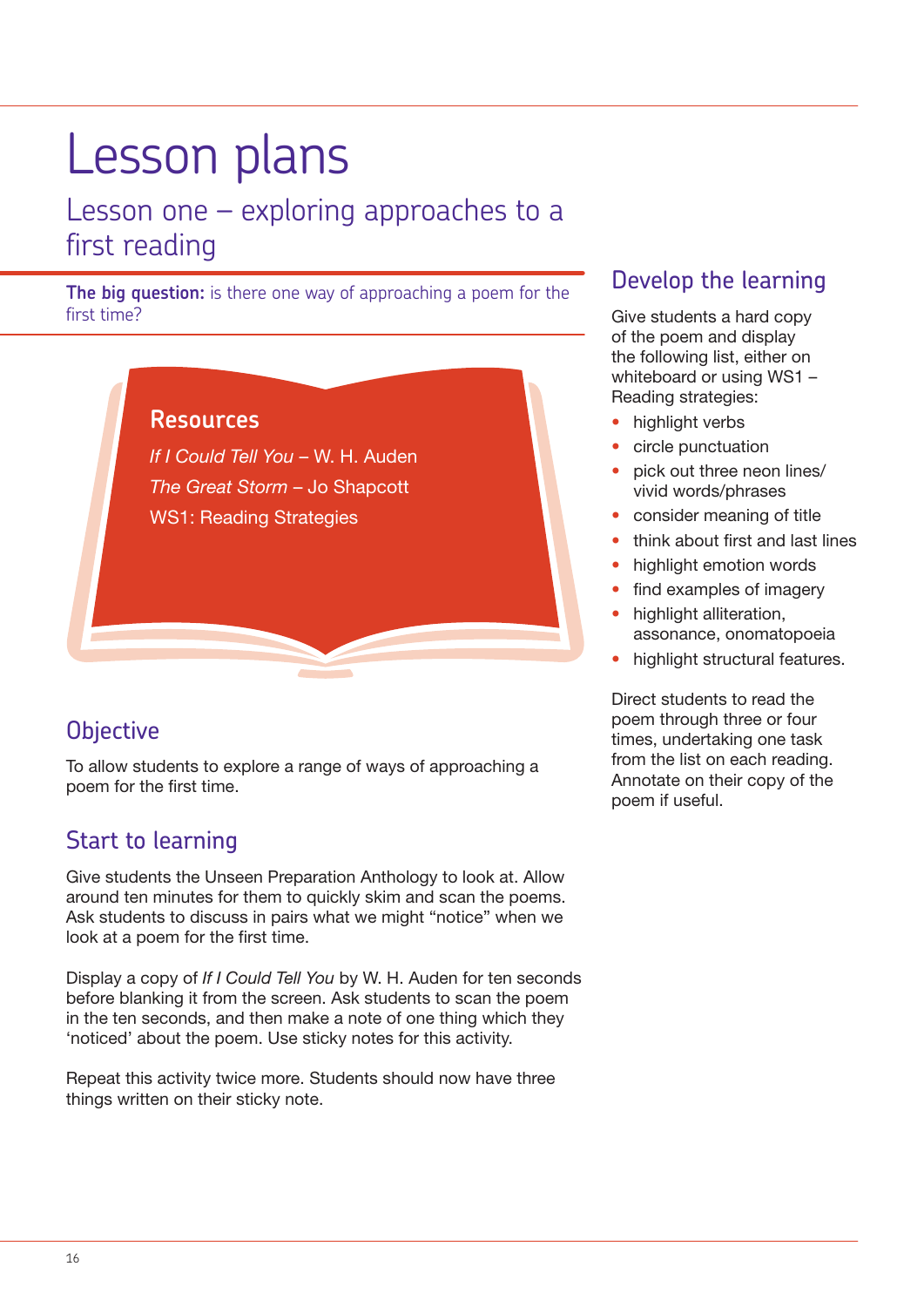# Lesson plans

## Lesson one – exploring approaches to a first reading

**The big question:** is there one way of approaching a poem for the first time?

### Resources

*If I Could Tell You* – W. H. Auden

*The Great Storm* – Jo Shapcott

WS1: Reading Strategies

## Objective

To allow students to explore a range of ways of approaching a poem for the first time.

## Start to learning

Give students the Unseen Preparation Anthology to look at. Allow around ten minutes for them to quickly skim and scan the poems. Ask students to discuss in pairs what we might "notice" when we look at a poem for the first time.

Display a copy of *If I Could Tell You* by W. H. Auden for ten seconds before blanking it from the screen. Ask students to scan the poem in the ten seconds, and then make a note of one thing which they 'noticed' about the poem. Use sticky notes for this activity.

Repeat this activity twice more. Students should now have three things written on their sticky note.

## Develop the learning

Give students a hard copy of the poem and display the following list, either on whiteboard or using WS1 – Reading strategies:

- highlight verbs
- circle punctuation
- pick out three neon lines/vivid words/phrases
- consider meaning of title
- think about first and last lines
- highlight emotion words
- find examples of imagery
- highlight alliteration, assonance, onomatopoeia
- highlight structural features.

Direct students to read the poem through three or four times, undertaking one task from the list on each reading. Annotate on their copy of the poem if useful.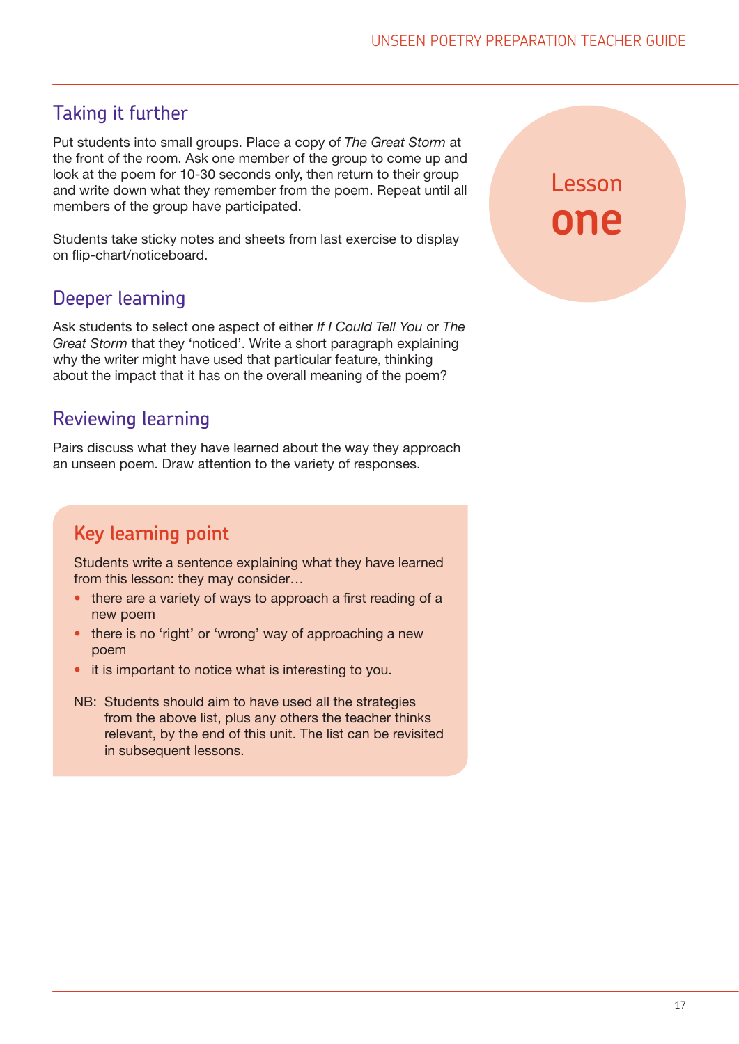## Taking it further

Put students into small groups. Place a copy of *The Great Storm* at the front of the room. Ask one member of the group to come up and look at the poem for 10-30 seconds only, then return to their group and write down what they remember from the poem. Repeat until all members of the group have participated.

Students take sticky notes and sheets from last exercise to display on flip-chart/noticeboard.

Lesson **one**

## Deeper learning

Ask students to select one aspect of either *If I Could Tell You* or *The Great Storm* that they 'noticed'. Write a short paragraph explaining why the writer might have used that particular feature, thinking about the impact that it has on the overall meaning of the poem?

## Reviewing learning

Pairs discuss what they have learned about the way they approach an unseen poem. Draw attention to the variety of responses.

### Key learning point

Students write a sentence explaining what they have learned from this lesson: they may consider…

- there are a variety of ways to approach a first reading of a new poem
- there is no 'right' or 'wrong' way of approaching a new poem
- it is important to notice what is interesting to you.

NB: Students should aim to have used all the strategies from the above list, plus any others the teacher thinks relevant, by the end of this unit. The list can be revisited in subsequent lessons.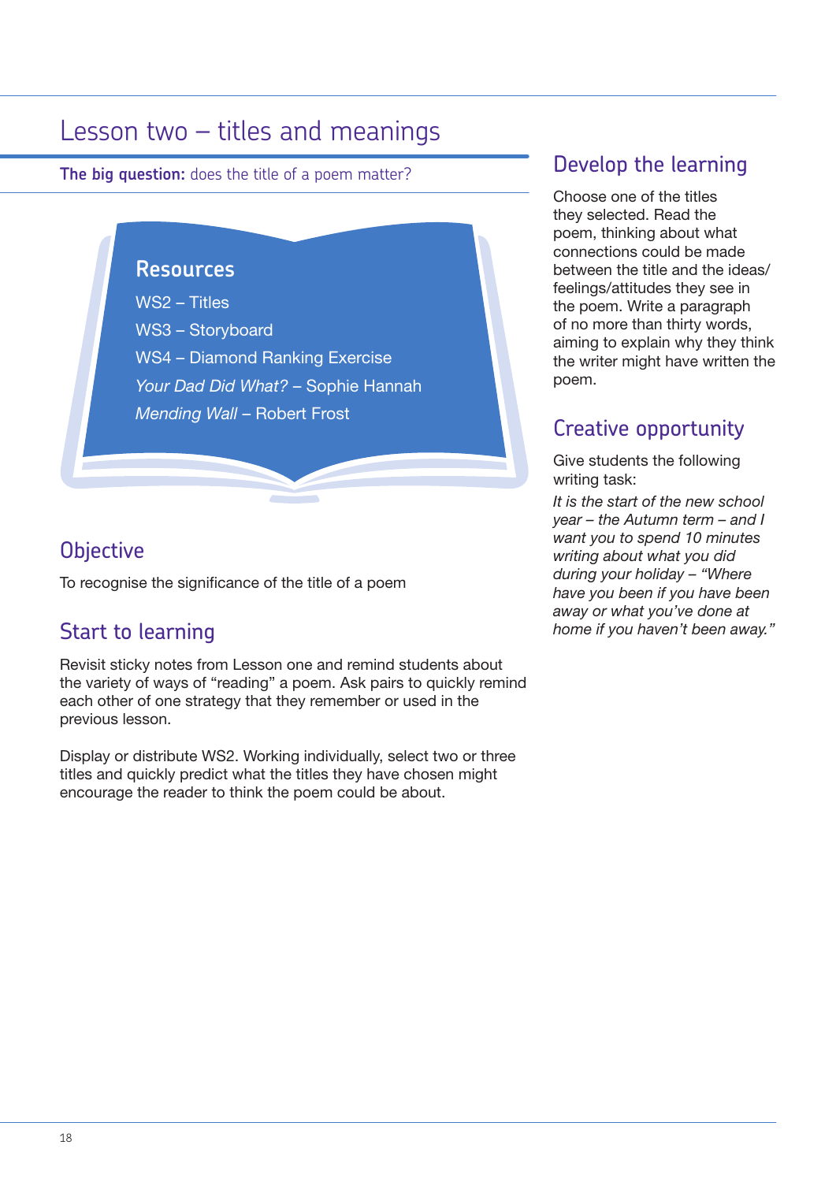# Lesson two – titles and meanings

**The big question:** does the title of a poem matter?

## Resources

WS2 – Titles

WS3 – Storyboard

WS4 – Diamond Ranking Exercise

*Your Dad Did What?* – Sophie Hannah

*Mending Wall* – Robert Frost

## Objective

To recognise the significance of the title of a poem

## Start to learning

Revisit sticky notes from Lesson one and remind students about the variety of ways of "reading" a poem. Ask pairs to quickly remind each other of one strategy that they remember or used in the previous lesson.

Display or distribute WS2. Working individually, select two or three titles and quickly predict what the titles they have chosen might encourage the reader to think the poem could be about.

## Develop the learning

Choose one of the titles they selected. Read the poem, thinking about what connections could be made between the title and the ideas/feelings/attitudes they see in the poem. Write a paragraph of no more than thirty words, aiming to explain why they think the writer might have written the poem.

## Creative opportunity

Give students the following writing task:

*It is the start of the new school year – the Autumn term – and I want you to spend 10 minutes writing about what you did during your holiday – "Where have you been if you have been away or what you've done at home if you haven't been away."*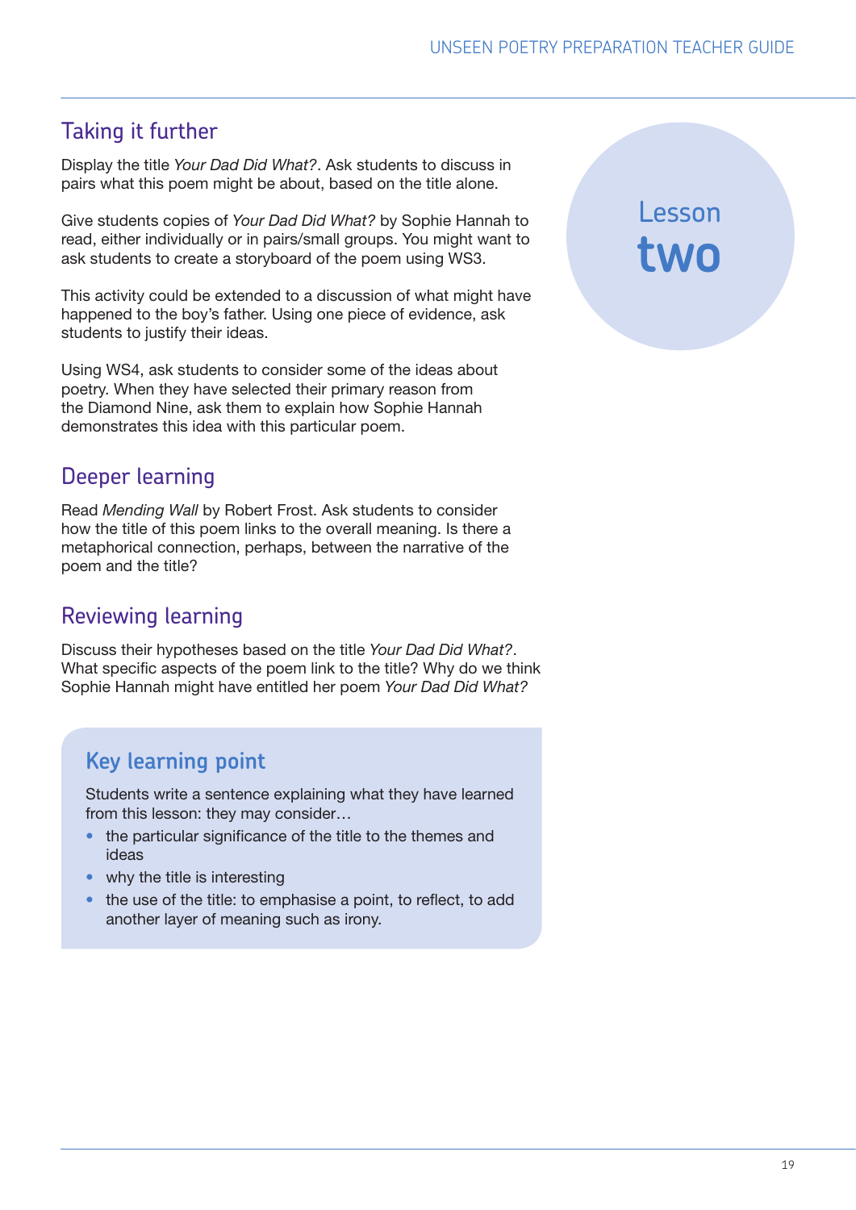Lesson **two**

## Taking it further

Display the title *Your Dad Did What?*. Ask students to discuss in pairs what this poem might be about, based on the title alone.

Give students copies of *Your Dad Did What?* by Sophie Hannah to read, either individually or in pairs/small groups. You might want to ask students to create a storyboard of the poem using WS3.

This activity could be extended to a discussion of what might have happened to the boy's father. Using one piece of evidence, ask students to justify their ideas.

Using WS4, ask students to consider some of the ideas about poetry. When they have selected their primary reason from the Diamond Nine, ask them to explain how Sophie Hannah demonstrates this idea with this particular poem.

## Deeper learning

Read *Mending Wall* by Robert Frost. Ask students to consider how the title of this poem links to the overall meaning. Is there a metaphorical connection, perhaps, between the narrative of the poem and the title?

## Reviewing learning

Discuss their hypotheses based on the title *Your Dad Did What?*. What specific aspects of the poem link to the title? Why do we think Sophie Hannah might have entitled her poem *Your Dad Did What?*

### Key learning point

Students write a sentence explaining what they have learned from this lesson: they may consider…

- the particular significance of the title to the themes and ideas
- why the title is interesting
- the use of the title: to emphasise a point, to reflect, to add another layer of meaning such as irony.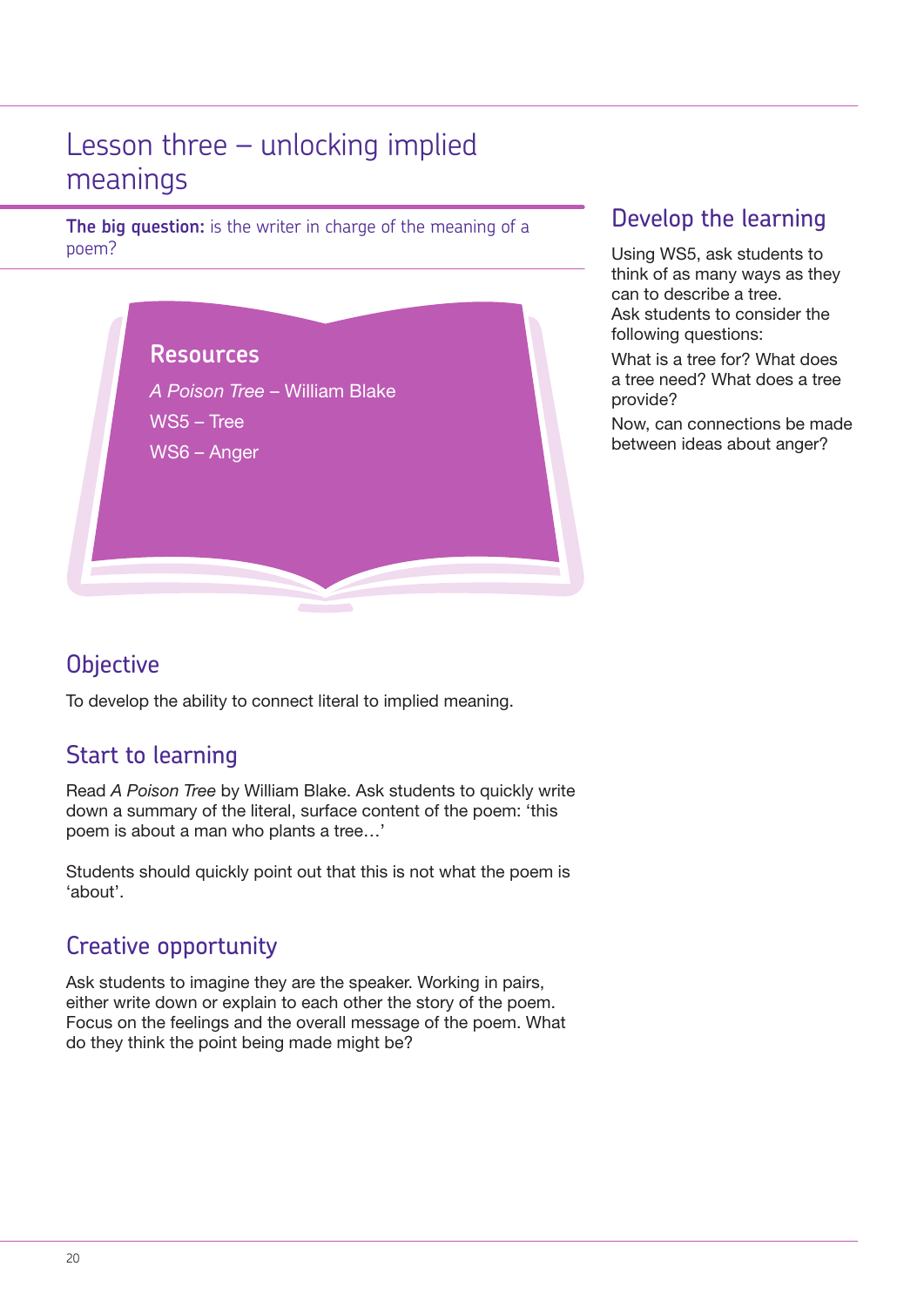# Lesson three – unlocking implied meanings

**The big question:** is the writer in charge of the meaning of a poem?

## Resources

*A Poison Tree* – William Blake

WS5 – Tree

WS6 – Anger

## Objective

To develop the ability to connect literal to implied meaning.

## Start to learning

Read *A Poison Tree* by William Blake. Ask students to quickly write down a summary of the literal, surface content of the poem: 'this poem is about a man who plants a tree…'

Students should quickly point out that this is not what the poem is 'about'.

## Creative opportunity

Ask students to imagine they are the speaker. Working in pairs, either write down or explain to each other the story of the poem. Focus on the feelings and the overall message of the poem. What do they think the point being made might be?

## Develop the learning

Using WS5, ask students to think of as many ways as they can to describe a tree.
Ask students to consider the following questions:

What is a tree for? What does a tree need? What does a tree provide?

Now, can connections be made between ideas about anger?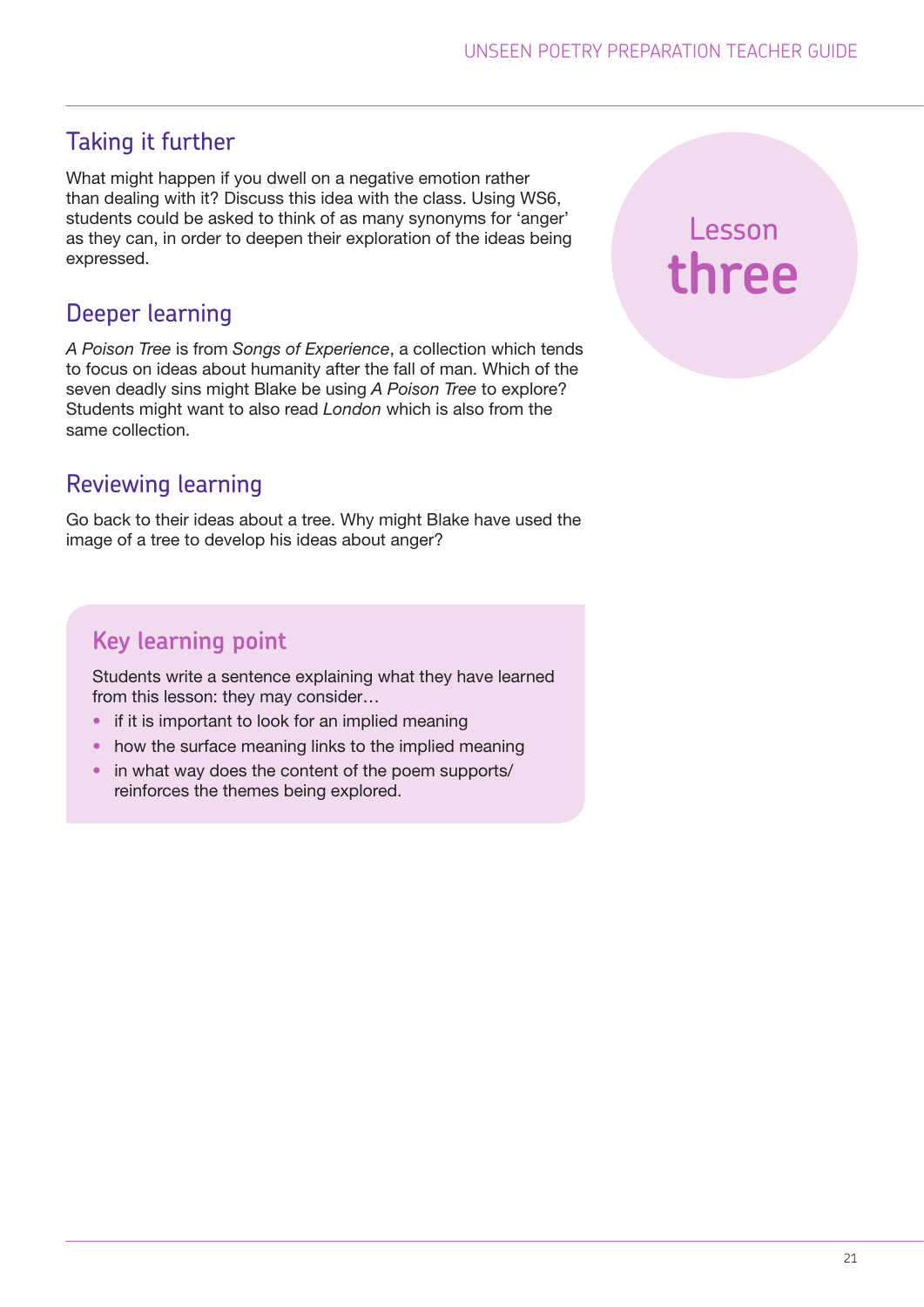## Taking it further

What might happen if you dwell on a negative emotion rather than dealing with it? Discuss this idea with the class. Using WS6, students could be asked to think of as many synonyms for 'anger' as they can, in order to deepen their exploration of the ideas being expressed.

Lesson **three**

## Deeper learning

*A Poison Tree* is from *Songs of Experience*, a collection which tends to focus on ideas about humanity after the fall of man. Which of the seven deadly sins might Blake be using *A Poison Tree* to explore? Students might want to also read *London* which is also from the same collection.

## Reviewing learning

Go back to their ideas about a tree. Why might Blake have used the image of a tree to develop his ideas about anger?

### Key learning point

Students write a sentence explaining what they have learned from this lesson: they may consider…

- if it is important to look for an implied meaning
- how the surface meaning links to the implied meaning
- in what way does the content of the poem supports/reinforces the themes being explored.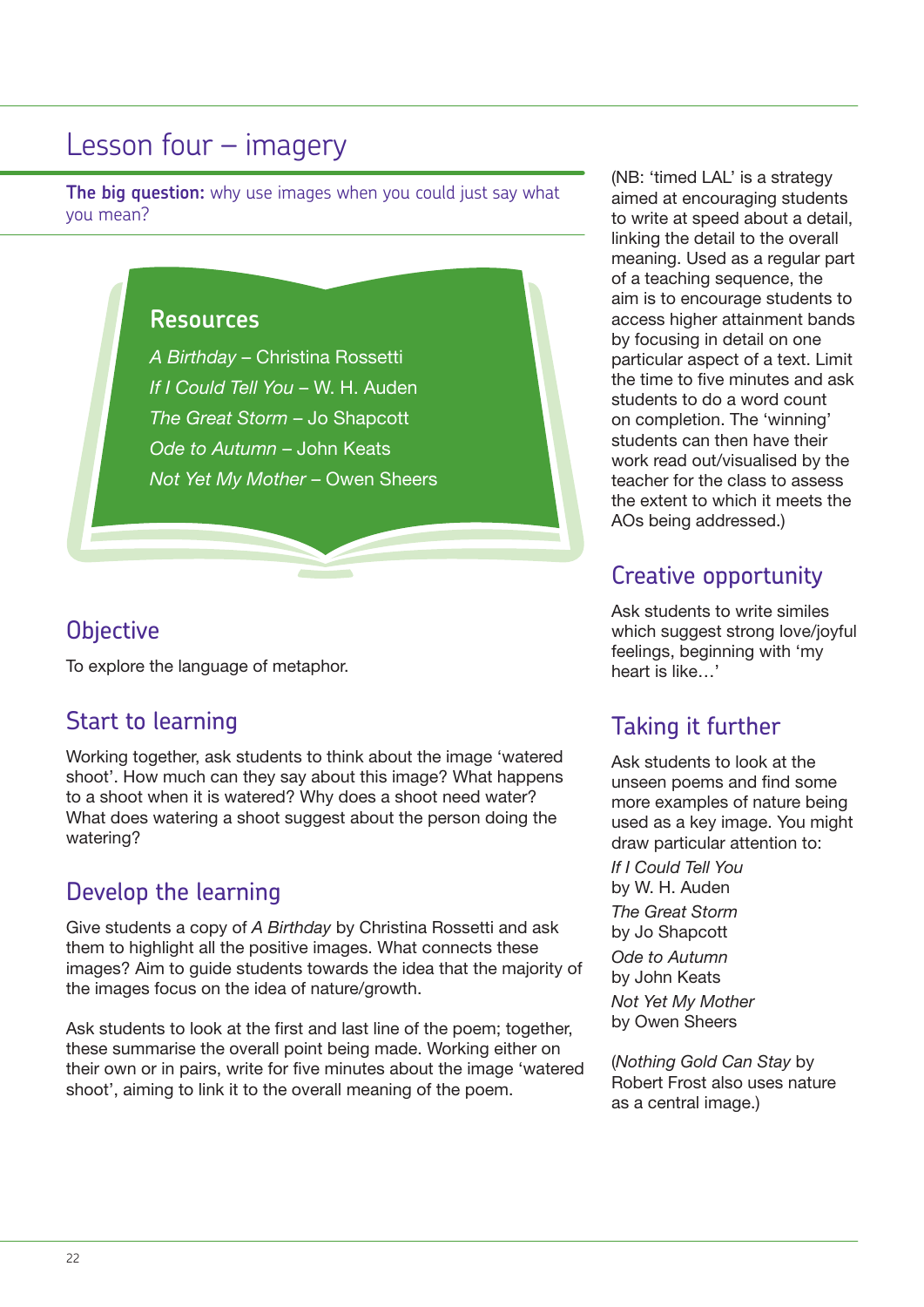# Lesson four – imagery

**The big question:** why use images when you could just say what you mean?

## Resources

*A Birthday* – Christina Rossetti
*If I Could Tell You* – W. H. Auden
*The Great Storm* – Jo Shapcott
*Ode to Autumn* – John Keats
*Not Yet My Mother* – Owen Sheers

## Objective

To explore the language of metaphor.

## Start to learning

Working together, ask students to think about the image 'watered shoot'. How much can they say about this image? What happens to a shoot when it is watered? Why does a shoot need water? What does watering a shoot suggest about the person doing the watering?

## Develop the learning

Give students a copy of *A Birthday* by Christina Rossetti and ask them to highlight all the positive images. What connects these images? Aim to guide students towards the idea that the majority of the images focus on the idea of nature/growth.

Ask students to look at the first and last line of the poem; together, these summarise the overall point being made. Working either on their own or in pairs, write for five minutes about the image 'watered shoot', aiming to link it to the overall meaning of the poem.

(NB: 'timed LAL' is a strategy aimed at encouraging students to write at speed about a detail, linking the detail to the overall meaning. Used as a regular part of a teaching sequence, the aim is to encourage students to access higher attainment bands by focusing in detail on one particular aspect of a text. Limit the time to five minutes and ask students to do a word count on completion. The 'winning' students can then have their work read out/visualised by the teacher for the class to assess the extent to which it meets the AOs being addressed.)

## Creative opportunity

Ask students to write similes which suggest strong love/joyful feelings, beginning with 'my heart is like…'

## Taking it further

Ask students to look at the unseen poems and find some more examples of nature being used as a key image. You might draw particular attention to:

*If I Could Tell You*
by W. H. Auden

*The Great Storm*
by Jo Shapcott

*Ode to Autumn*
by John Keats

*Not Yet My Mother*
by Owen Sheers

(*Nothing Gold Can Stay* by Robert Frost also uses nature as a central image.)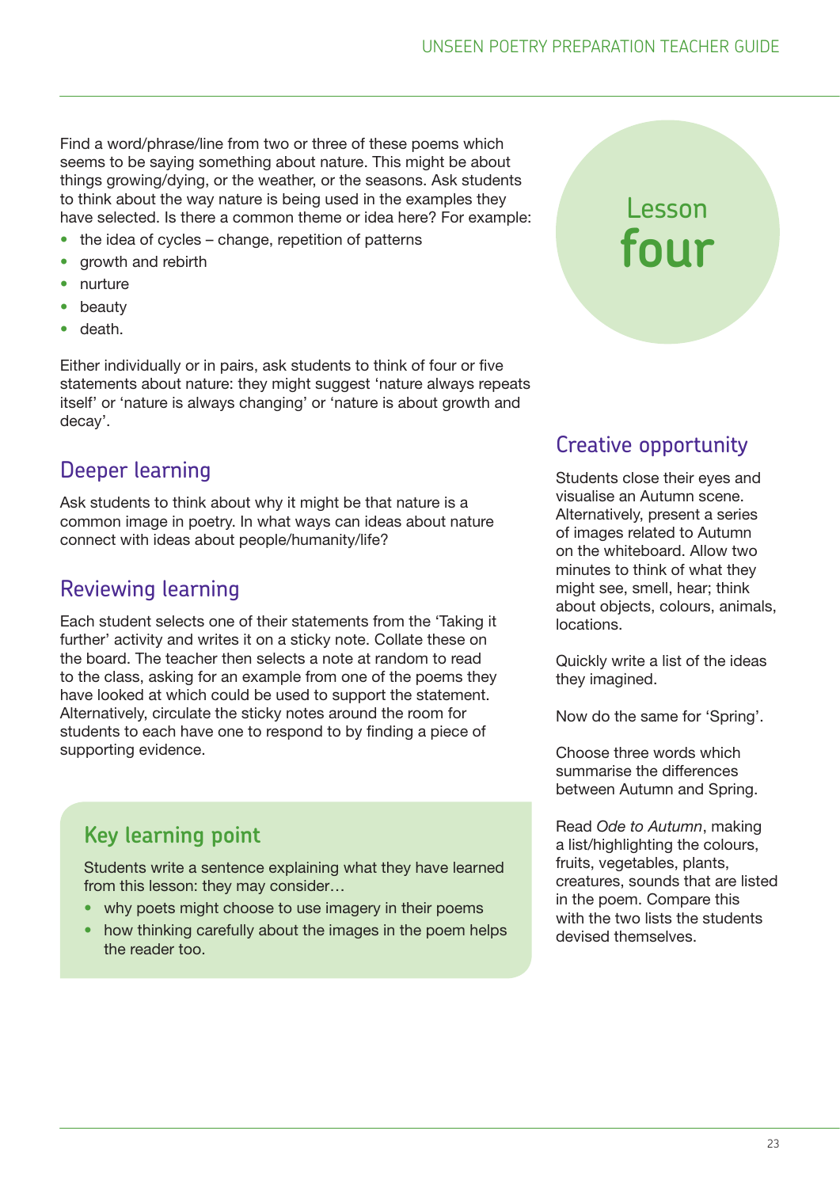Find a word/phrase/line from two or three of these poems which seems to be saying something about nature. This might be about things growing/dying, or the weather, or the seasons. Ask students to think about the way nature is being used in the examples they have selected. Is there a common theme or idea here? For example:

- the idea of cycles – change, repetition of patterns
- growth and rebirth
- nurture
- beauty
- death.

Either individually or in pairs, ask students to think of four or five statements about nature: they might suggest 'nature always repeats itself' or 'nature is always changing' or 'nature is about growth and decay'.

## Deeper learning

Ask students to think about why it might be that nature is a common image in poetry. In what ways can ideas about nature connect with ideas about people/humanity/life?

## Reviewing learning

Each student selects one of their statements from the 'Taking it further' activity and writes it on a sticky note. Collate these on the board. The teacher then selects a note at random to read to the class, asking for an example from one of the poems they have looked at which could be used to support the statement. Alternatively, circulate the sticky notes around the room for students to each have one to respond to by finding a piece of supporting evidence.

## Key learning point

Students write a sentence explaining what they have learned from this lesson: they may consider…

- why poets might choose to use imagery in their poems
- how thinking carefully about the images in the poem helps the reader too.

# Lesson four

## Creative opportunity

Students close their eyes and visualise an Autumn scene. Alternatively, present a series of images related to Autumn on the whiteboard. Allow two minutes to think of what they might see, smell, hear; think about objects, colours, animals, locations.

Quickly write a list of the ideas they imagined.

Now do the same for 'Spring'.

Choose three words which summarise the differences between Autumn and Spring.

Read *Ode to Autumn*, making a list/highlighting the colours, fruits, vegetables, plants, creatures, sounds that are listed in the poem. Compare this with the two lists the students devised themselves.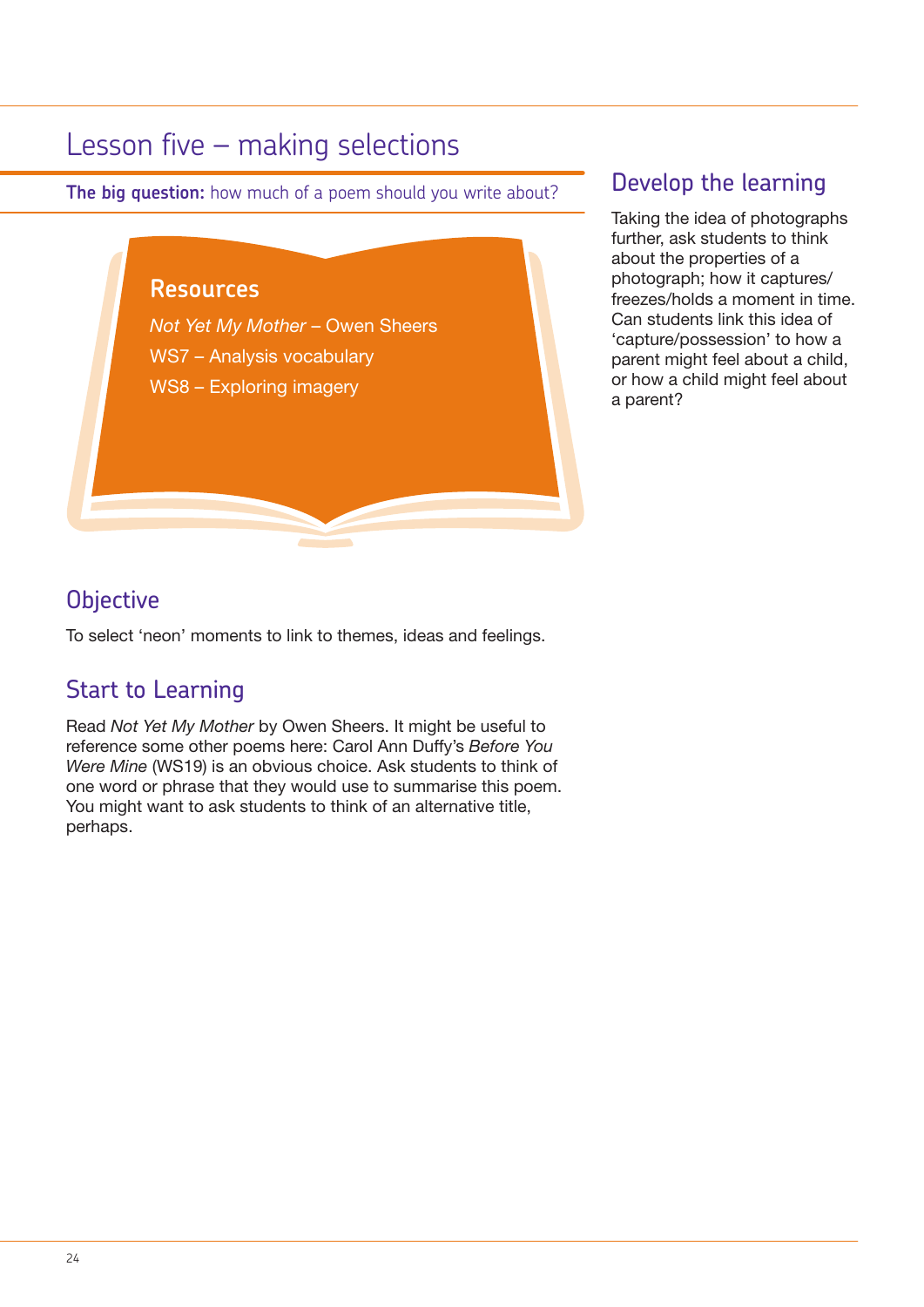# Lesson five – making selections

**The big question:** how much of a poem should you write about?

## Resources

*Not Yet My Mother* – Owen Sheers

WS7 – Analysis vocabulary

WS8 – Exploring imagery

## Objective

To select 'neon' moments to link to themes, ideas and feelings.

## Start to Learning

Read *Not Yet My Mother* by Owen Sheers. It might be useful to reference some other poems here: Carol Ann Duffy's *Before You Were Mine* (WS19) is an obvious choice. Ask students to think of one word or phrase that they would use to summarise this poem. You might want to ask students to think of an alternative title, perhaps.

## Develop the learning

Taking the idea of photographs further, ask students to think about the properties of a photograph; how it captures/freezes/holds a moment in time. Can students link this idea of 'capture/possession' to how a parent might feel about a child, or how a child might feel about a parent?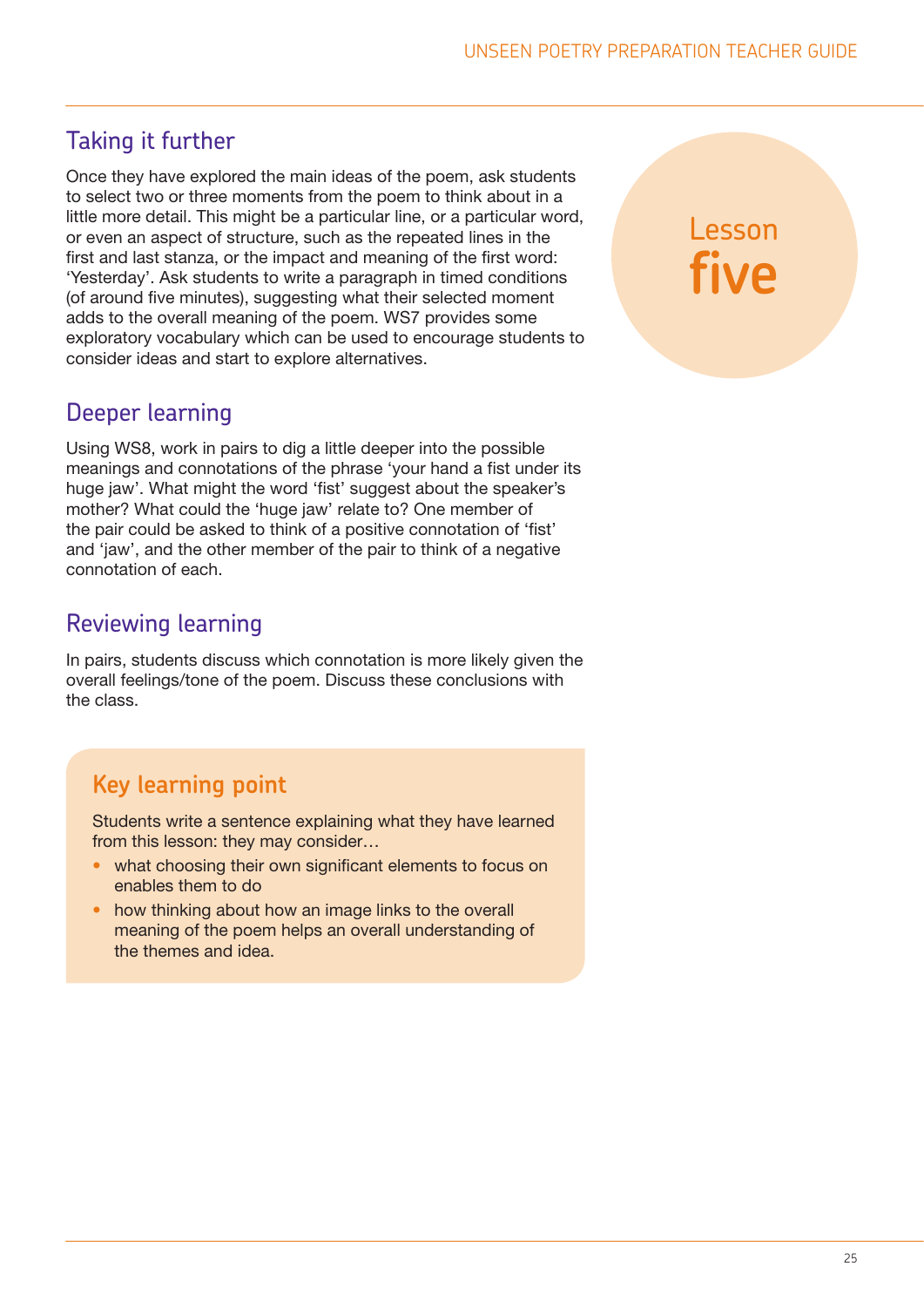## Lesson five

## Taking it further

Once they have explored the main ideas of the poem, ask students to select two or three moments from the poem to think about in a little more detail. This might be a particular line, or a particular word, or even an aspect of structure, such as the repeated lines in the first and last stanza, or the impact and meaning of the first word: 'Yesterday'. Ask students to write a paragraph in timed conditions (of around five minutes), suggesting what their selected moment adds to the overall meaning of the poem. WS7 provides some exploratory vocabulary which can be used to encourage students to consider ideas and start to explore alternatives.

## Deeper learning

Using WS8, work in pairs to dig a little deeper into the possible meanings and connotations of the phrase 'your hand a fist under its huge jaw'. What might the word 'fist' suggest about the speaker's mother? What could the 'huge jaw' relate to? One member of the pair could be asked to think of a positive connotation of 'fist' and 'jaw', and the other member of the pair to think of a negative connotation of each.

## Reviewing learning

In pairs, students discuss which connotation is more likely given the overall feelings/tone of the poem. Discuss these conclusions with the class.

### Key learning point

Students write a sentence explaining what they have learned from this lesson: they may consider…

- what choosing their own significant elements to focus on enables them to do
- how thinking about how an image links to the overall meaning of the poem helps an overall understanding of the themes and idea.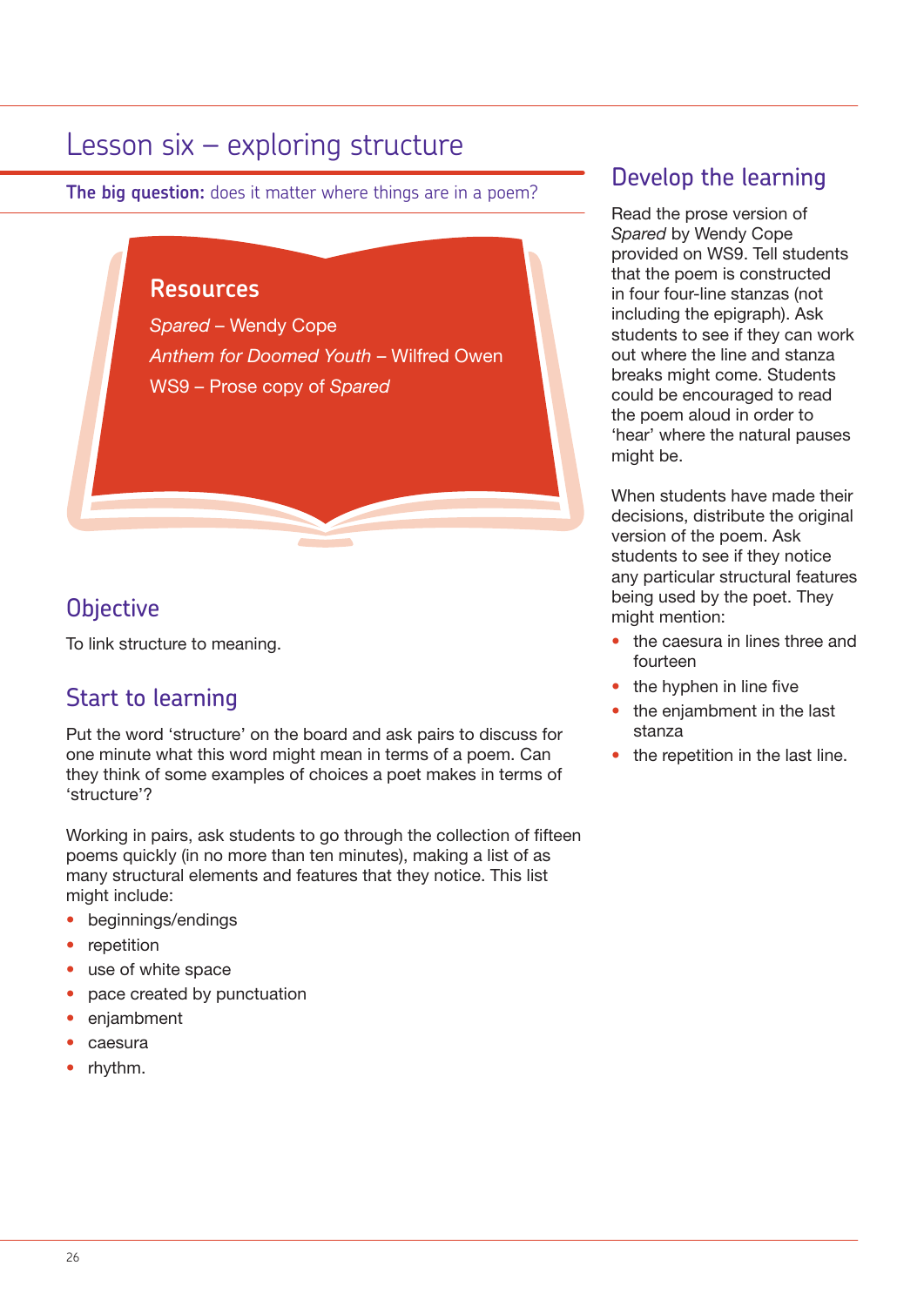# Lesson six – exploring structure

**The big question:** does it matter where things are in a poem?

## Resources

*Spared* – Wendy Cope

*Anthem for Doomed Youth* – Wilfred Owen

WS9 – Prose copy of *Spared*

## Objective

To link structure to meaning.

## Start to learning

Put the word 'structure' on the board and ask pairs to discuss for one minute what this word might mean in terms of a poem. Can they think of some examples of choices a poet makes in terms of 'structure'?

Working in pairs, ask students to go through the collection of fifteen poems quickly (in no more than ten minutes), making a list of as many structural elements and features that they notice. This list might include:

- beginnings/endings
- repetition
- use of white space
- pace created by punctuation
- enjambment
- caesura
- rhythm.

## Develop the learning

Read the prose version of *Spared* by Wendy Cope provided on WS9. Tell students that the poem is constructed in four four-line stanzas (not including the epigraph). Ask students to see if they can work out where the line and stanza breaks might come. Students could be encouraged to read the poem aloud in order to 'hear' where the natural pauses might be.

When students have made their decisions, distribute the original version of the poem. Ask students to see if they notice any particular structural features being used by the poet. They might mention:

- the caesura in lines three and fourteen
- the hyphen in line five
- the enjambment in the last stanza
- the repetition in the last line.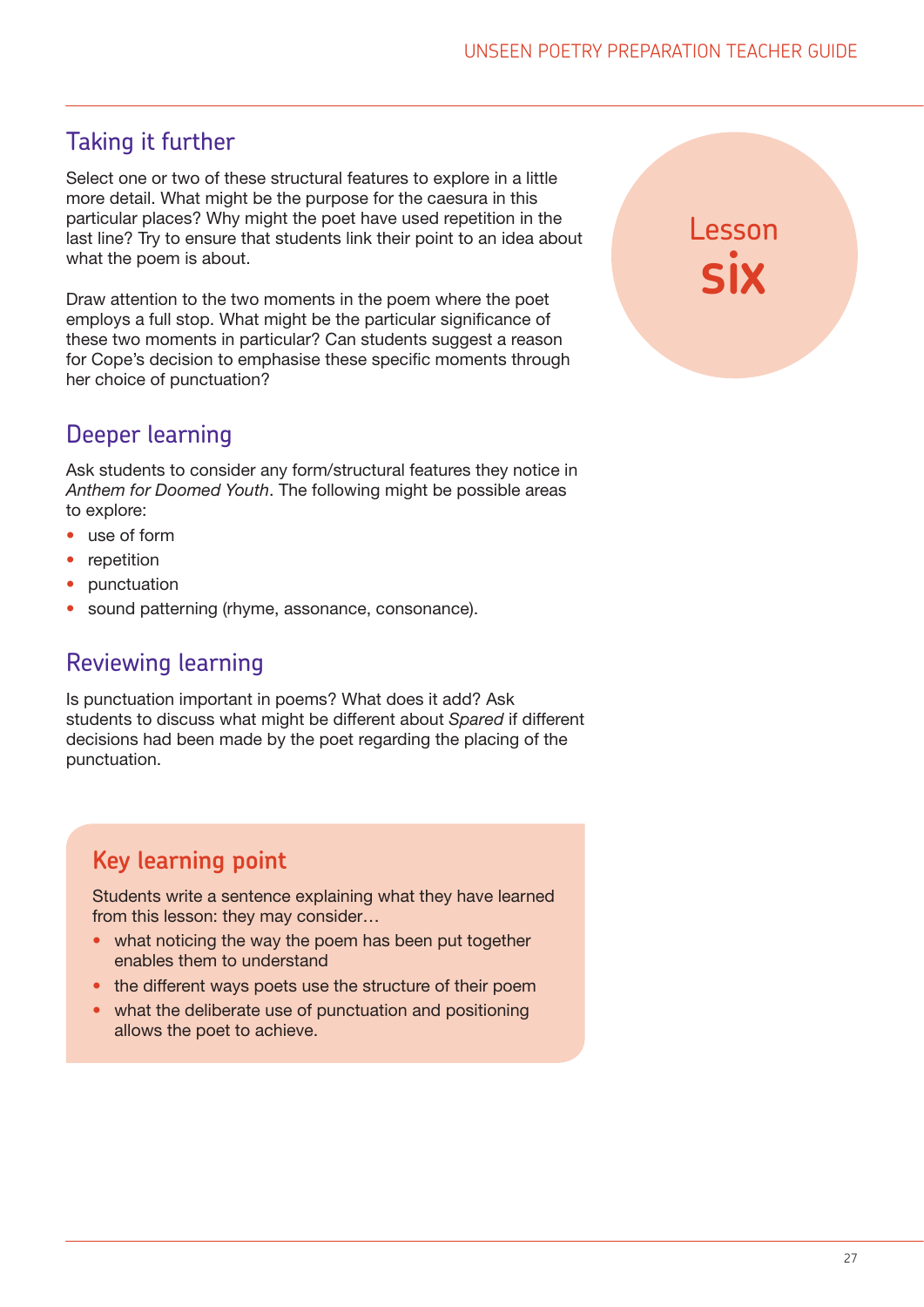## Taking it further

Select one or two of these structural features to explore in a little more detail. What might be the purpose for the caesura in this particular places? Why might the poet have used repetition in the last line? Try to ensure that students link their point to an idea about what the poem is about.

Draw attention to the two moments in the poem where the poet employs a full stop. What might be the particular significance of these two moments in particular? Can students suggest a reason for Cope's decision to emphasise these specific moments through her choice of punctuation?

Lesson **six**

## Deeper learning

Ask students to consider any form/structural features they notice in *Anthem for Doomed Youth*. The following might be possible areas to explore:

- use of form
- repetition
- punctuation
- sound patterning (rhyme, assonance, consonance).

## Reviewing learning

Is punctuation important in poems? What does it add? Ask students to discuss what might be different about *Spared* if different decisions had been made by the poet regarding the placing of the punctuation.

## Key learning point

Students write a sentence explaining what they have learned from this lesson: they may consider…

- what noticing the way the poem has been put together enables them to understand
- the different ways poets use the structure of their poem
- what the deliberate use of punctuation and positioning allows the poet to achieve.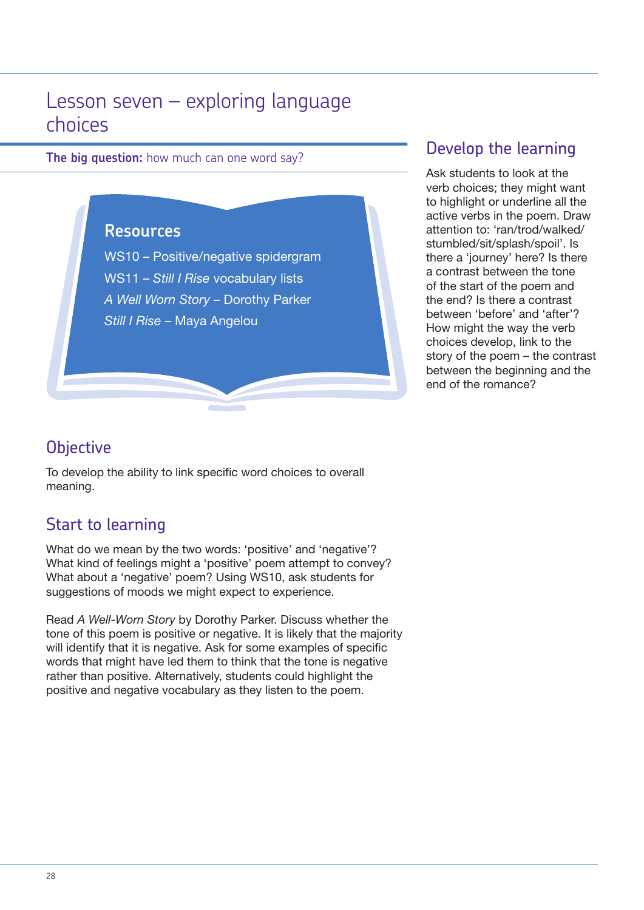# Lesson seven – exploring language choices

**The big question:** how much can one word say?

## Resources

WS10 – Positive/negative spidergram

WS11 – *Still I Rise* vocabulary lists

*A Well Worn Story* – Dorothy Parker

*Still I Rise* – Maya Angelou

## Objective

To develop the ability to link specific word choices to overall meaning.

## Start to learning

What do we mean by the two words: 'positive' and 'negative'? What kind of feelings might a 'positive' poem attempt to convey? What about a 'negative' poem? Using WS10, ask students for suggestions of moods we might expect to experience.

Read *A Well-Worn Story* by Dorothy Parker. Discuss whether the tone of this poem is positive or negative. It is likely that the majority will identify that it is negative. Ask for some examples of specific words that might have led them to think that the tone is negative rather than positive. Alternatively, students could highlight the positive and negative vocabulary as they listen to the poem.

## Develop the learning

Ask students to look at the verb choices; they might want to highlight or underline all the active verbs in the poem. Draw attention to: 'ran/trod/walked/stumbled/sit/splash/spoil'. Is there a 'journey' here? Is there a contrast between the tone of the start of the poem and the end? Is there a contrast between 'before' and 'after'? How might the way the verb choices develop, link to the story of the poem – the contrast between the beginning and the end of the romance?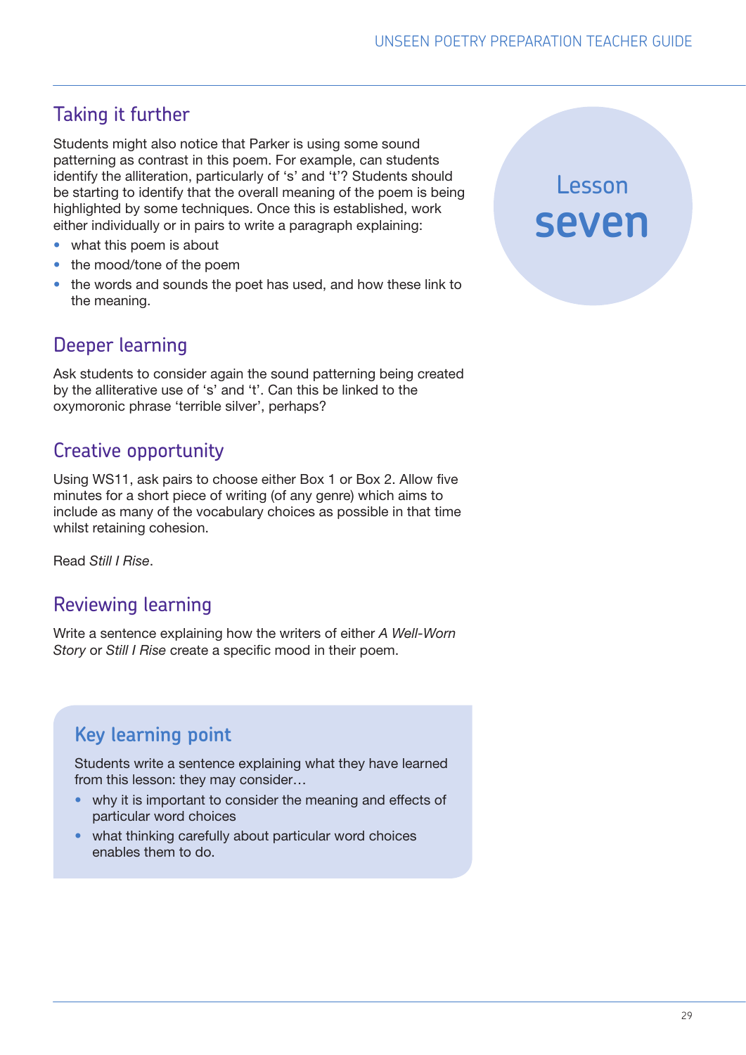## Taking it further

Students might also notice that Parker is using some sound patterning as contrast in this poem. For example, can students identify the alliteration, particularly of 's' and 't'? Students should be starting to identify that the overall meaning of the poem is being highlighted by some techniques. Once this is established, work either individually or in pairs to write a paragraph explaining:

- what this poem is about
- the mood/tone of the poem
- the words and sounds the poet has used, and how these link to the meaning.

# Lesson seven

## Deeper learning

Ask students to consider again the sound patterning being created by the alliterative use of 's' and 't'. Can this be linked to the oxymoronic phrase 'terrible silver', perhaps?

## Creative opportunity

Using WS11, ask pairs to choose either Box 1 or Box 2. Allow five minutes for a short piece of writing (of any genre) which aims to include as many of the vocabulary choices as possible in that time whilst retaining cohesion.

Read *Still I Rise*.

## Reviewing learning

Write a sentence explaining how the writers of either *A Well-Worn Story* or *Still I Rise* create a specific mood in their poem.

## Key learning point

Students write a sentence explaining what they have learned from this lesson: they may consider…

- why it is important to consider the meaning and effects of particular word choices
- what thinking carefully about particular word choices enables them to do.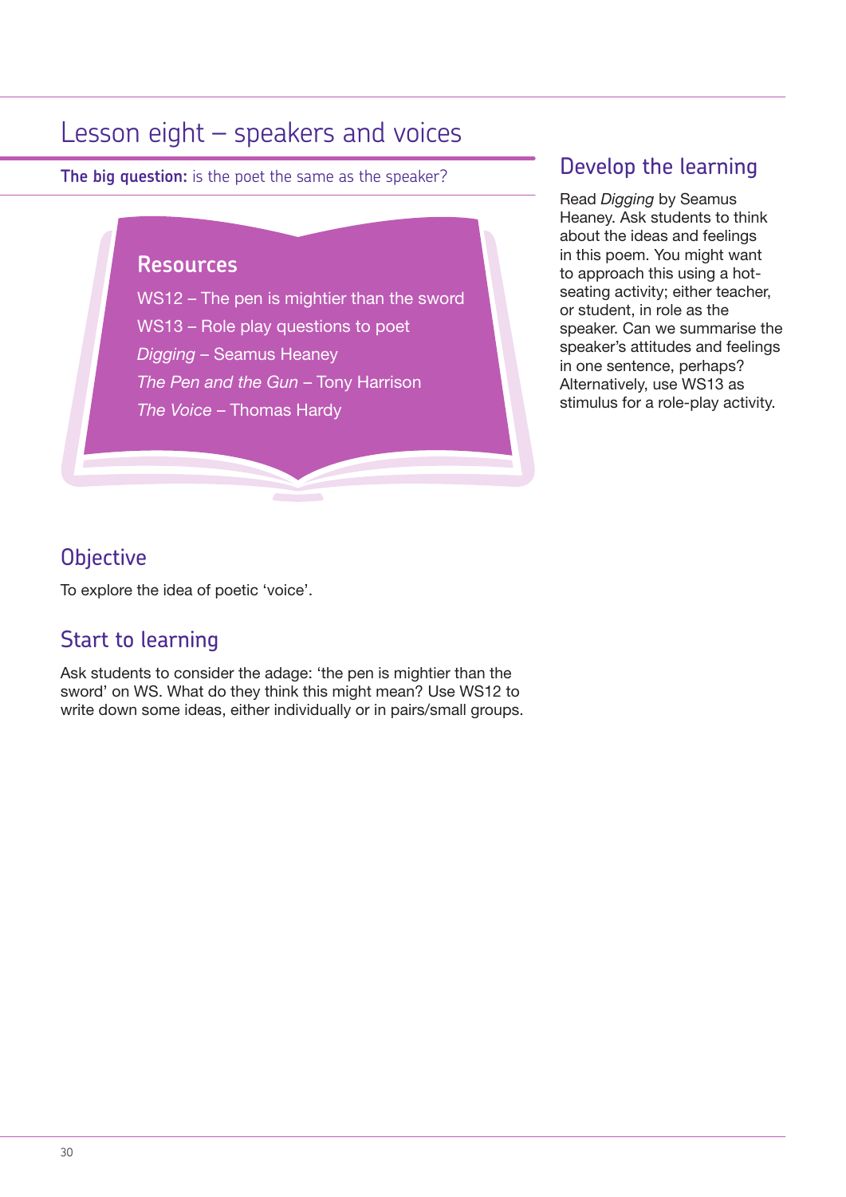# Lesson eight – speakers and voices

**The big question:** is the poet the same as the speaker?

## Resources

WS12 – The pen is mightier than the sword

WS13 – Role play questions to poet

*Digging* – Seamus Heaney

*The Pen and the Gun* – Tony Harrison

*The Voice* – Thomas Hardy

## Objective

To explore the idea of poetic 'voice'.

## Start to learning

Ask students to consider the adage: 'the pen is mightier than the sword' on WS. What do they think this might mean? Use WS12 to write down some ideas, either individually or in pairs/small groups.

## Develop the learning

Read *Digging* by Seamus Heaney. Ask students to think about the ideas and feelings in this poem. You might want to approach this using a hot-seating activity; either teacher, or student, in role as the speaker. Can we summarise the speaker's attitudes and feelings in one sentence, perhaps? Alternatively, use WS13 as stimulus for a role-play activity.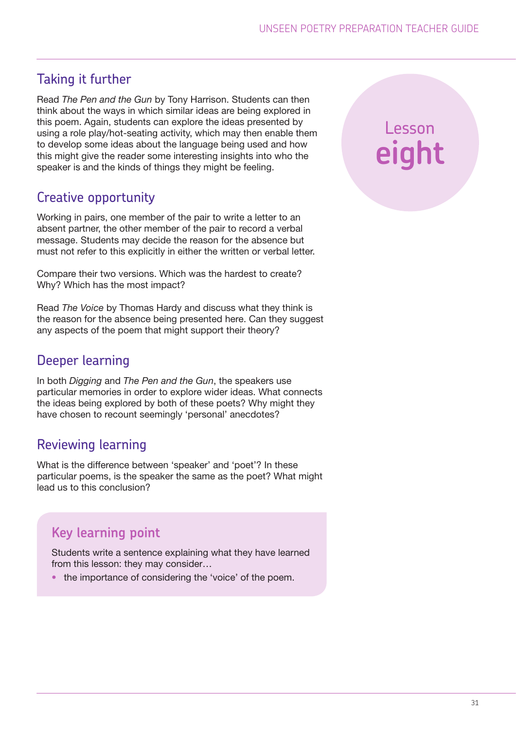## Taking it further

Read *The Pen and the Gun* by Tony Harrison. Students can then think about the ways in which similar ideas are being explored in this poem. Again, students can explore the ideas presented by using a role play/hot-seating activity, which may then enable them to develop some ideas about the language being used and how this might give the reader some interesting insights into who the speaker is and the kinds of things they might be feeling.

# Lesson eight

## Creative opportunity

Working in pairs, one member of the pair to write a letter to an absent partner, the other member of the pair to record a verbal message. Students may decide the reason for the absence but must not refer to this explicitly in either the written or verbal letter.

Compare their two versions. Which was the hardest to create? Why? Which has the most impact?

Read *The Voice* by Thomas Hardy and discuss what they think is the reason for the absence being presented here. Can they suggest any aspects of the poem that might support their theory?

## Deeper learning

In both *Digging* and *The Pen and the Gun*, the speakers use particular memories in order to explore wider ideas. What connects the ideas being explored by both of these poets? Why might they have chosen to recount seemingly 'personal' anecdotes?

## Reviewing learning

What is the difference between 'speaker' and 'poet'? In these particular poems, is the speaker the same as the poet? What might lead us to this conclusion?

## Key learning point

Students write a sentence explaining what they have learned from this lesson: they may consider…

- the importance of considering the 'voice' of the poem.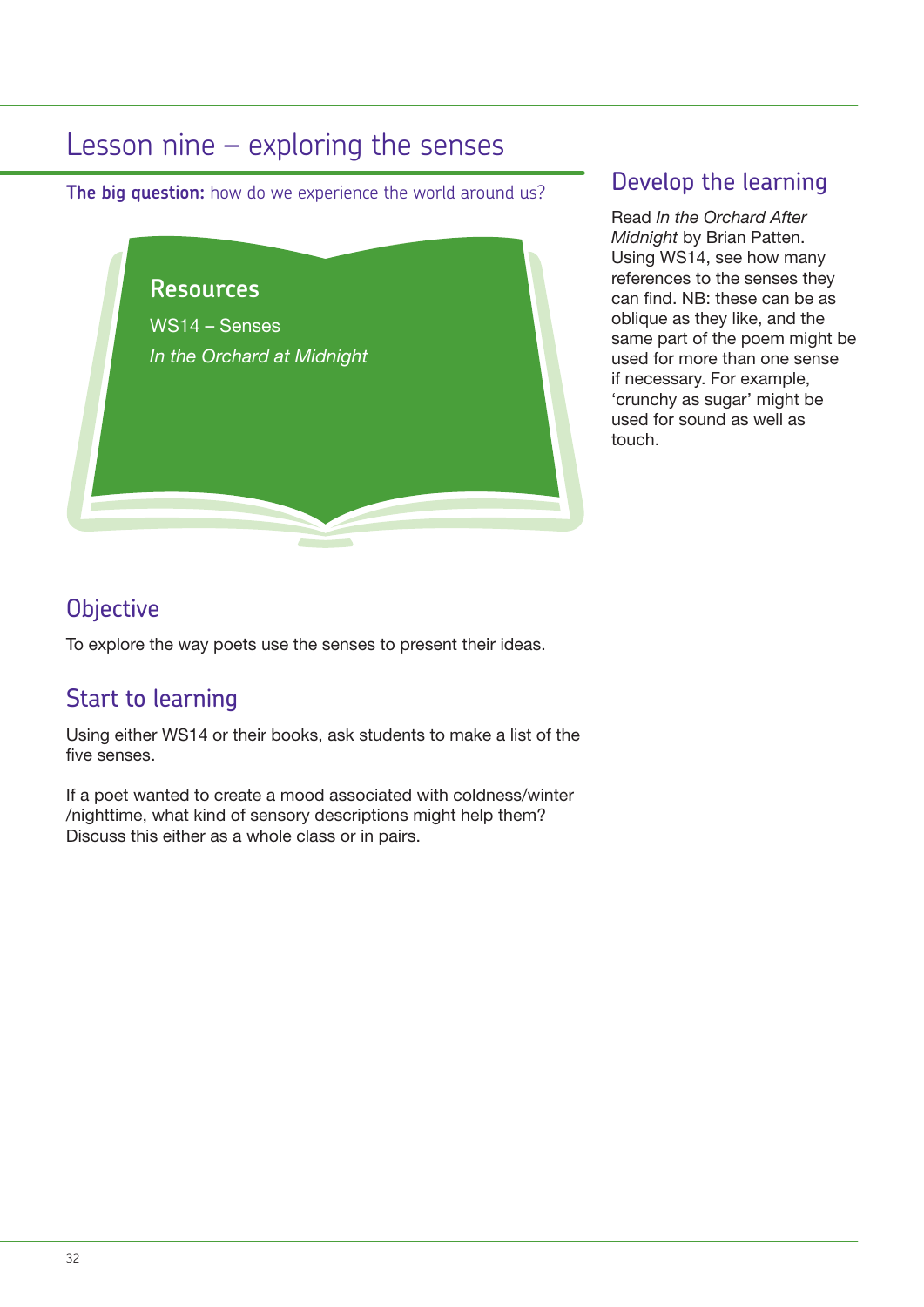# Lesson nine – exploring the senses

**The big question:** how do we experience the world around us?

## Resources

WS14 – Senses

*In the Orchard at Midnight*

## Objective

To explore the way poets use the senses to present their ideas.

## Start to learning

Using either WS14 or their books, ask students to make a list of the five senses.

If a poet wanted to create a mood associated with coldness/winter /nighttime, what kind of sensory descriptions might help them? Discuss this either as a whole class or in pairs.

## Develop the learning

Read *In the Orchard After Midnight* by Brian Patten. Using WS14, see how many references to the senses they can find. NB: these can be as oblique as they like, and the same part of the poem might be used for more than one sense if necessary. For example, 'crunchy as sugar' might be used for sound as well as touch.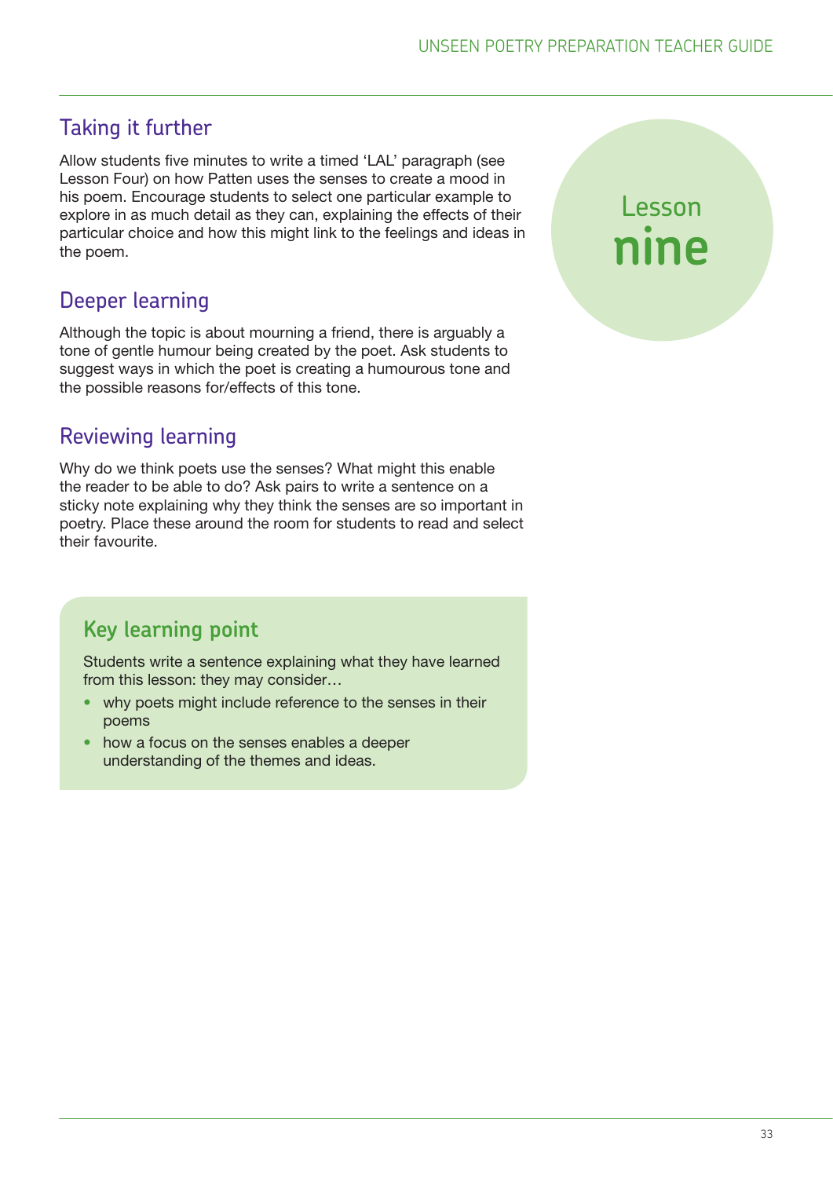## Taking it further

Allow students five minutes to write a timed 'LAL' paragraph (see Lesson Four) on how Patten uses the senses to create a mood in his poem. Encourage students to select one particular example to explore in as much detail as they can, explaining the effects of their particular choice and how this might link to the feelings and ideas in the poem.

Lesson **nine**

## Deeper learning

Although the topic is about mourning a friend, there is arguably a tone of gentle humour being created by the poet. Ask students to suggest ways in which the poet is creating a humourous tone and the possible reasons for/effects of this tone.

## Reviewing learning

Why do we think poets use the senses? What might this enable the reader to be able to do? Ask pairs to write a sentence on a sticky note explaining why they think the senses are so important in poetry. Place these around the room for students to read and select their favourite.

### Key learning point

Students write a sentence explaining what they have learned from this lesson: they may consider…

- why poets might include reference to the senses in their poems
- how a focus on the senses enables a deeper understanding of the themes and ideas.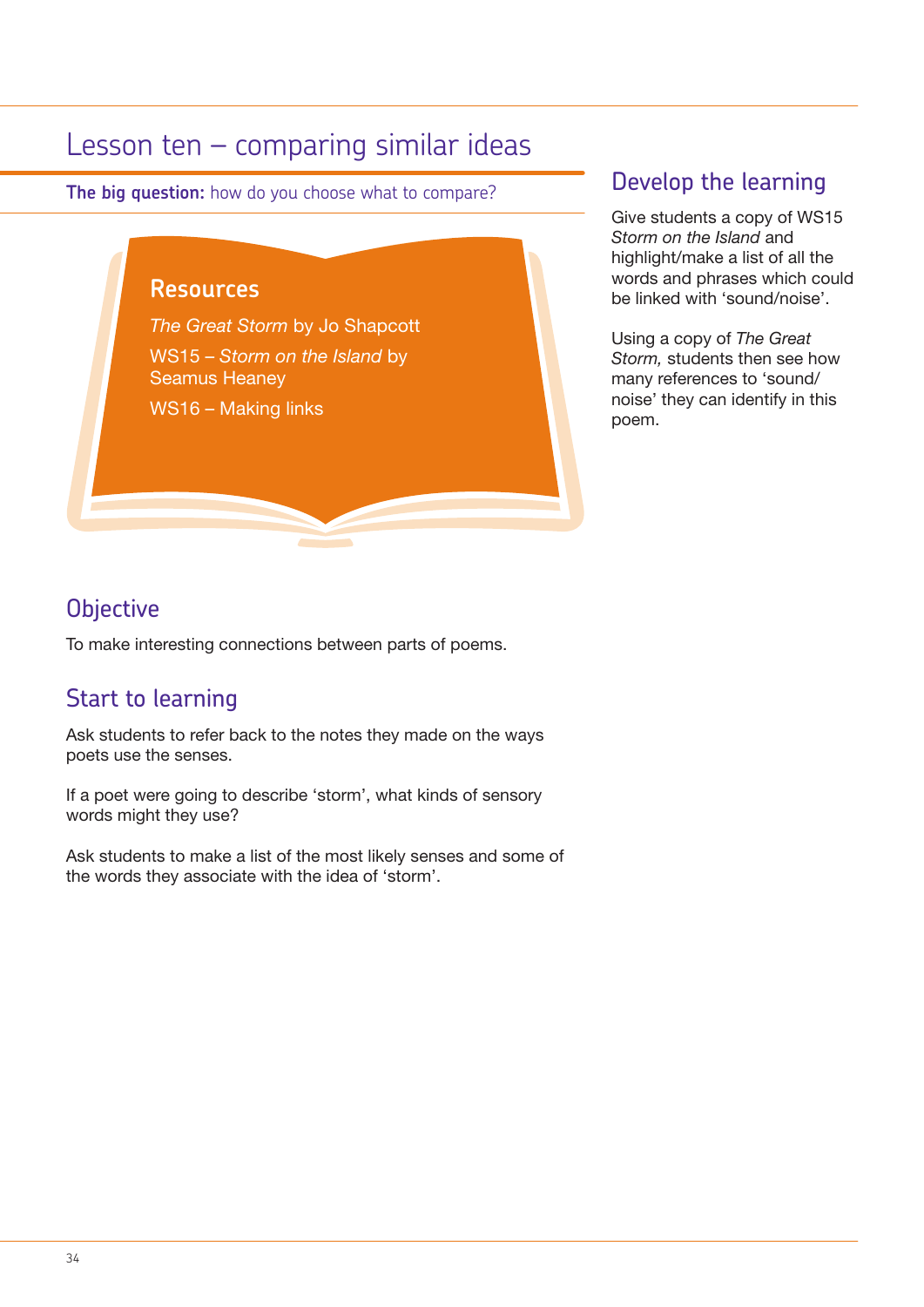# Lesson ten – comparing similar ideas

**The big question:** how do you choose what to compare?

## Resources

*The Great Storm* by Jo Shapcott

WS15 – *Storm on the Island* by Seamus Heaney

WS16 – Making links

## Objective

To make interesting connections between parts of poems.

## Start to learning

Ask students to refer back to the notes they made on the ways poets use the senses.

If a poet were going to describe 'storm', what kinds of sensory words might they use?

Ask students to make a list of the most likely senses and some of the words they associate with the idea of 'storm'.

## Develop the learning

Give students a copy of WS15 *Storm on the Island* and highlight/make a list of all the words and phrases which could be linked with 'sound/noise'.

Using a copy of *The Great Storm,* students then see how many references to 'sound/noise' they can identify in this poem.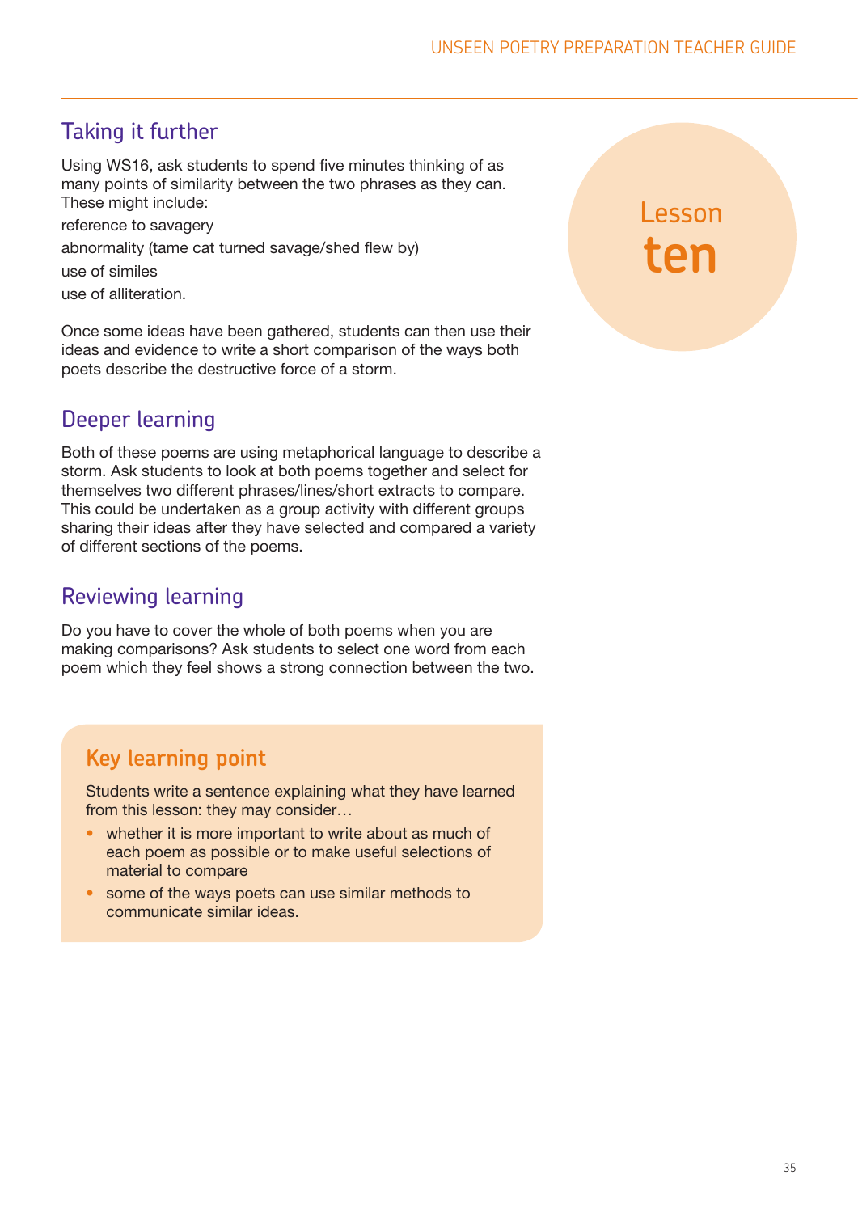## Lesson ten

## Taking it further

Using WS16, ask students to spend five minutes thinking of as many points of similarity between the two phrases as they can. These might include:

reference to savagery

abnormality (tame cat turned savage/shed flew by)

use of similes

use of alliteration.

Once some ideas have been gathered, students can then use their ideas and evidence to write a short comparison of the ways both poets describe the destructive force of a storm.

## Deeper learning

Both of these poems are using metaphorical language to describe a storm. Ask students to look at both poems together and select for themselves two different phrases/lines/short extracts to compare. This could be undertaken as a group activity with different groups sharing their ideas after they have selected and compared a variety of different sections of the poems.

## Reviewing learning

Do you have to cover the whole of both poems when you are making comparisons? Ask students to select one word from each poem which they feel shows a strong connection between the two.

### Key learning point

Students write a sentence explaining what they have learned from this lesson: they may consider…

- whether it is more important to write about as much of each poem as possible or to make useful selections of material to compare
- some of the ways poets can use similar methods to communicate similar ideas.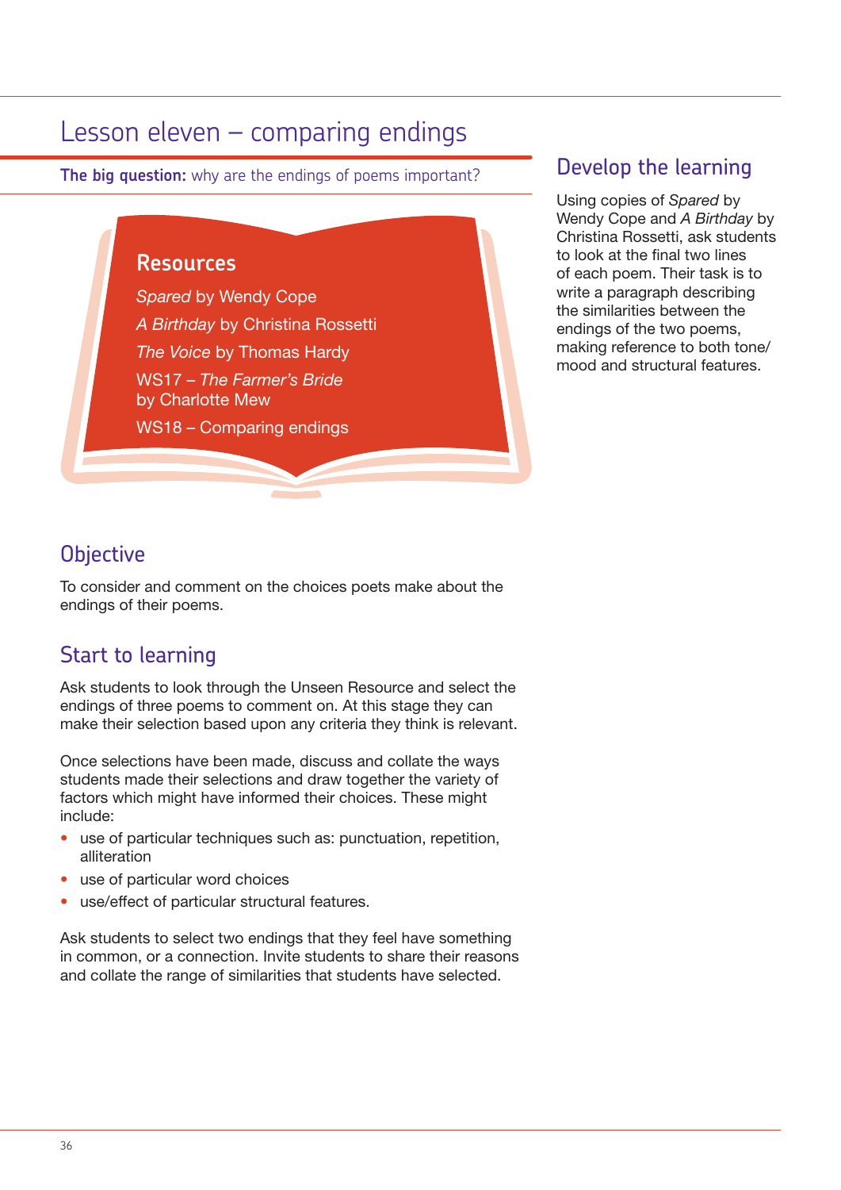# Lesson eleven – comparing endings

**The big question:** why are the endings of poems important?

### Resources

*Spared* by Wendy Cope

*A Birthday* by Christina Rossetti

*The Voice* by Thomas Hardy

WS17 – *The Farmer's Bride* by Charlotte Mew

WS18 – Comparing endings

## Objective

To consider and comment on the choices poets make about the endings of their poems.

## Start to learning

Ask students to look through the Unseen Resource and select the endings of three poems to comment on. At this stage they can make their selection based upon any criteria they think is relevant.

Once selections have been made, discuss and collate the ways students made their selections and draw together the variety of factors which might have informed their choices. These might include:

- use of particular techniques such as: punctuation, repetition, alliteration
- use of particular word choices
- use/effect of particular structural features.

Ask students to select two endings that they feel have something in common, or a connection. Invite students to share their reasons and collate the range of similarities that students have selected.

## Develop the learning

Using copies of *Spared* by Wendy Cope and *A Birthday* by Christina Rossetti, ask students to look at the final two lines of each poem. Their task is to write a paragraph describing the similarities between the endings of the two poems, making reference to both tone/mood and structural features.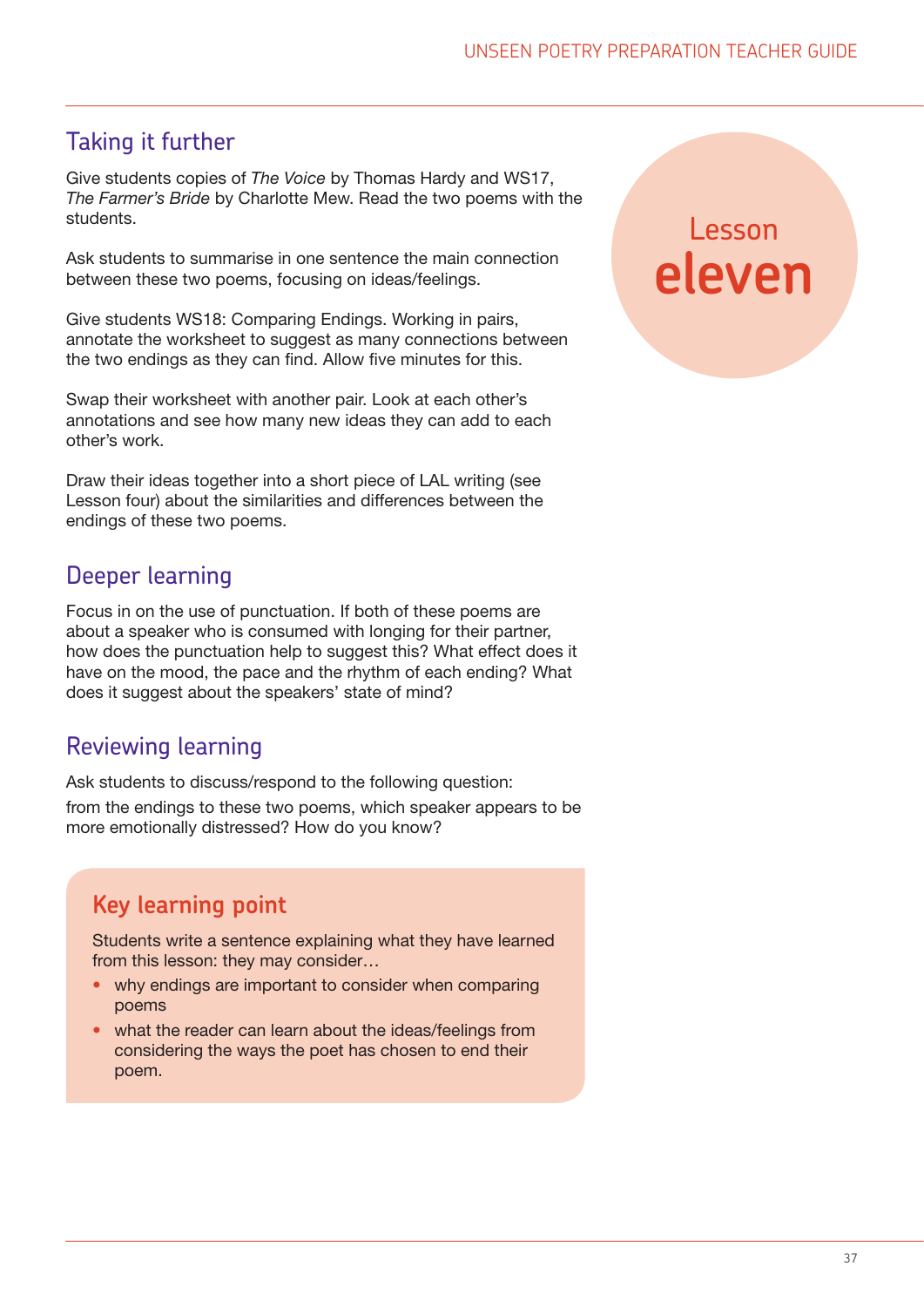Lesson **eleven**

## Taking it further

Give students copies of *The Voice* by Thomas Hardy and WS17, *The Farmer's Bride* by Charlotte Mew. Read the two poems with the students.

Ask students to summarise in one sentence the main connection between these two poems, focusing on ideas/feelings.

Give students WS18: Comparing Endings. Working in pairs, annotate the worksheet to suggest as many connections between the two endings as they can find. Allow five minutes for this.

Swap their worksheet with another pair. Look at each other's annotations and see how many new ideas they can add to each other's work.

Draw their ideas together into a short piece of LAL writing (see Lesson four) about the similarities and differences between the endings of these two poems.

## Deeper learning

Focus in on the use of punctuation. If both of these poems are about a speaker who is consumed with longing for their partner, how does the punctuation help to suggest this? What effect does it have on the mood, the pace and the rhythm of each ending? What does it suggest about the speakers' state of mind?

## Reviewing learning

Ask students to discuss/respond to the following question:

from the endings to these two poems, which speaker appears to be more emotionally distressed? How do you know?

## Key learning point

Students write a sentence explaining what they have learned from this lesson: they may consider…

- why endings are important to consider when comparing poems
- what the reader can learn about the ideas/feelings from considering the ways the poet has chosen to end their poem.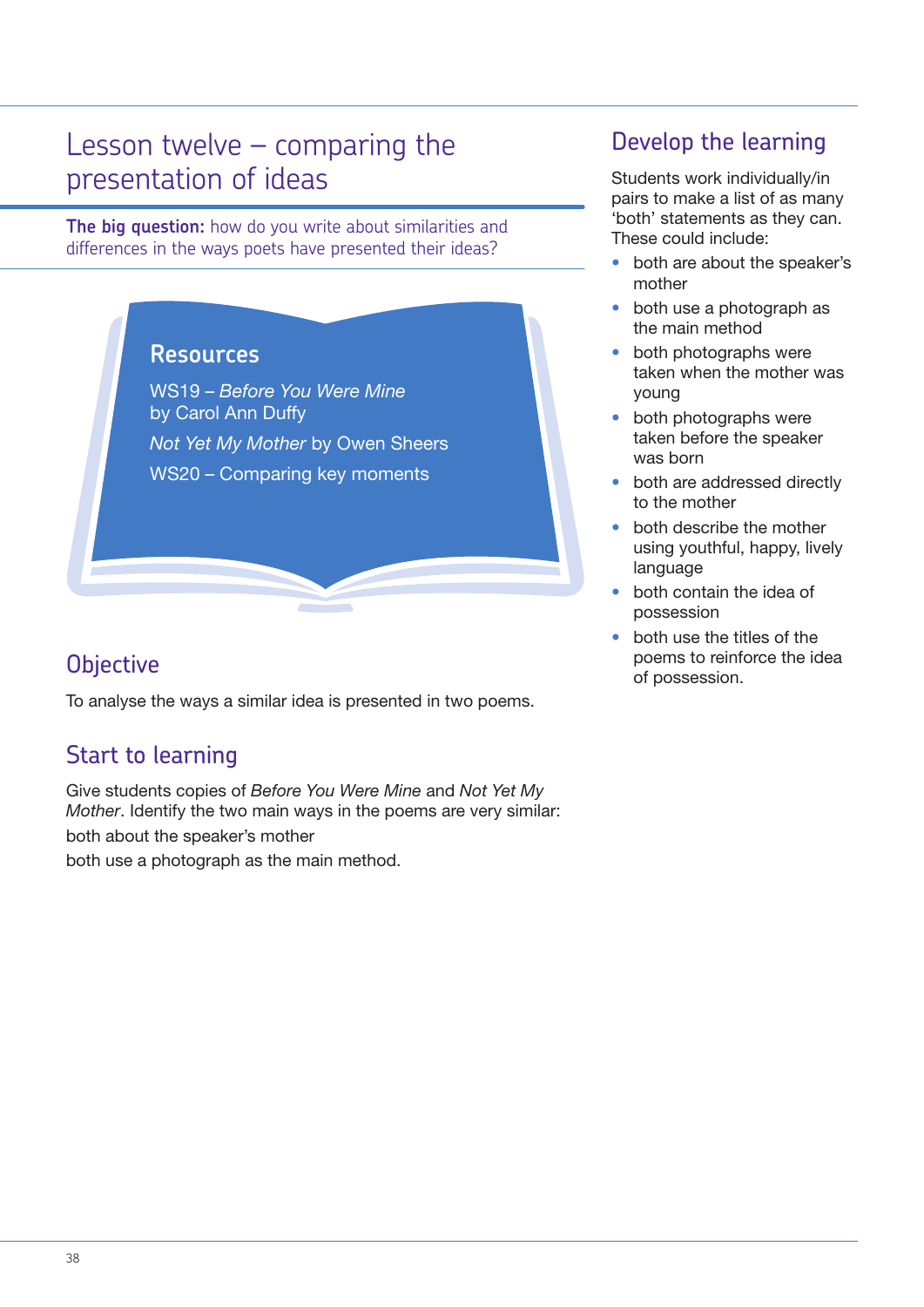# Lesson twelve – comparing the presentation of ideas

**The big question:** how do you write about similarities and differences in the ways poets have presented their ideas?

## Resources

WS19 – *Before You Were Mine* by Carol Ann Duffy

*Not Yet My Mother* by Owen Sheers

WS20 – Comparing key moments

## Objective

To analyse the ways a similar idea is presented in two poems.

## Start to learning

Give students copies of *Before You Were Mine* and *Not Yet My Mother*. Identify the two main ways in the poems are very similar:

both about the speaker's mother

both use a photograph as the main method.

## Develop the learning

Students work individually/in pairs to make a list of as many 'both' statements as they can. These could include:

- both are about the speaker's mother
- both use a photograph as the main method
- both photographs were taken when the mother was young
- both photographs were taken before the speaker was born
- both are addressed directly to the mother
- both describe the mother using youthful, happy, lively language
- both contain the idea of possession
- both use the titles of the poems to reinforce the idea of possession.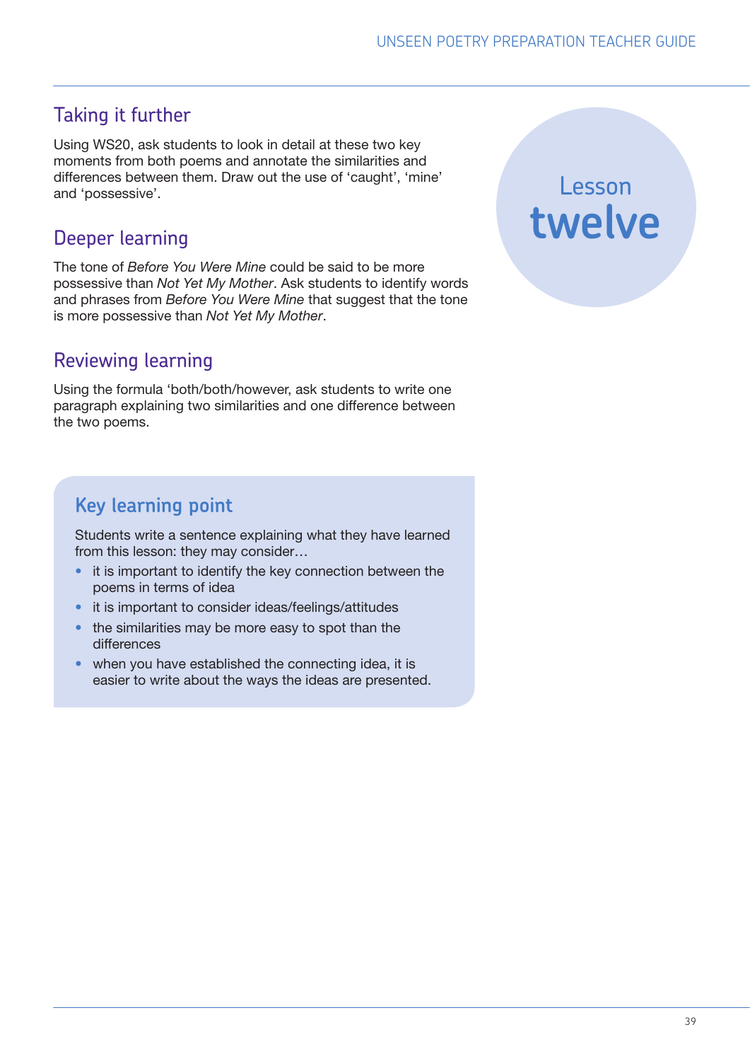## Taking it further

Using WS20, ask students to look in detail at these two key moments from both poems and annotate the similarities and differences between them. Draw out the use of 'caught', 'mine' and 'possessive'.

## Deeper learning

The tone of *Before You Were Mine* could be said to be more possessive than *Not Yet My Mother*. Ask students to identify words and phrases from *Before You Were Mine* that suggest that the tone is more possessive than *Not Yet My Mother*.

## Reviewing learning

Using the formula 'both/both/however, ask students to write one paragraph explaining two similarities and one difference between the two poems.

Lesson **twelve**

## Key learning point

Students write a sentence explaining what they have learned from this lesson: they may consider…

- it is important to identify the key connection between the poems in terms of idea
- it is important to consider ideas/feelings/attitudes
- the similarities may be more easy to spot than the differences
- when you have established the connecting idea, it is easier to write about the ways the ideas are presented.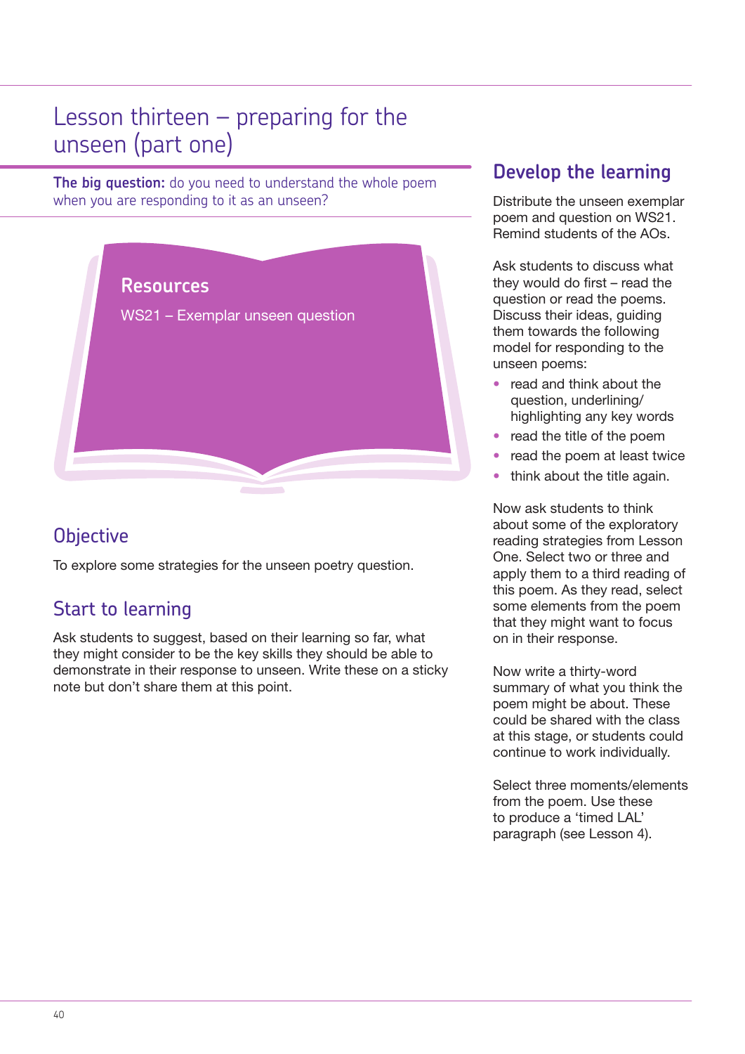# Lesson thirteen – preparing for the unseen (part one)

**The big question:** do you need to understand the whole poem when you are responding to it as an unseen?

## Resources

WS21 – Exemplar unseen question

## Objective

To explore some strategies for the unseen poetry question.

## Start to learning

Ask students to suggest, based on their learning so far, what they might consider to be the key skills they should be able to demonstrate in their response to unseen. Write these on a sticky note but don't share them at this point.

## Develop the learning

Distribute the unseen exemplar poem and question on WS21. Remind students of the AOs.

Ask students to discuss what they would do first – read the question or read the poems. Discuss their ideas, guiding them towards the following model for responding to the unseen poems:

- read and think about the question, underlining/highlighting any key words
- read the title of the poem
- read the poem at least twice
- think about the title again.

Now ask students to think about some of the exploratory reading strategies from Lesson One. Select two or three and apply them to a third reading of this poem. As they read, select some elements from the poem that they might want to focus on in their response.

Now write a thirty-word summary of what you think the poem might be about. These could be shared with the class at this stage, or students could continue to work individually.

Select three moments/elements from the poem. Use these to produce a 'timed LAL' paragraph (see Lesson 4).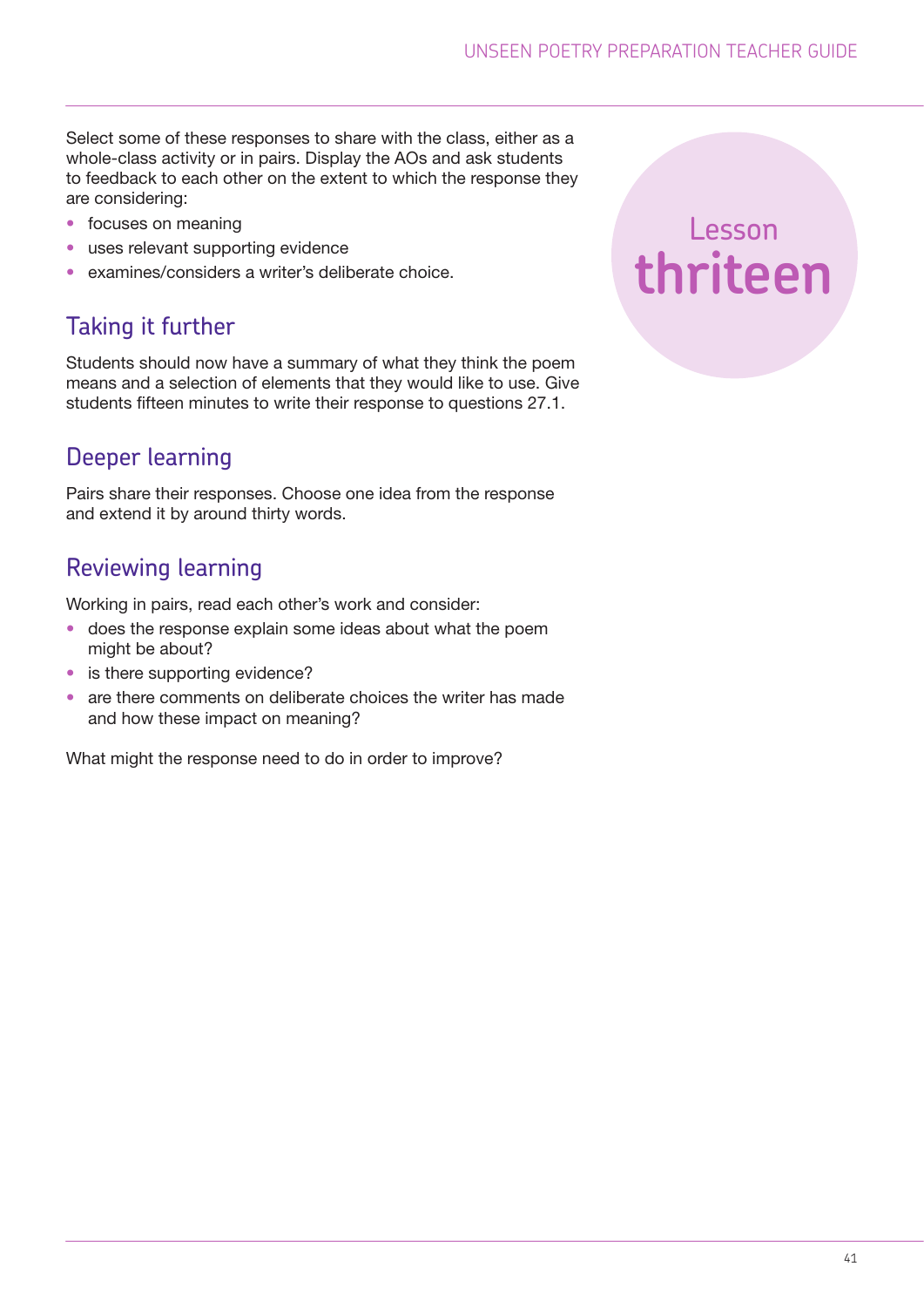Select some of these responses to share with the class, either as a whole-class activity or in pairs. Display the AOs and ask students to feedback to each other on the extent to which the response they are considering:

- focuses on meaning
- uses relevant supporting evidence
- examines/considers a writer's deliberate choice.

# Lesson thriteen

## Taking it further

Students should now have a summary of what they think the poem means and a selection of elements that they would like to use. Give students fifteen minutes to write their response to questions 27.1.

## Deeper learning

Pairs share their responses. Choose one idea from the response and extend it by around thirty words.

## Reviewing learning

Working in pairs, read each other's work and consider:

- does the response explain some ideas about what the poem might be about?
- is there supporting evidence?
- are there comments on deliberate choices the writer has made and how these impact on meaning?

What might the response need to do in order to improve?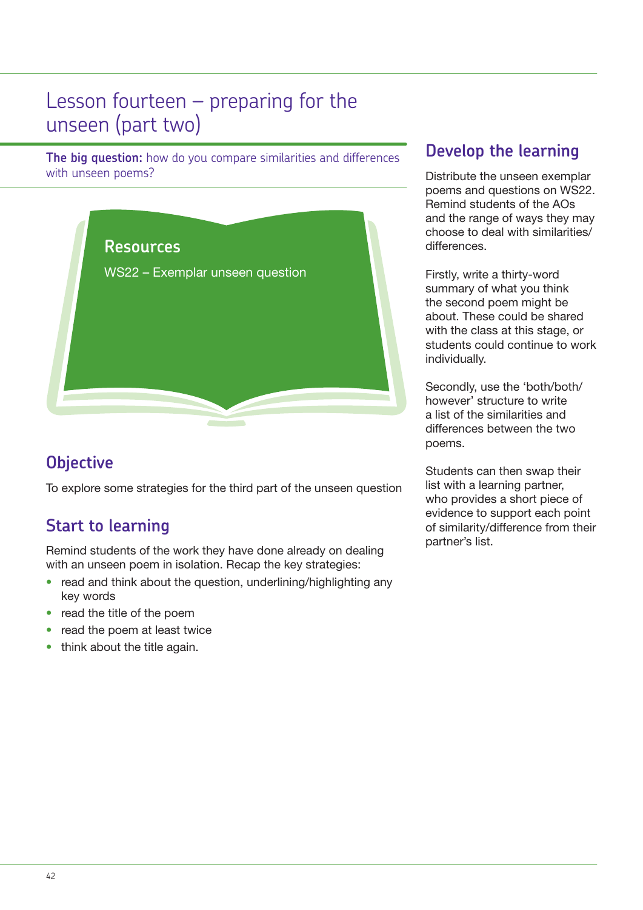# Lesson fourteen – preparing for the unseen (part two)

**The big question:** how do you compare similarities and differences with unseen poems?

## Resources

WS22 – Exemplar unseen question

## Objective

To explore some strategies for the third part of the unseen question

## Start to learning

Remind students of the work they have done already on dealing with an unseen poem in isolation. Recap the key strategies:

- read and think about the question, underlining/highlighting any key words
- read the title of the poem
- read the poem at least twice
- think about the title again.

## Develop the learning

Distribute the unseen exemplar poems and questions on WS22. Remind students of the AOs and the range of ways they may choose to deal with similarities/ differences.

Firstly, write a thirty-word summary of what you think the second poem might be about. These could be shared with the class at this stage, or students could continue to work individually.

Secondly, use the 'both/both/ however' structure to write a list of the similarities and differences between the two poems.

Students can then swap their list with a learning partner, who provides a short piece of evidence to support each point of similarity/difference from their partner's list.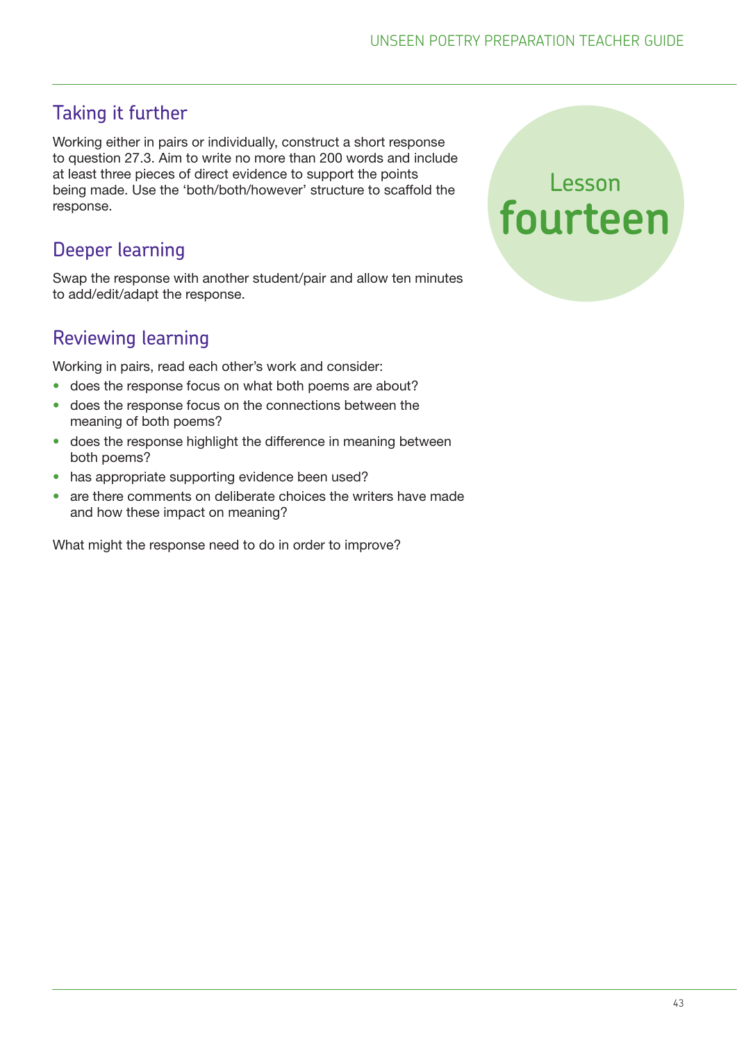Lesson **fourteen**

## Taking it further

Working either in pairs or individually, construct a short response to question 27.3. Aim to write no more than 200 words and include at least three pieces of direct evidence to support the points being made. Use the 'both/both/however' structure to scaffold the response.

## Deeper learning

Swap the response with another student/pair and allow ten minutes to add/edit/adapt the response.

## Reviewing learning

Working in pairs, read each other's work and consider:

- does the response focus on what both poems are about?
- does the response focus on the connections between the meaning of both poems?
- does the response highlight the difference in meaning between both poems?
- has appropriate supporting evidence been used?
- are there comments on deliberate choices the writers have made and how these impact on meaning?

What might the response need to do in order to improve?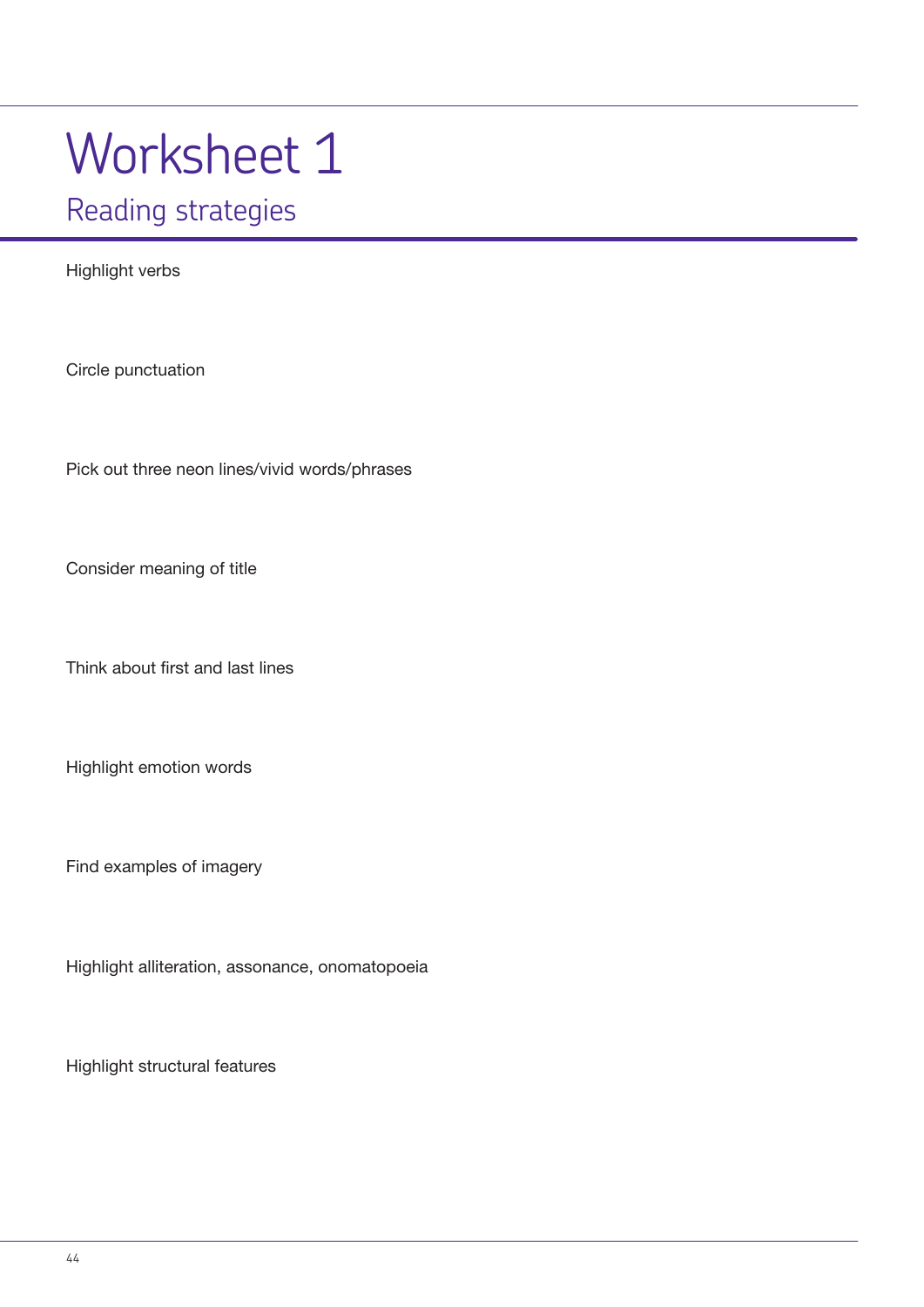# Worksheet 1

## Reading strategies

Highlight verbs

Circle punctuation

Pick out three neon lines/vivid words/phrases

Consider meaning of title

Think about first and last lines

Highlight emotion words

Find examples of imagery

Highlight alliteration, assonance, onomatopoeia

Highlight structural features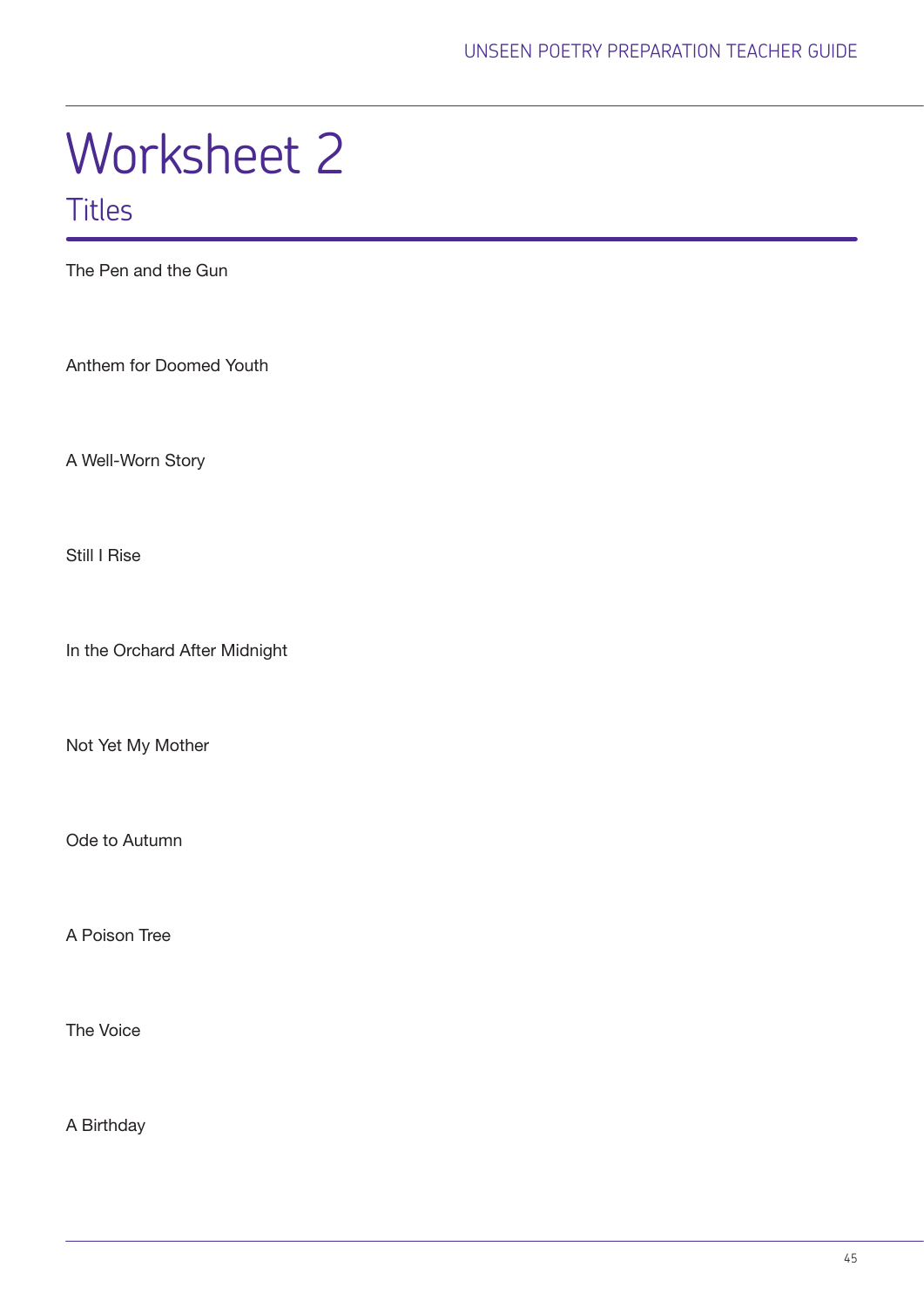# Worksheet 2

## Titles

The Pen and the Gun

Anthem for Doomed Youth

A Well-Worn Story

Still I Rise

In the Orchard After Midnight

Not Yet My Mother

Ode to Autumn

A Poison Tree

The Voice

A Birthday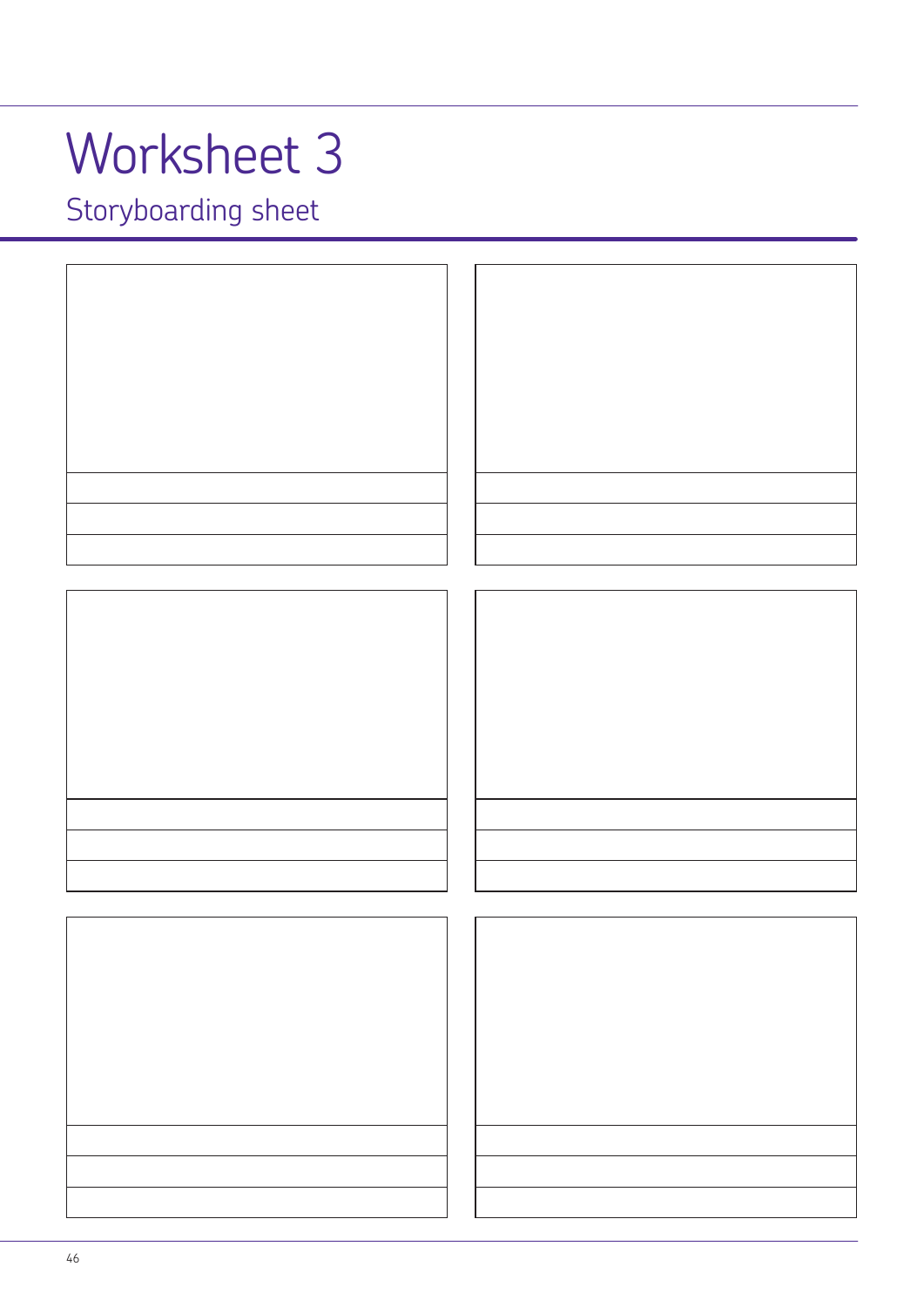# Worksheet 3

## Storyboarding sheet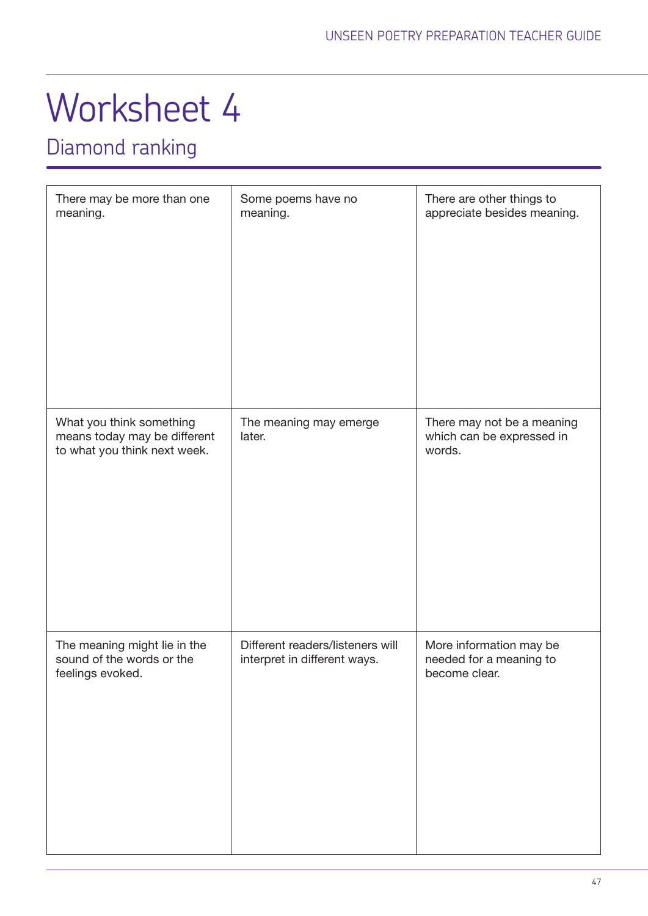# Worksheet 4

## Diamond ranking

| | | |
|---|---|---|
| There may be more than one meaning. | Some poems have no meaning. | There are other things to appreciate besides meaning. |
| What you think something means today may be different to what you think next week. | The meaning may emerge later. | There may not be a meaning which can be expressed in words. |
| The meaning might lie in the sound of the words or the feelings evoked. | Different readers/listeners will interpret in different ways. | More information may be needed for a meaning to become clear. |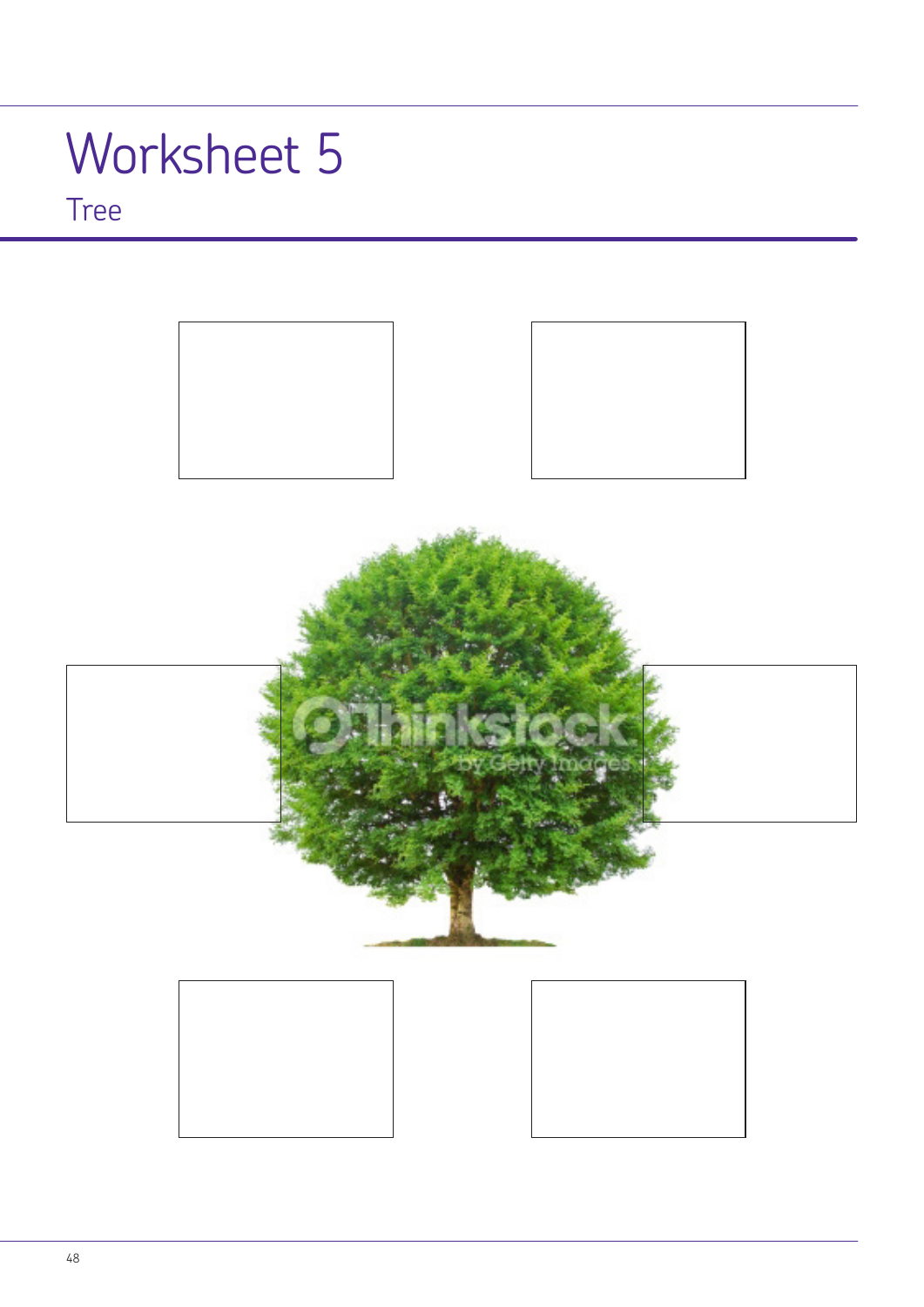# Worksheet 5

## Tree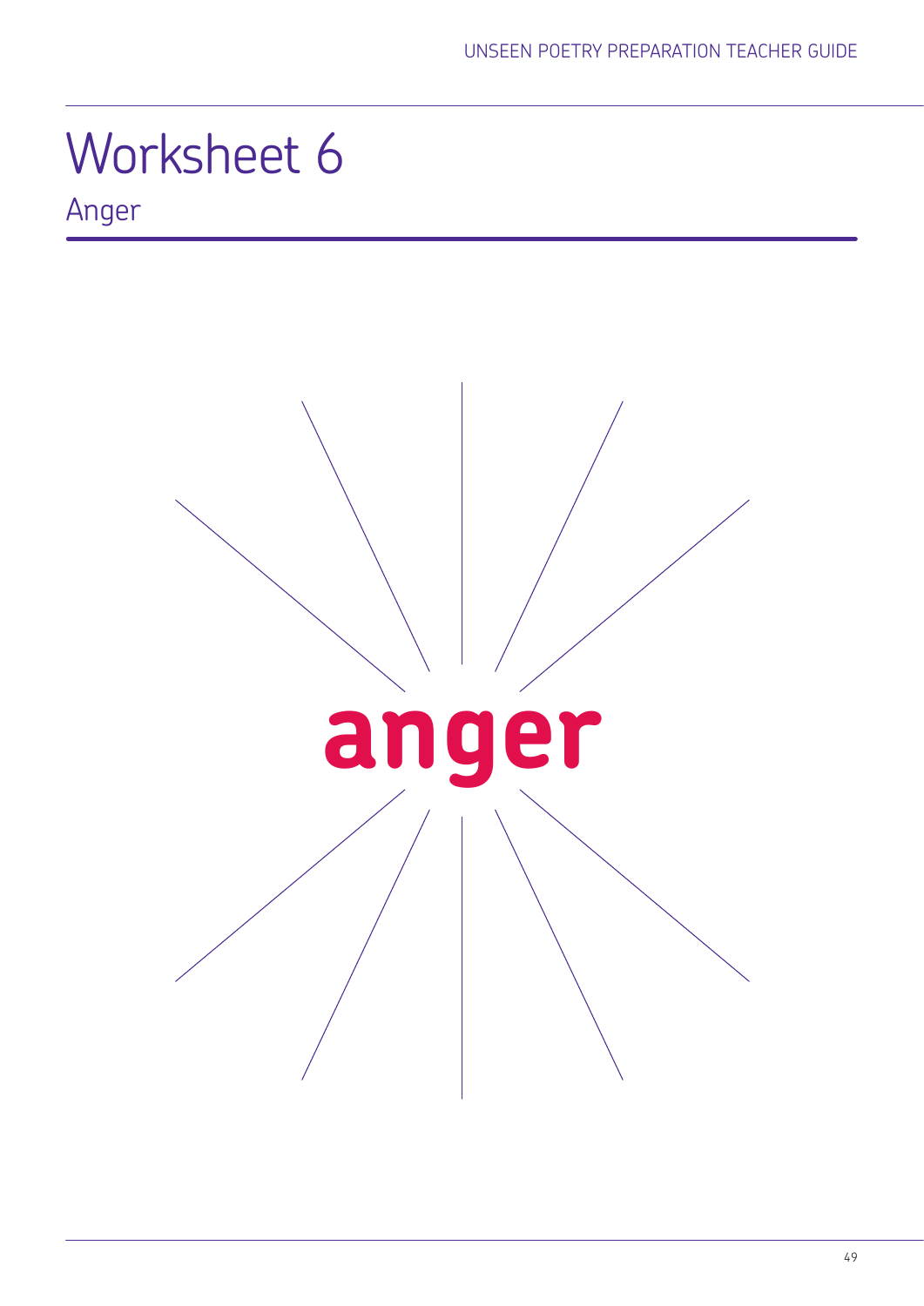# Worksheet 6

## Anger

anger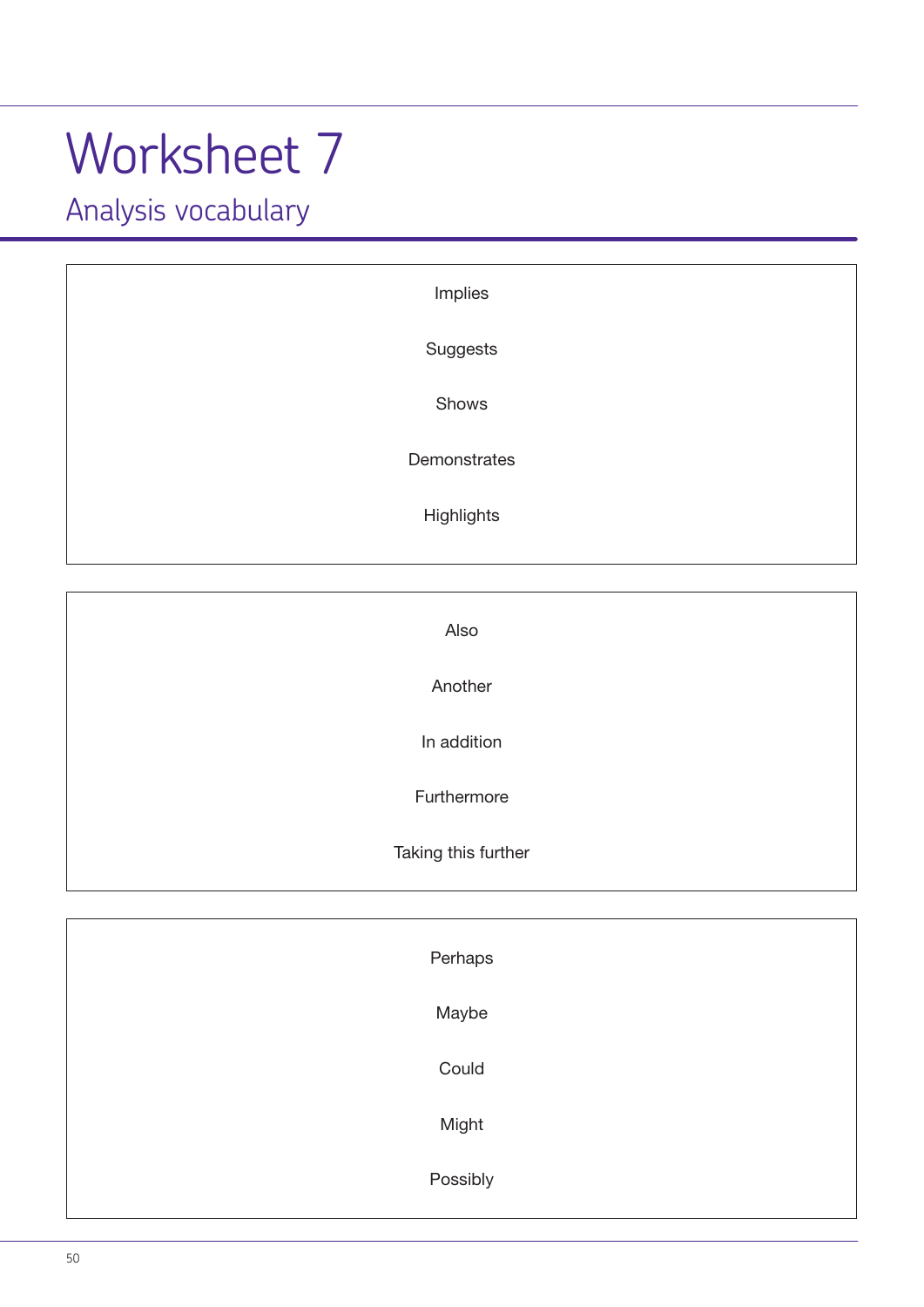# Worksheet 7

## Analysis vocabulary

Implies

Suggests

Shows

Demonstrates

Highlights

---

Also

Another

In addition

Furthermore

Taking this further

---

Perhaps

Maybe

Could

Might

Possibly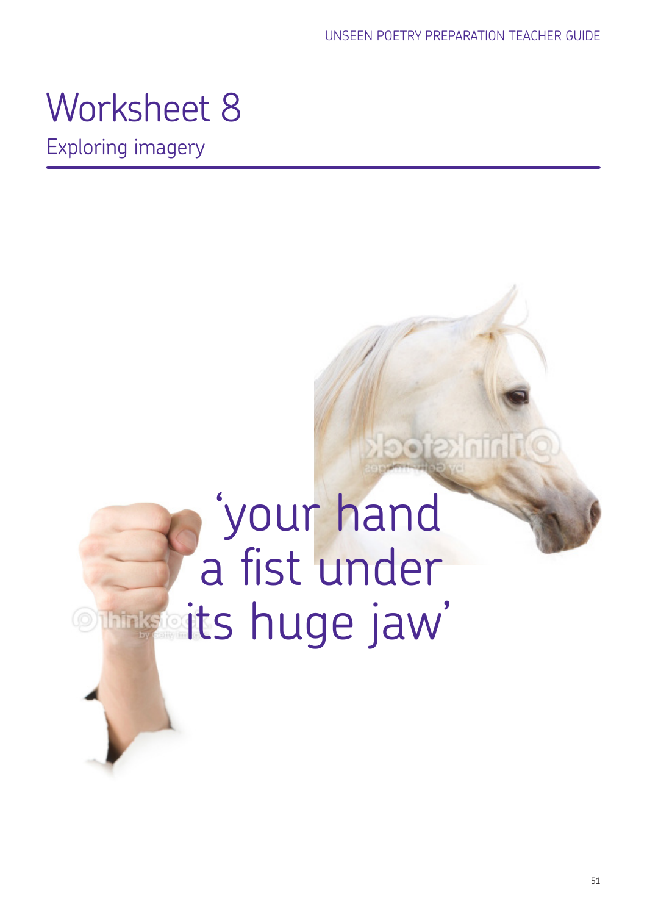# Worksheet 8

## Exploring imagery

'your hand
a fist under
its huge jaw'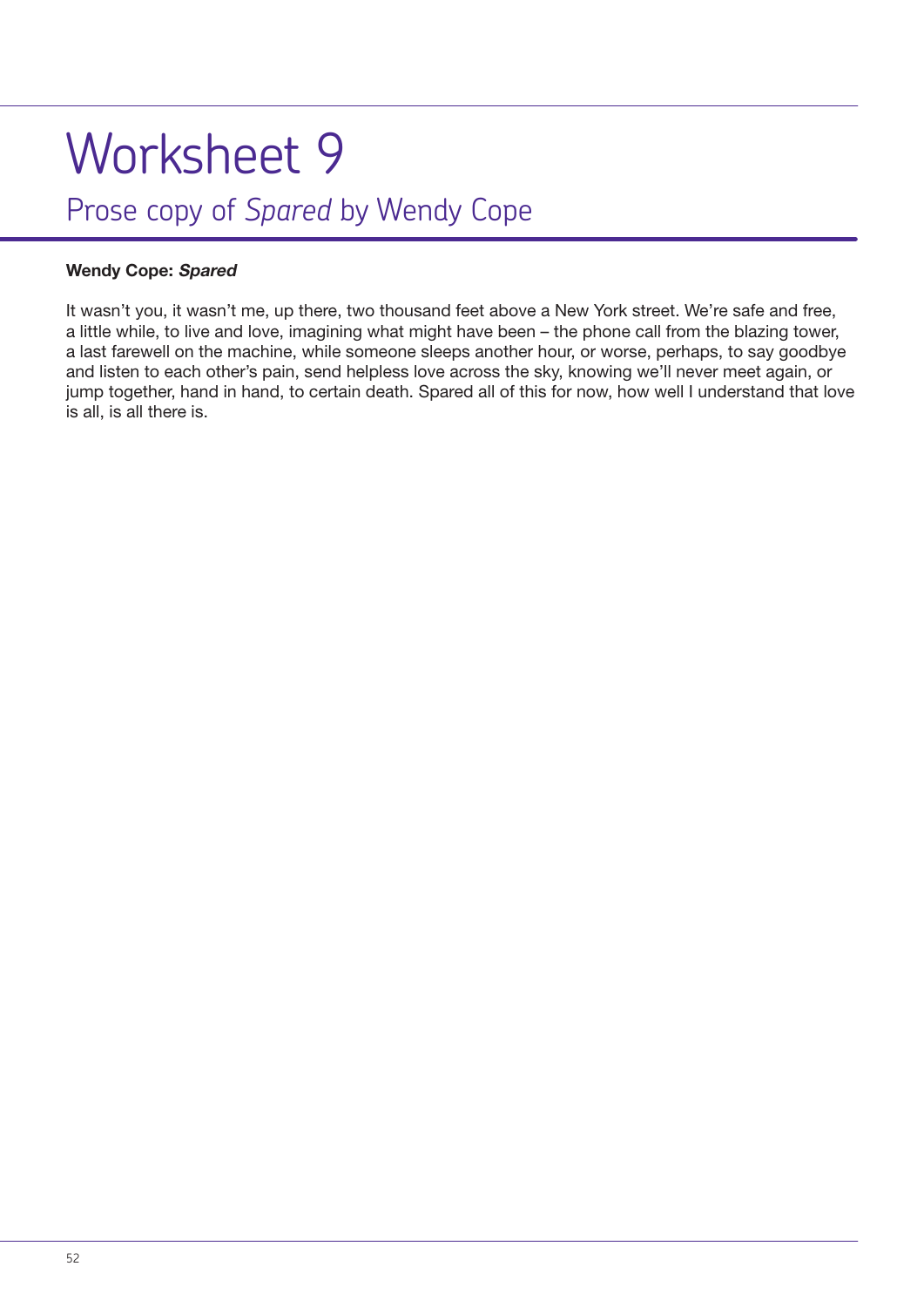# Worksheet 9

## Prose copy of *Spared* by Wendy Cope

**Wendy Cope: *Spared***

It wasn't you, it wasn't me, up there, two thousand feet above a New York street. We're safe and free, a little while, to live and love, imagining what might have been – the phone call from the blazing tower, a last farewell on the machine, while someone sleeps another hour, or worse, perhaps, to say goodbye and listen to each other's pain, send helpless love across the sky, knowing we'll never meet again, or jump together, hand in hand, to certain death. Spared all of this for now, how well I understand that love is all, is all there is.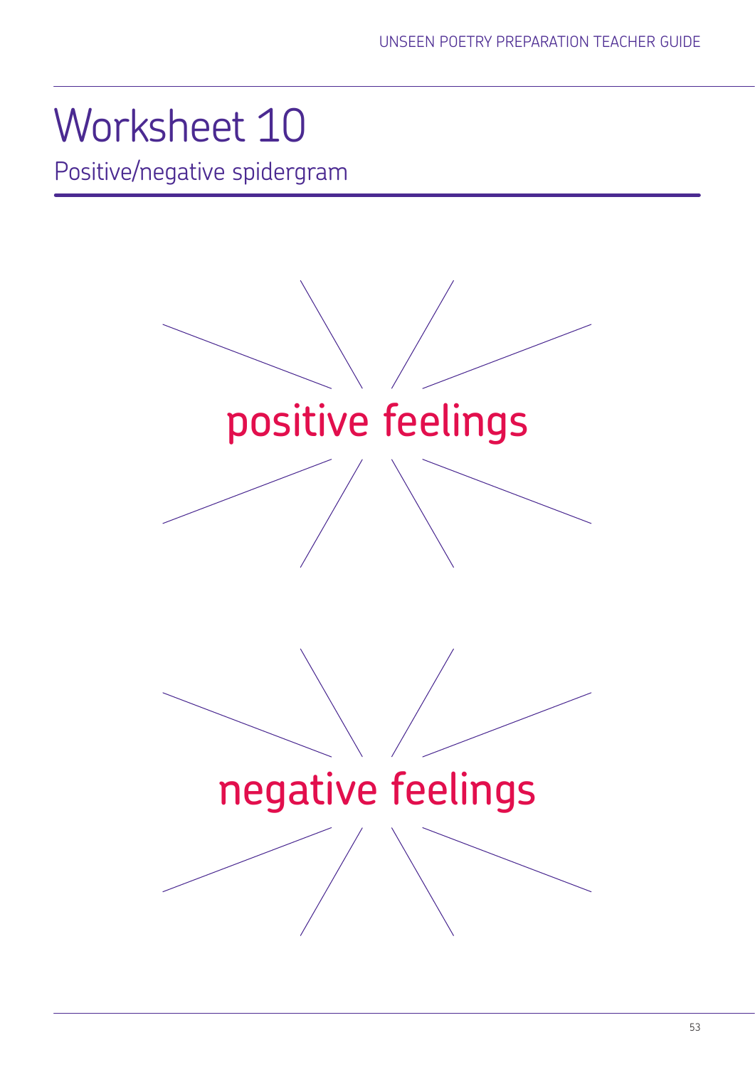# Worksheet 10

## Positive/negative spidergram

positive feelings

negative feelings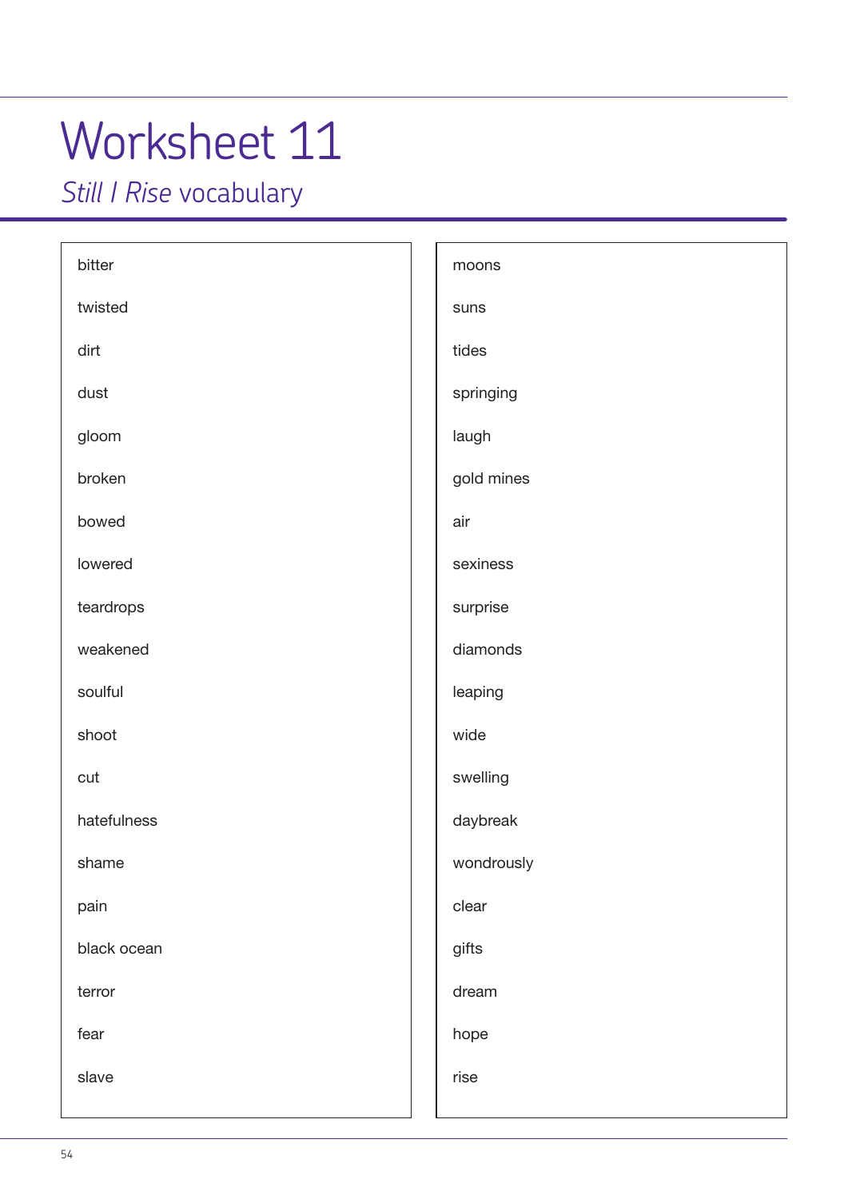# Worksheet 11

## *Still I Rise* vocabulary

bitter

twisted

dirt

dust

gloom

broken

bowed

lowered

teardrops

weakened

soulful

shoot

cut

hatefulness

shame

pain

black ocean

terror

fear

slave

moons

suns

tides

springing

laugh

gold mines

air

sexiness

surprise

diamonds

leaping

wide

swelling

daybreak

wondrously

clear

gifts

dream

hope

rise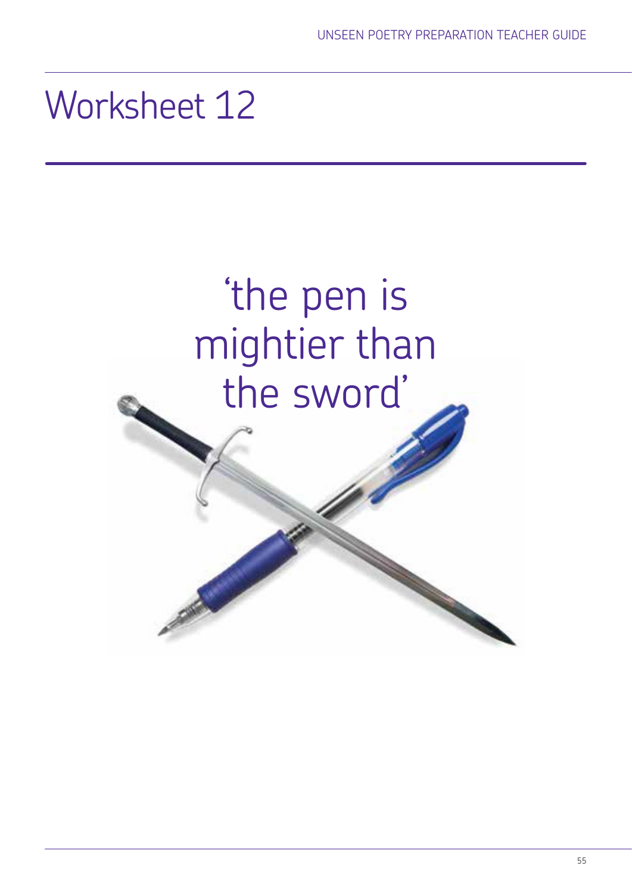# Worksheet 12

'the pen is mightier than the sword'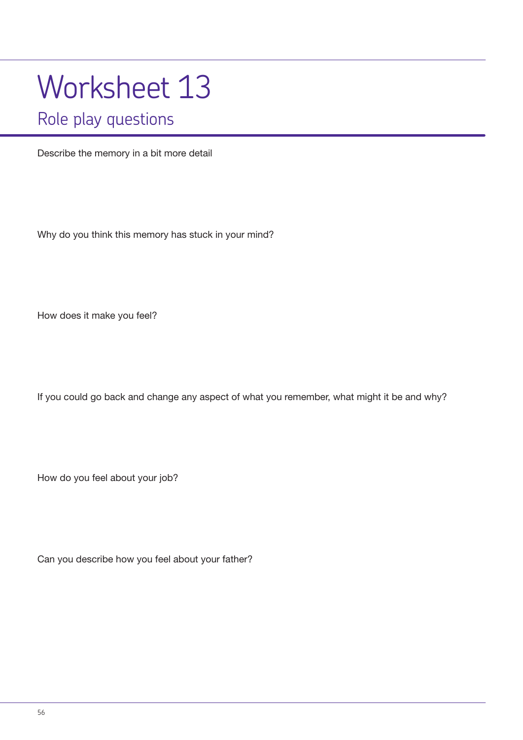# Worksheet 13

## Role play questions

Describe the memory in a bit more detail

Why do you think this memory has stuck in your mind?

How does it make you feel?

If you could go back and change any aspect of what you remember, what might it be and why?

How do you feel about your job?

Can you describe how you feel about your father?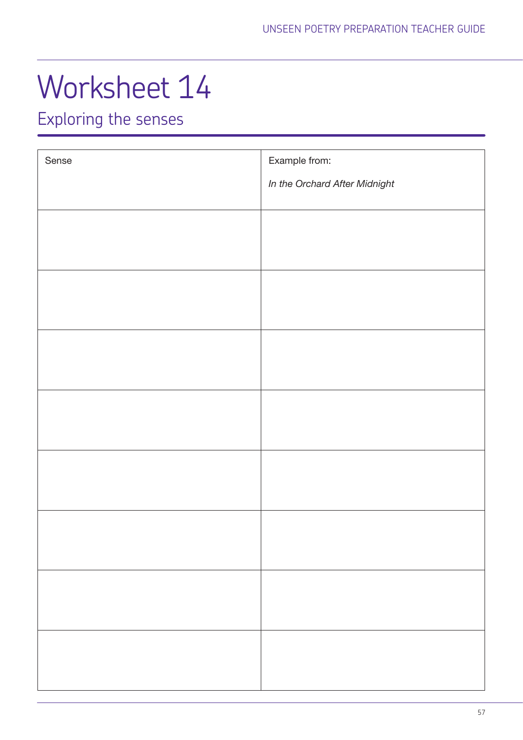# Worksheet 14

## Exploring the senses

| Sense | Example from:<br><br>*In the Orchard After Midnight* |
|---|---|
| | |
| | |
| | |
| | |
| | |
| | |
| | |
| | |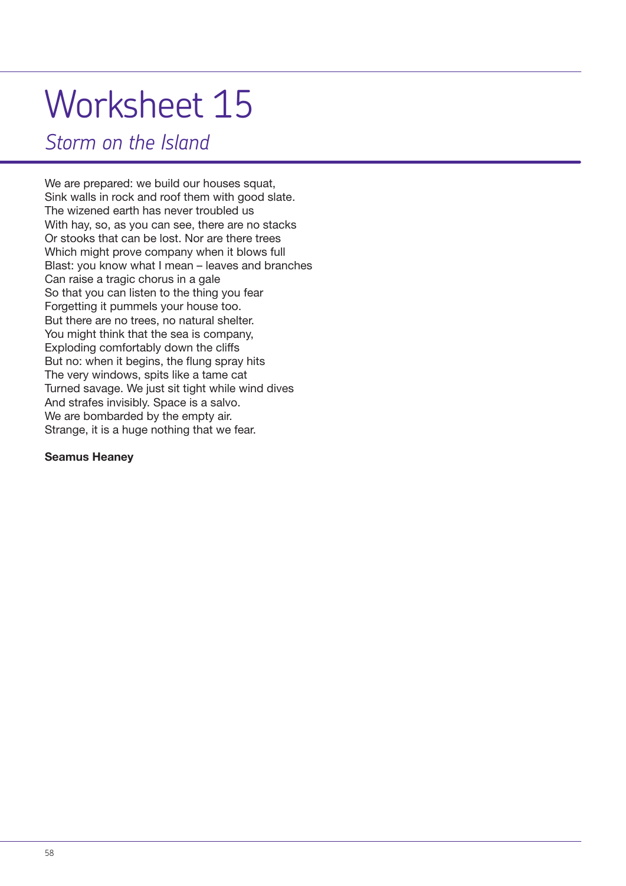# Worksheet 15

## *Storm on the Island*

We are prepared: we build our houses squat,
Sink walls in rock and roof them with good slate.
The wizened earth has never troubled us
With hay, so, as you can see, there are no stacks
Or stooks that can be lost. Nor are there trees
Which might prove company when it blows full
Blast: you know what I mean – leaves and branches
Can raise a tragic chorus in a gale
So that you can listen to the thing you fear
Forgetting it pummels your house too.
But there are no trees, no natural shelter.
You might think that the sea is company,
Exploding comfortably down the cliffs
But no: when it begins, the flung spray hits
The very windows, spits like a tame cat
Turned savage. We just sit tight while wind dives
And strafes invisibly. Space is a salvo.
We are bombarded by the empty air.
Strange, it is a huge nothing that we fear.

**Seamus Heaney**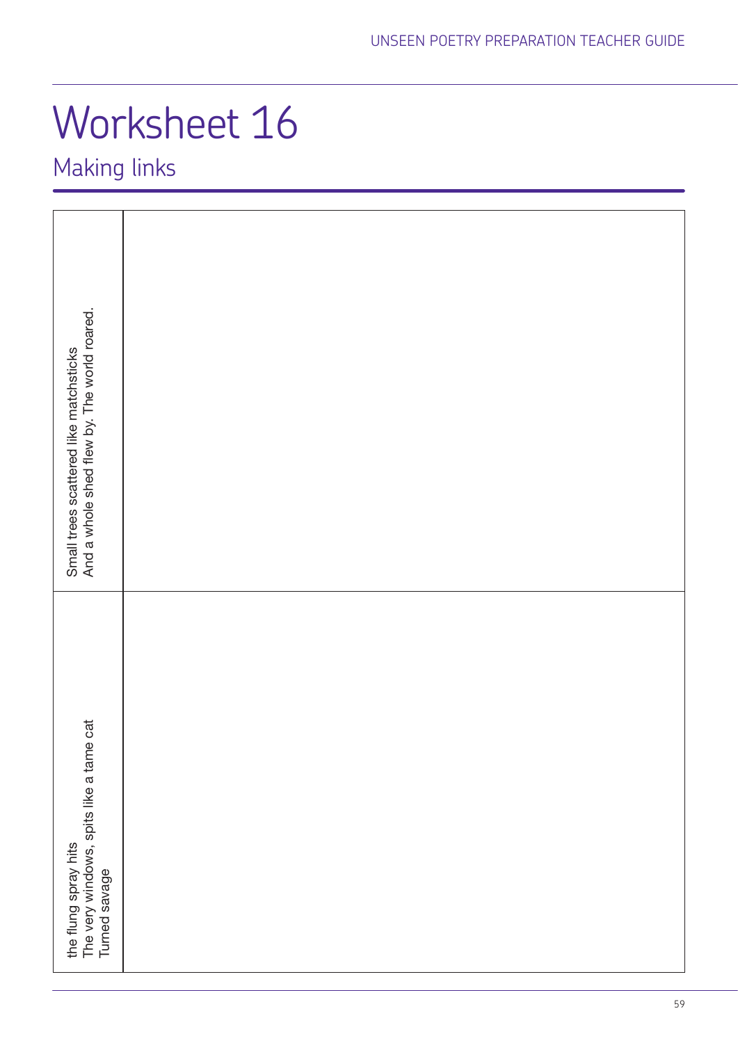# Worksheet 16

## Making links

| | |
|---|---|
| Small trees scattered like matchsticks<br>And a whole shed flew by. The world roared. | |
| the flung spray hits<br>The very windows, spits like a tame cat<br>Turned savage | |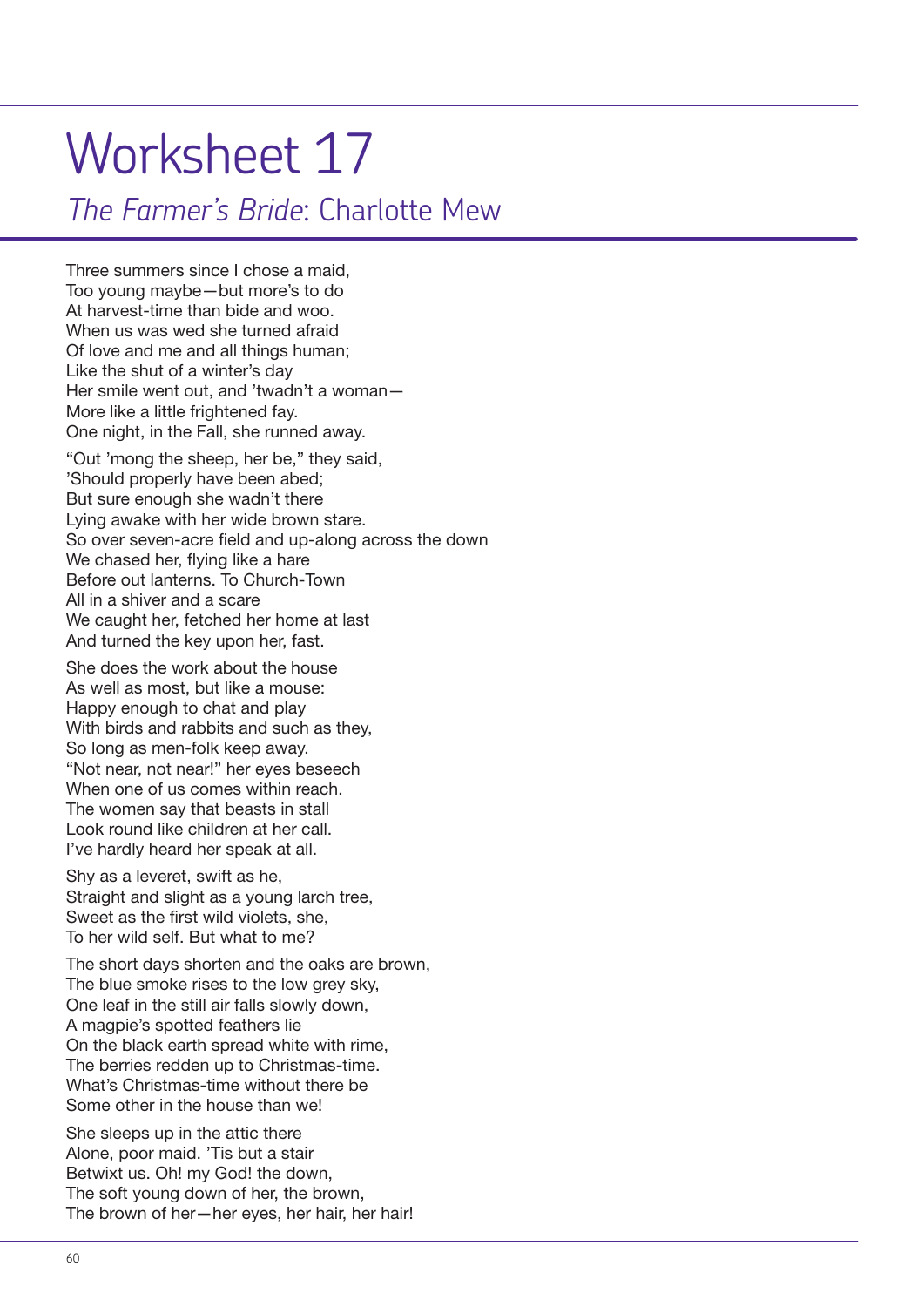# Worksheet 17

## *The Farmer's Bride*: Charlotte Mew

Three summers since I chose a maid,  
Too young maybe—but more's to do  
At harvest-time than bide and woo.  
When us was wed she turned afraid  
Of love and me and all things human;  
Like the shut of a winter's day  
Her smile went out, and 'twadn't a woman—  
More like a little frightened fay.  
One night, in the Fall, she runned away.

"Out 'mong the sheep, her be," they said,  
'Should properly have been abed;  
But sure enough she wadn't there  
Lying awake with her wide brown stare.  
So over seven-acre field and up-along across the down  
We chased her, flying like a hare  
Before out lanterns. To Church-Town  
All in a shiver and a scare  
We caught her, fetched her home at last  
And turned the key upon her, fast.

She does the work about the house  
As well as most, but like a mouse:  
Happy enough to chat and play  
With birds and rabbits and such as they,  
So long as men-folk keep away.  
"Not near, not near!" her eyes beseech  
When one of us comes within reach.  
The women say that beasts in stall  
Look round like children at her call.  
I've hardly heard her speak at all.

Shy as a leveret, swift as he,  
Straight and slight as a young larch tree,  
Sweet as the first wild violets, she,  
To her wild self. But what to me?

The short days shorten and the oaks are brown,  
The blue smoke rises to the low grey sky,  
One leaf in the still air falls slowly down,  
A magpie's spotted feathers lie  
On the black earth spread white with rime,  
The berries redden up to Christmas-time.  
What's Christmas-time without there be  
Some other in the house than we!

She sleeps up in the attic there  
Alone, poor maid. 'Tis but a stair  
Betwixt us. Oh! my God! the down,  
The soft young down of her, the brown,  
The brown of her—her eyes, her hair, her hair!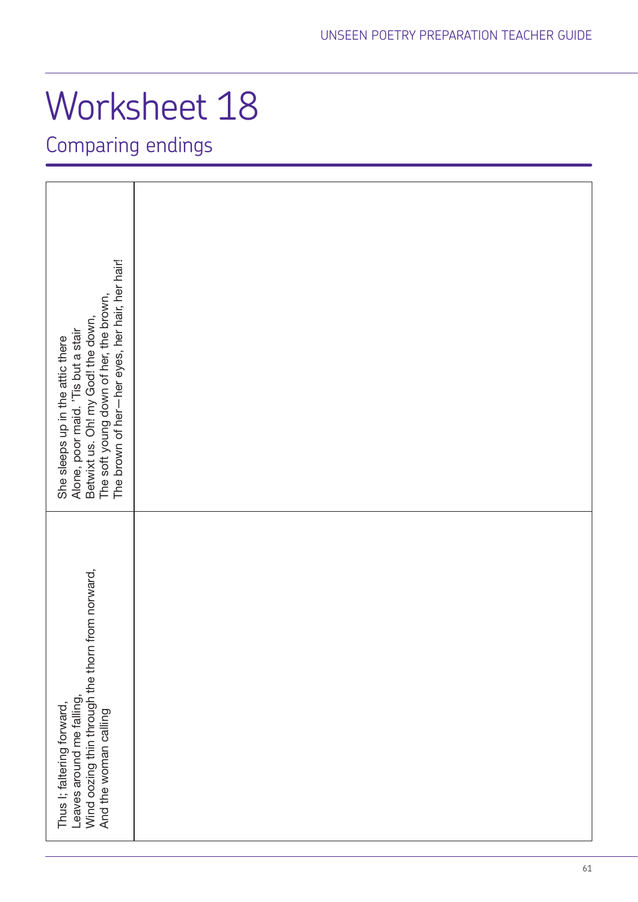# Worksheet 18

## Comparing endings

| | |
|---|---|
| She sleeps up in the attic there<br>Alone, poor maid. 'Tis but a stair<br>Betwixt us. Oh! my God! the down,<br>The soft young down of her, the brown,<br>The brown of her—her eyes, her hair, her hair! | |
| Thus I; faltering forward,<br>Leaves around me falling,<br>Wind oozing thin through the thorn from norward,<br>And the woman calling | |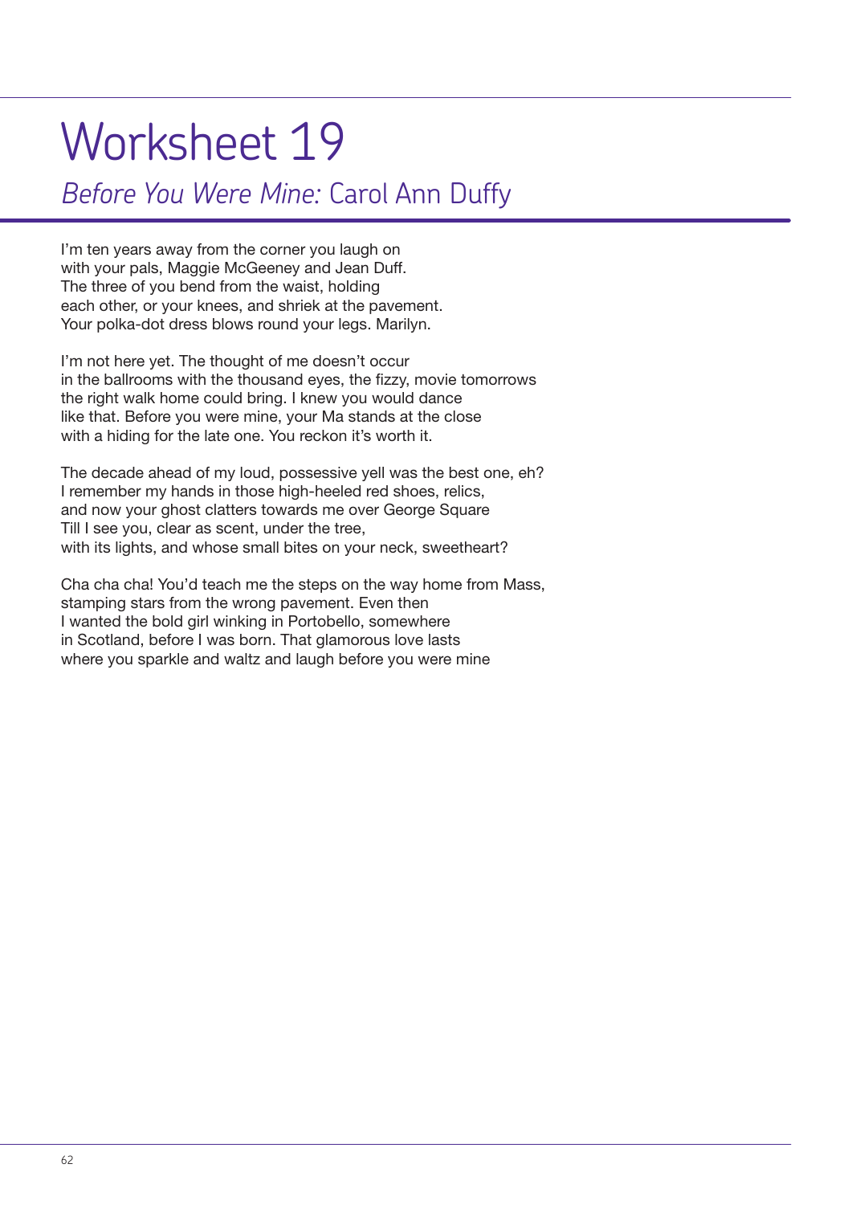# Worksheet 19

## *Before You Were Mine:* Carol Ann Duffy

I'm ten years away from the corner you laugh on  
with your pals, Maggie McGeeney and Jean Duff.  
The three of you bend from the waist, holding  
each other, or your knees, and shriek at the pavement.  
Your polka-dot dress blows round your legs. Marilyn.

I'm not here yet. The thought of me doesn't occur  
in the ballrooms with the thousand eyes, the fizzy, movie tomorrows  
the right walk home could bring. I knew you would dance  
like that. Before you were mine, your Ma stands at the close  
with a hiding for the late one. You reckon it's worth it.

The decade ahead of my loud, possessive yell was the best one, eh?  
I remember my hands in those high-heeled red shoes, relics,  
and now your ghost clatters towards me over George Square  
Till I see you, clear as scent, under the tree,  
with its lights, and whose small bites on your neck, sweetheart?

Cha cha cha! You'd teach me the steps on the way home from Mass,  
stamping stars from the wrong pavement. Even then  
I wanted the bold girl winking in Portobello, somewhere  
in Scotland, before I was born. That glamorous love lasts  
where you sparkle and waltz and laugh before you were mine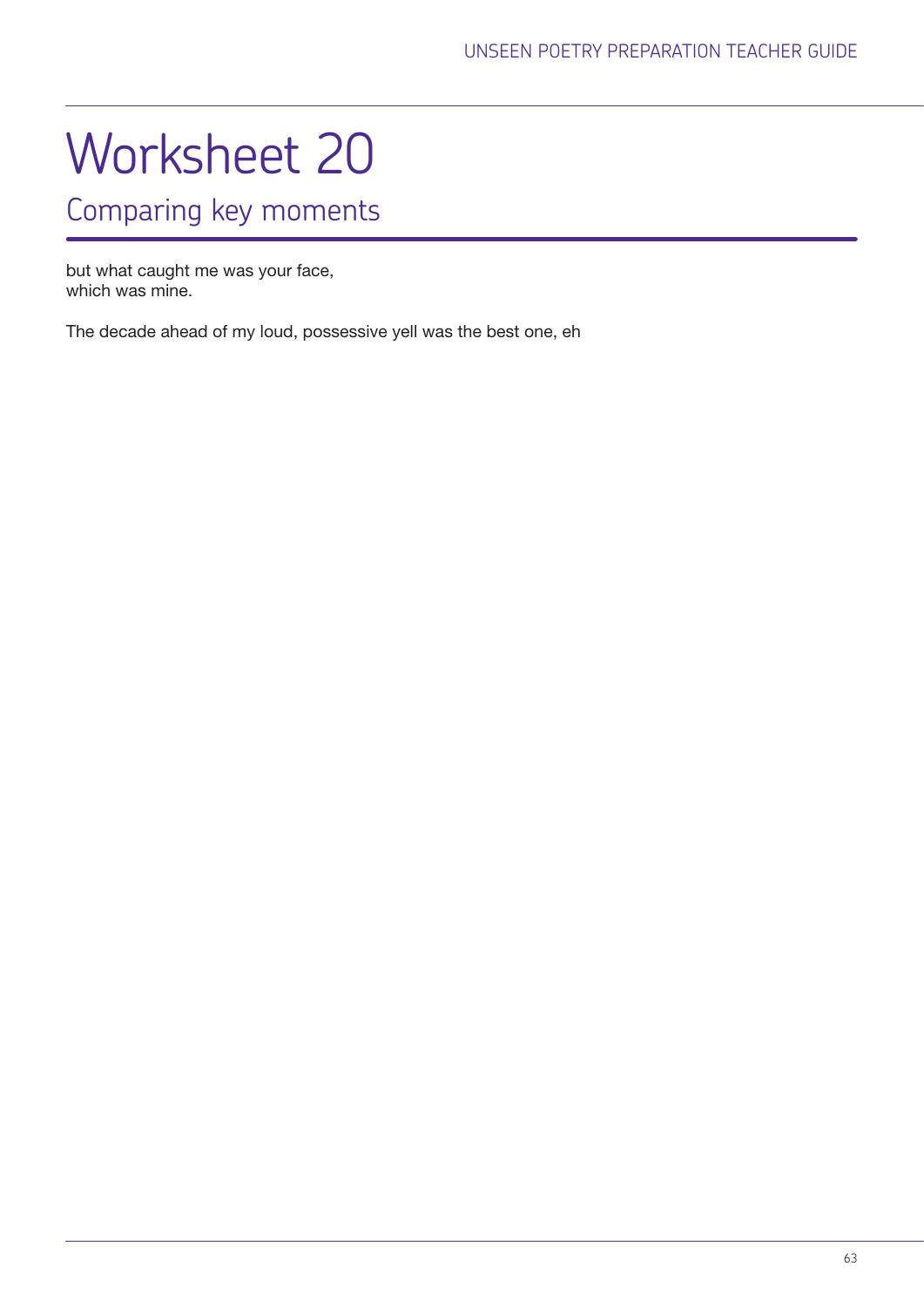# Worksheet 20

## Comparing key moments

but what caught me was your face,
which was mine.

The decade ahead of my loud, possessive yell was the best one, eh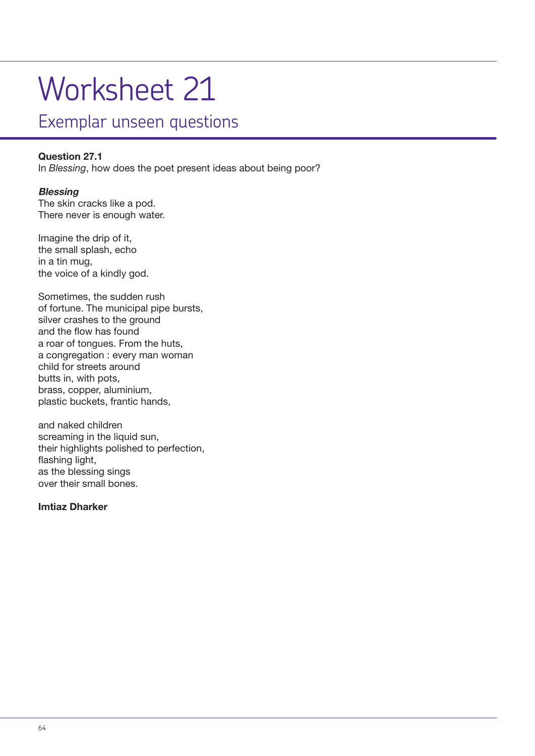# Worksheet 21

## Exemplar unseen questions

**Question 27.1**
In *Blessing*, how does the poet present ideas about being poor?

***Blessing***
The skin cracks like a pod.
There never is enough water.

Imagine the drip of it,
the small splash, echo
in a tin mug,
the voice of a kindly god.

Sometimes, the sudden rush
of fortune. The municipal pipe bursts,
silver crashes to the ground
and the flow has found
a roar of tongues. From the huts,
a congregation : every man woman
child for streets around
butts in, with pots,
brass, copper, aluminium,
plastic buckets, frantic hands,

and naked children
screaming in the liquid sun,
their highlights polished to perfection,
flashing light,
as the blessing sings
over their small bones.

**Imtiaz Dharker**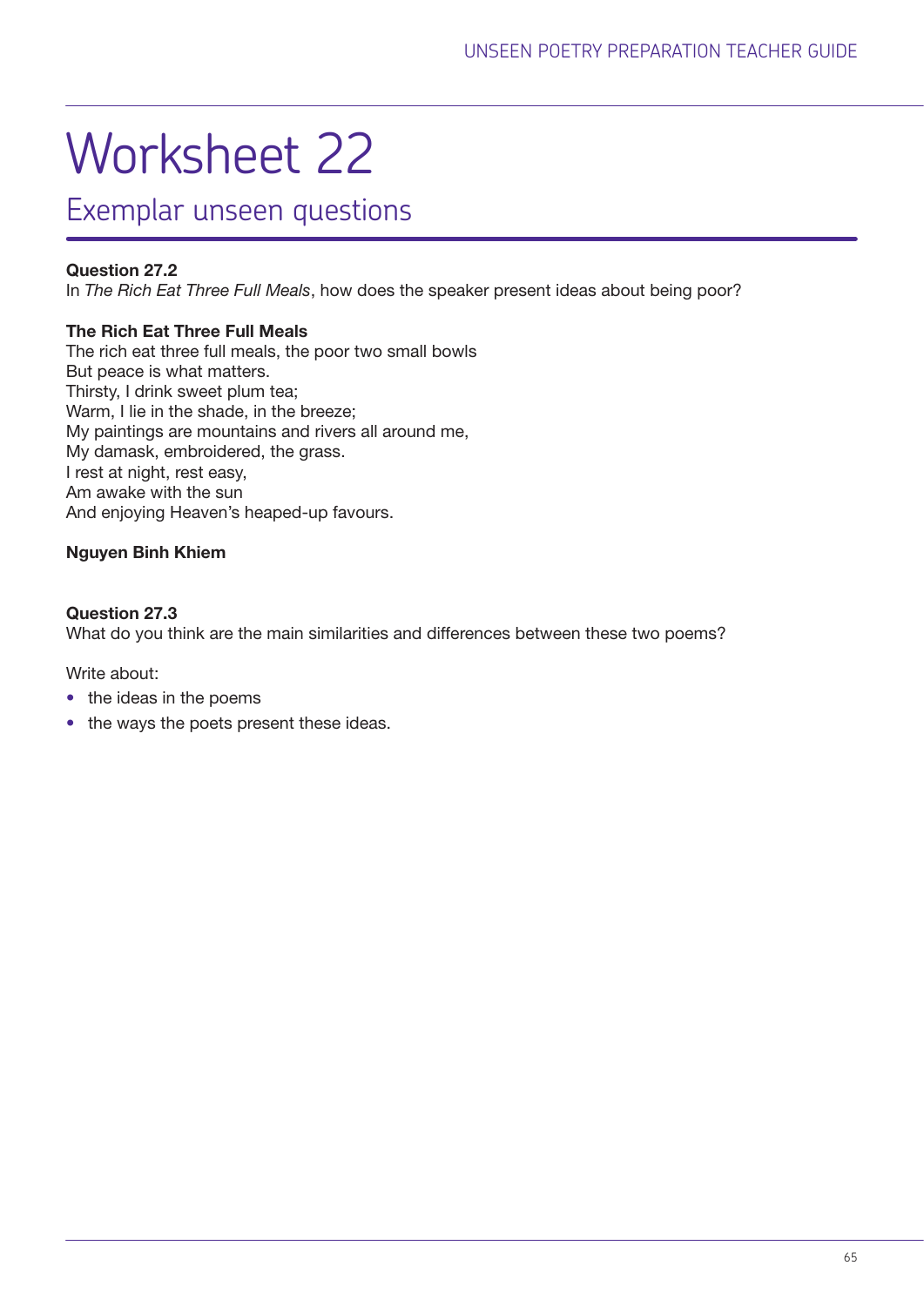# Worksheet 22

## Exemplar unseen questions

**Question 27.2**
In *The Rich Eat Three Full Meals*, how does the speaker present ideas about being poor?

**The Rich Eat Three Full Meals**
The rich eat three full meals, the poor two small bowls
But peace is what matters.
Thirsty, I drink sweet plum tea;
Warm, I lie in the shade, in the breeze;
My paintings are mountains and rivers all around me,
My damask, embroidered, the grass.
I rest at night, rest easy,
Am awake with the sun
And enjoying Heaven's heaped-up favours.

**Nguyen Binh Khiem**

**Question 27.3**
What do you think are the main similarities and differences between these two poems?

Write about:

- the ideas in the poems
- the ways the poets present these ideas.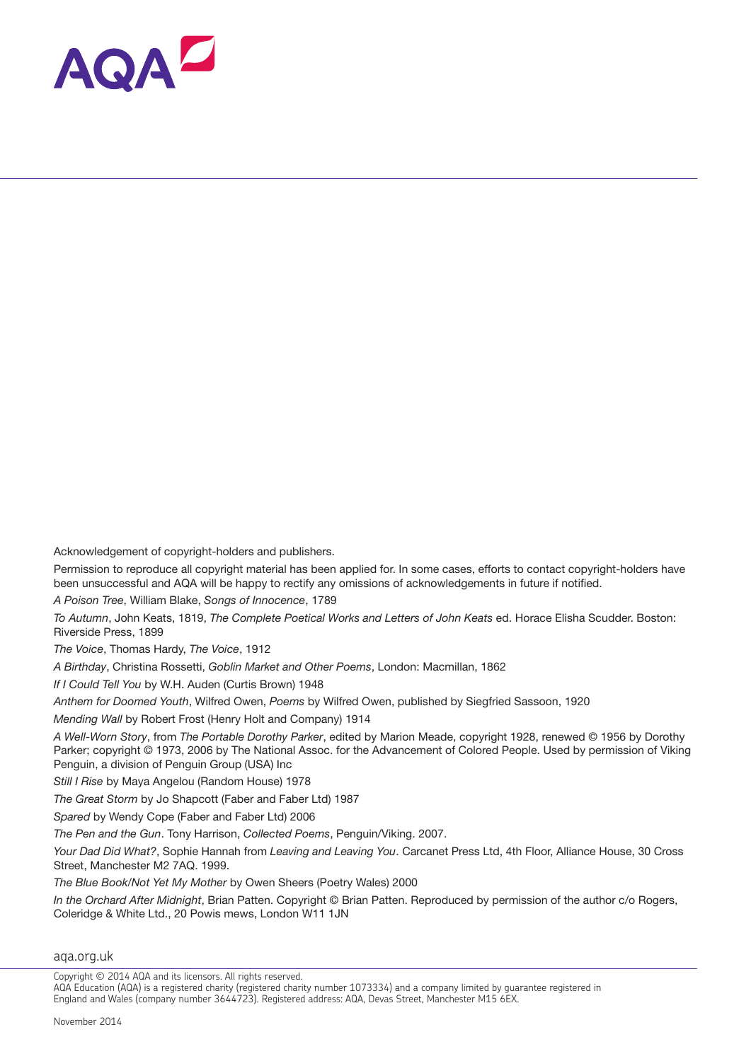AQA

Acknowledgement of copyright-holders and publishers.

Permission to reproduce all copyright material has been applied for. In some cases, efforts to contact copyright-holders have been unsuccessful and AQA will be happy to rectify any omissions of acknowledgements in future if notified.

*A Poison Tree*, William Blake, *Songs of Innocence*, 1789

*To Autumn*, John Keats, 1819, *The Complete Poetical Works and Letters of John Keats* ed. Horace Elisha Scudder. Boston: Riverside Press, 1899

*The Voice*, Thomas Hardy, *The Voice*, 1912

*A Birthday*, Christina Rossetti, *Goblin Market and Other Poems*, London: Macmillan, 1862

*If I Could Tell You* by W.H. Auden (Curtis Brown) 1948

*Anthem for Doomed Youth*, Wilfred Owen, *Poems* by Wilfred Owen, published by Siegfried Sassoon, 1920

*Mending Wall* by Robert Frost (Henry Holt and Company) 1914

*A Well-Worn Story*, from *The Portable Dorothy Parker*, edited by Marion Meade, copyright 1928, renewed © 1956 by Dorothy Parker; copyright © 1973, 2006 by The National Assoc. for the Advancement of Colored People. Used by permission of Viking Penguin, a division of Penguin Group (USA) Inc

*Still I Rise* by Maya Angelou (Random House) 1978

*The Great Storm* by Jo Shapcott (Faber and Faber Ltd) 1987

*Spared* by Wendy Cope (Faber and Faber Ltd) 2006

*The Pen and the Gun*. Tony Harrison, *Collected Poems*, Penguin/Viking. 2007.

*Your Dad Did What?*, Sophie Hannah from *Leaving and Leaving You*. Carcanet Press Ltd, 4th Floor, Alliance House, 30 Cross Street, Manchester M2 7AQ. 1999.

*The Blue Book/Not Yet My Mother* by Owen Sheers (Poetry Wales) 2000

*In the Orchard After Midnight*, Brian Patten. Copyright © Brian Patten. Reproduced by permission of the author c/o Rogers, Coleridge & White Ltd., 20 Powis mews, London W11 1JN

aqa.org.uk

Copyright © 2014 AQA and its licensors. All rights reserved.
AQA Education (AQA) is a registered charity (registered charity number 1073334) and a company limited by guarantee registered in England and Wales (company number 3644723). Registered address: AQA, Devas Street, Manchester M15 6EX.

November 2014